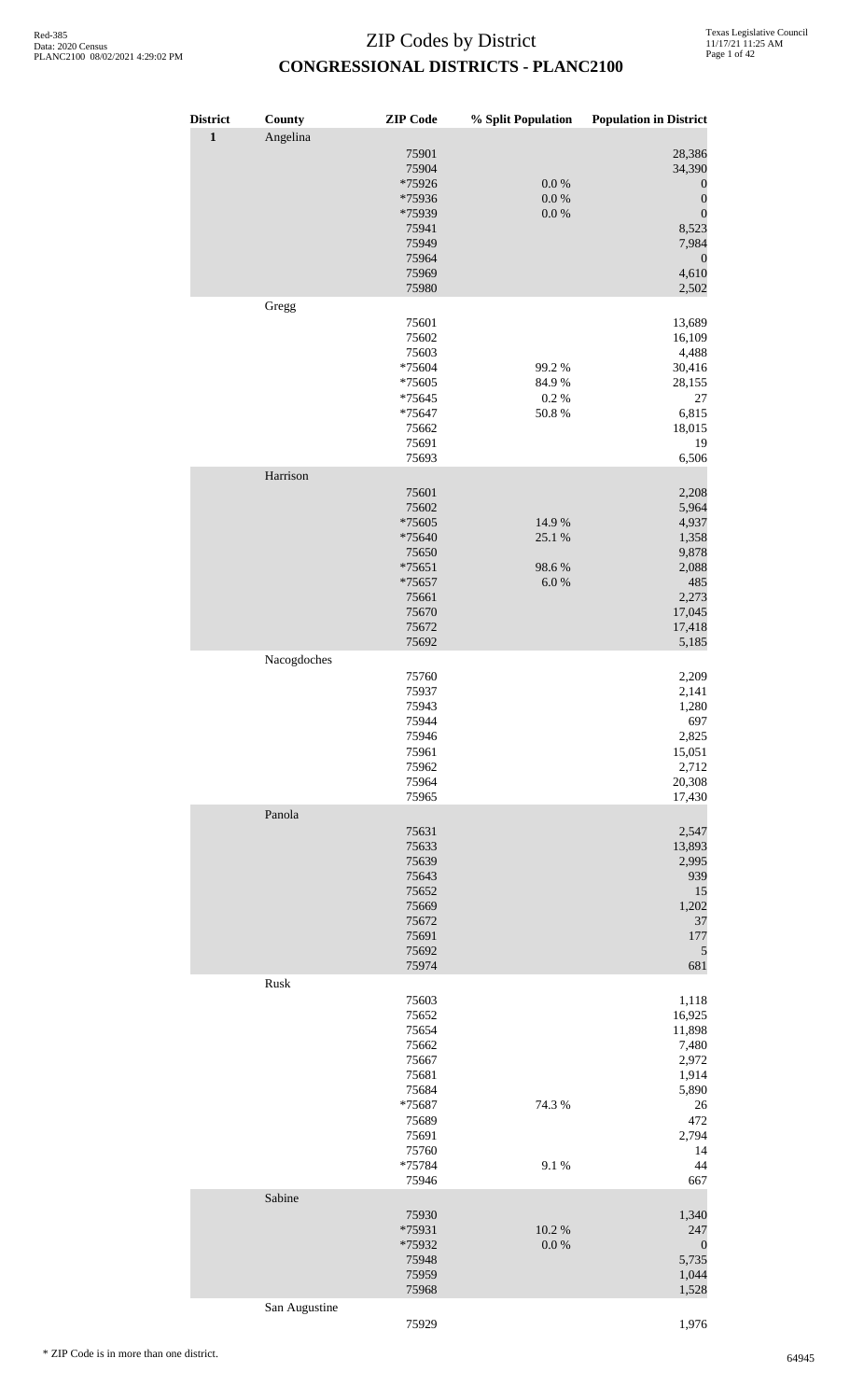# ZIP Codes by District

## CONGRESSIONAL DISTRICTS - PLANC2100

| District | County | ZIP Code | % Split Population | Population in District |
|---|---|---|---|---|
| 1 | Angelina | | | |
| | | 75901 | | 28,386 |
| | | 75904 | | 34,390 |
| | | *75926 | 0.0 % | 0 |
| | | *75936 | 0.0 % | 0 |
| | | *75939 | 0.0 % | 0 |
| | | 75941 | | 8,523 |
| | | 75949 | | 7,984 |
| | | 75964 | | 0 |
| | | 75969 | | 4,610 |
| | | 75980 | | 2,502 |
| | Gregg | | | |
| | | 75601 | | 13,689 |
| | | 75602 | | 16,109 |
| | | 75603 | | 4,488 |
| | | *75604 | 99.2 % | 30,416 |
| | | *75605 | 84.9 % | 28,155 |
| | | *75645 | 0.2 % | 27 |
| | | *75647 | 50.8 % | 6,815 |
| | | 75662 | | 18,015 |
| | | 75691 | | 19 |
| | | 75693 | | 6,506 |
| | Harrison | | | |
| | | 75601 | | 2,208 |
| | | 75602 | | 5,964 |
| | | *75605 | 14.9 % | 4,937 |
| | | *75640 | 25.1 % | 1,358 |
| | | 75650 | | 9,878 |
| | | *75651 | 98.6 % | 2,088 |
| | | *75657 | 6.0 % | 485 |
| | | 75661 | | 2,273 |
| | | 75670 | | 17,045 |
| | | 75672 | | 17,418 |
| | | 75692 | | 5,185 |
| | Nacogdoches | | | |
| | | 75760 | | 2,209 |
| | | 75937 | | 2,141 |
| | | 75943 | | 1,280 |
| | | 75944 | | 697 |
| | | 75946 | | 2,825 |
| | | 75961 | | 15,051 |
| | | 75962 | | 2,712 |
| | | 75964 | | 20,308 |
| | | 75965 | | 17,430 |
| | Panola | | | |
| | | 75631 | | 2,547 |
| | | 75633 | | 13,893 |
| | | 75639 | | 2,995 |
| | | 75643 | | 939 |
| | | 75652 | | 15 |
| | | 75669 | | 1,202 |
| | | 75672 | | 37 |
| | | 75691 | | 177 |
| | | 75692 | | 5 |
| | | 75974 | | 681 |
| | Rusk | | | |
| | | 75603 | | 1,118 |
| | | 75652 | | 16,925 |
| | | 75654 | | 11,898 |
| | | 75662 | | 7,480 |
| | | 75667 | | 2,972 |
| | | 75681 | | 1,914 |
| | | 75684 | | 5,890 |
| | | *75687 | 74.3 % | 26 |
| | | 75689 | | 472 |
| | | 75691 | | 2,794 |
| | | 75760 | | 14 |
| | | *75784 | 9.1 % | 44 |
| | | 75946 | | 667 |
| | Sabine | | | |
| | | 75930 | | 1,340 |
| | | *75931 | 10.2 % | 247 |
| | | *75932 | 0.0 % | 0 |
| | | 75948 | | 5,735 |
| | | 75959 | | 1,044 |
| | | 75968 | | 1,528 |
| | San Augustine | | | |
| | | 75929 | | 1,976 |

\* ZIP Code is in more than one district.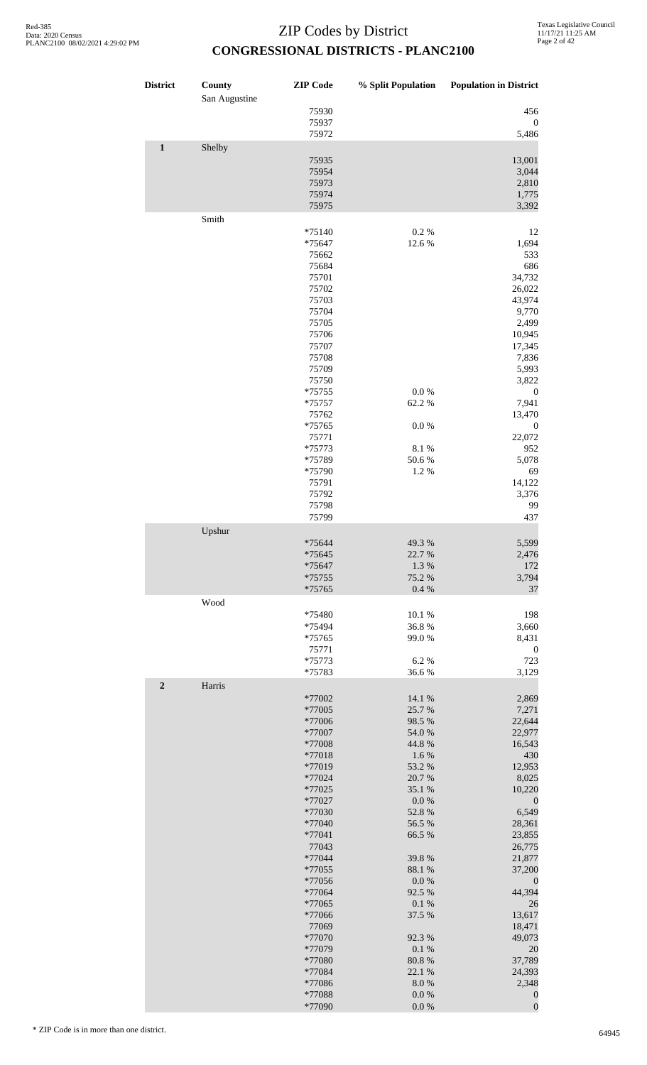# ZIP Codes by District

## CONGRESSIONAL DISTRICTS - PLANC2100

| District | County | ZIP Code | % Split Population | Population in District |
|---|---|---|---|---|
| | San Augustine | | | |
| | | 75930 | | 456 |
| | | 75937 | | 0 |
| | | 75972 | | 5,486 |
| **1** | Shelby | | | |
| | | 75935 | | 13,001 |
| | | 75954 | | 3,044 |
| | | 75973 | | 2,810 |
| | | 75974 | | 1,775 |
| | | 75975 | | 3,392 |
| | Smith | | | |
| | | *75140 | 0.2 % | 12 |
| | | *75647 | 12.6 % | 1,694 |
| | | 75662 | | 533 |
| | | 75684 | | 686 |
| | | 75701 | | 34,732 |
| | | 75702 | | 26,022 |
| | | 75703 | | 43,974 |
| | | 75704 | | 9,770 |
| | | 75705 | | 2,499 |
| | | 75706 | | 10,945 |
| | | 75707 | | 17,345 |
| | | 75708 | | 7,836 |
| | | 75709 | | 5,993 |
| | | 75750 | | 3,822 |
| | | *75755 | 0.0 % | 0 |
| | | *75757 | 62.2 % | 7,941 |
| | | 75762 | | 13,470 |
| | | *75765 | 0.0 % | 0 |
| | | 75771 | | 22,072 |
| | | *75773 | 8.1 % | 952 |
| | | *75789 | 50.6 % | 5,078 |
| | | *75790 | 1.2 % | 69 |
| | | 75791 | | 14,122 |
| | | 75792 | | 3,376 |
| | | 75798 | | 99 |
| | | 75799 | | 437 |
| | Upshur | | | |
| | | *75644 | 49.3 % | 5,599 |
| | | *75645 | 22.7 % | 2,476 |
| | | *75647 | 1.3 % | 172 |
| | | *75755 | 75.2 % | 3,794 |
| | | *75765 | 0.4 % | 37 |
| | Wood | | | |
| | | *75480 | 10.1 % | 198 |
| | | *75494 | 36.8 % | 3,660 |
| | | *75765 | 99.0 % | 8,431 |
| | | 75771 | | 0 |
| | | *75773 | 6.2 % | 723 |
| | | *75783 | 36.6 % | 3,129 |
| **2** | Harris | | | |
| | | *77002 | 14.1 % | 2,869 |
| | | *77005 | 25.7 % | 7,271 |
| | | *77006 | 98.5 % | 22,644 |
| | | *77007 | 54.0 % | 22,977 |
| | | *77008 | 44.8 % | 16,543 |
| | | *77018 | 1.6 % | 430 |
| | | *77019 | 53.2 % | 12,953 |
| | | *77024 | 20.7 % | 8,025 |
| | | *77025 | 35.1 % | 10,220 |
| | | *77027 | 0.0 % | 0 |
| | | *77030 | 52.8 % | 6,549 |
| | | *77040 | 56.5 % | 28,361 |
| | | *77041 | 66.5 % | 23,855 |
| | | 77043 | | 26,775 |
| | | *77044 | 39.8 % | 21,877 |
| | | *77055 | 88.1 % | 37,200 |
| | | *77056 | 0.0 % | 0 |
| | | *77064 | 92.5 % | 44,394 |
| | | *77065 | 0.1 % | 26 |
| | | *77066 | 37.5 % | 13,617 |
| | | 77069 | | 18,471 |
| | | *77070 | 92.3 % | 49,073 |
| | | *77079 | 0.1 % | 20 |
| | | *77080 | 80.8 % | 37,789 |
| | | *77084 | 22.1 % | 24,393 |
| | | *77086 | 8.0 % | 2,348 |
| | | *77088 | 0.0 % | 0 |
| | | *77090 | 0.0 % | 0 |

\* ZIP Code is in more than one district.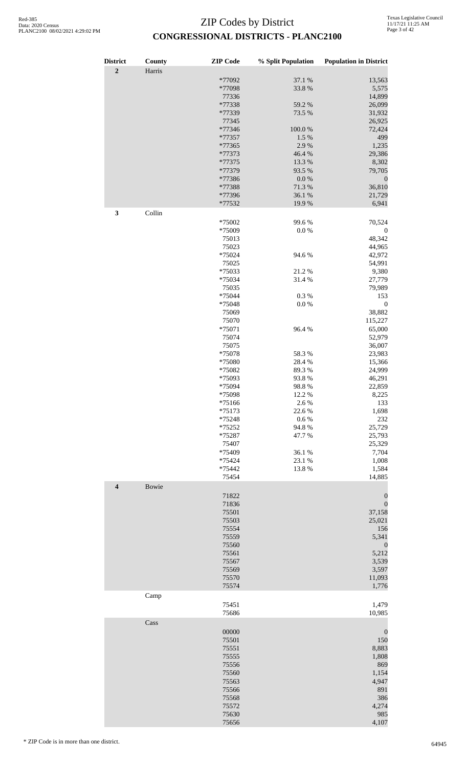# ZIP Codes by District

## CONGRESSIONAL DISTRICTS - PLANC2100

| District | County | ZIP Code | % Split Population | Population in District |
|---|---|---|---|---|
| 2 | Harris | | | |
| | | *77092 | 37.1 % | 13,563 |
| | | *77098 | 33.8 % | 5,575 |
| | | 77336 | | 14,899 |
| | | *77338 | 59.2 % | 26,099 |
| | | *77339 | 73.5 % | 31,932 |
| | | 77345 | | 26,925 |
| | | *77346 | 100.0 % | 72,424 |
| | | *77357 | 1.5 % | 499 |
| | | *77365 | 2.9 % | 1,235 |
| | | *77373 | 46.4 % | 29,386 |
| | | *77375 | 13.3 % | 8,302 |
| | | *77379 | 93.5 % | 79,705 |
| | | *77386 | 0.0 % | 0 |
| | | *77388 | 71.3 % | 36,810 |
| | | *77396 | 36.1 % | 21,729 |
| | | *77532 | 19.9 % | 6,941 |
| 3 | Collin | | | |
| | | *75002 | 99.6 % | 70,524 |
| | | *75009 | 0.0 % | 0 |
| | | 75013 | | 48,342 |
| | | 75023 | | 44,965 |
| | | *75024 | 94.6 % | 42,972 |
| | | 75025 | | 54,991 |
| | | *75033 | 21.2 % | 9,380 |
| | | *75034 | 31.4 % | 27,779 |
| | | 75035 | | 79,989 |
| | | *75044 | 0.3 % | 153 |
| | | *75048 | 0.0 % | 0 |
| | | 75069 | | 38,882 |
| | | 75070 | | 115,227 |
| | | *75071 | 96.4 % | 65,000 |
| | | 75074 | | 52,979 |
| | | 75075 | | 36,007 |
| | | *75078 | 58.3 % | 23,983 |
| | | *75080 | 28.4 % | 15,366 |
| | | *75082 | 89.3 % | 24,999 |
| | | *75093 | 93.8 % | 46,291 |
| | | *75094 | 98.8 % | 22,859 |
| | | *75098 | 12.2 % | 8,225 |
| | | *75166 | 2.6 % | 133 |
| | | *75173 | 22.6 % | 1,698 |
| | | *75248 | 0.6 % | 232 |
| | | *75252 | 94.8 % | 25,729 |
| | | *75287 | 47.7 % | 25,793 |
| | | 75407 | | 25,329 |
| | | *75409 | 36.1 % | 7,704 |
| | | *75424 | 23.1 % | 1,008 |
| | | *75442 | 13.8 % | 1,584 |
| | | 75454 | | 14,885 |
| 4 | Bowie | | | |
| | | 71822 | | 0 |
| | | 71836 | | 0 |
| | | 75501 | | 37,158 |
| | | 75503 | | 25,021 |
| | | 75554 | | 156 |
| | | 75559 | | 5,341 |
| | | 75560 | | 0 |
| | | 75561 | | 5,212 |
| | | 75567 | | 3,539 |
| | | 75569 | | 3,597 |
| | | 75570 | | 11,093 |
| | | 75574 | | 1,776 |
| | Camp | | | |
| | | 75451 | | 1,479 |
| | | 75686 | | 10,985 |
| | Cass | | | |
| | | 00000 | | 0 |
| | | 75501 | | 150 |
| | | 75551 | | 8,883 |
| | | 75555 | | 1,808 |
| | | 75556 | | 869 |
| | | 75560 | | 1,154 |
| | | 75563 | | 4,947 |
| | | 75566 | | 891 |
| | | 75568 | | 386 |
| | | 75572 | | 4,274 |
| | | 75630 | | 985 |
| | | 75656 | | 4,107 |

* ZIP Code is in more than one district.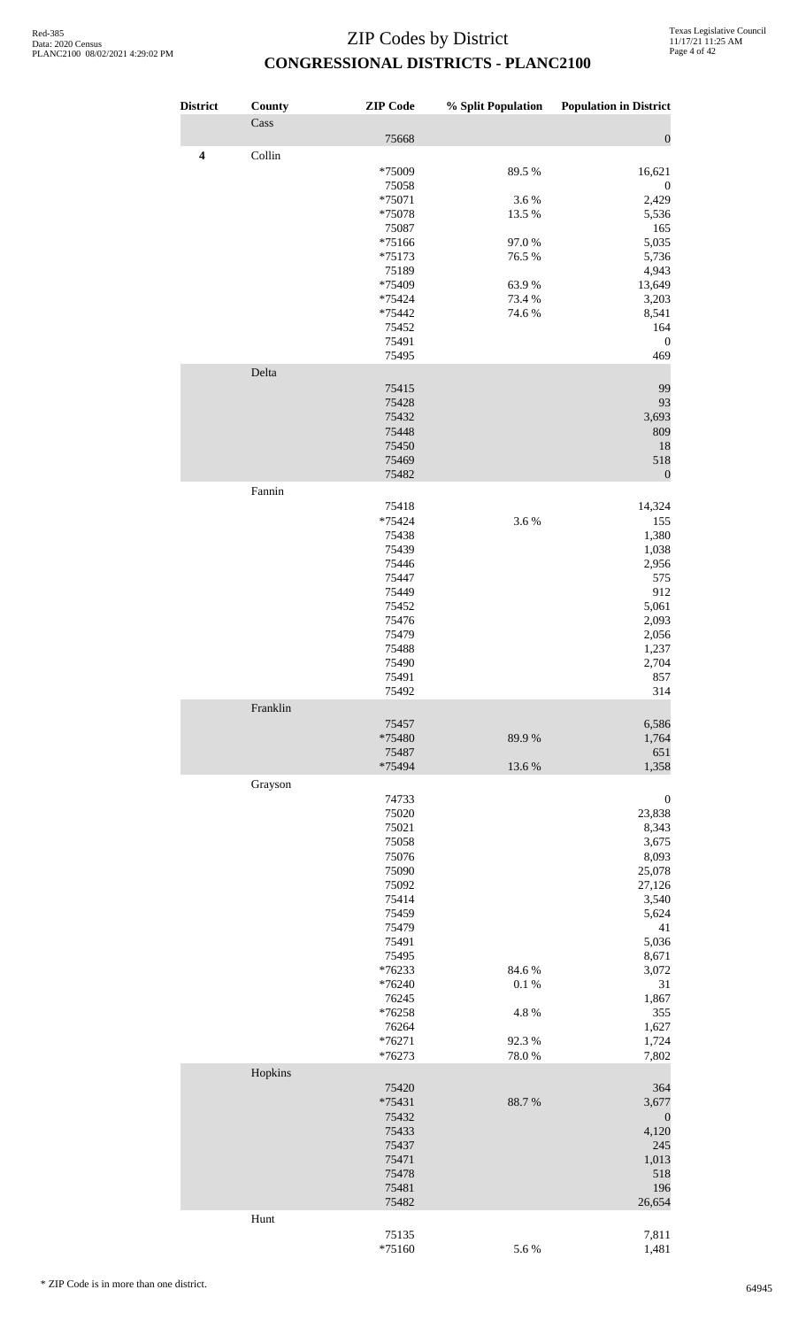# ZIP Codes by District
## CONGRESSIONAL DISTRICTS - PLANC2100

| District | County | ZIP Code | % Split Population | Population in District |
|---|---|---|---|---|
| | Cass | | | |
| | | 75668 | | 0 |
| **4** | Collin | | | |
| | | *75009 | 89.5 % | 16,621 |
| | | 75058 | | 0 |
| | | *75071 | 3.6 % | 2,429 |
| | | *75078 | 13.5 % | 5,536 |
| | | 75087 | | 165 |
| | | *75166 | 97.0 % | 5,035 |
| | | *75173 | 76.5 % | 5,736 |
| | | 75189 | | 4,943 |
| | | *75409 | 63.9 % | 13,649 |
| | | *75424 | 73.4 % | 3,203 |
| | | *75442 | 74.6 % | 8,541 |
| | | 75452 | | 164 |
| | | 75491 | | 0 |
| | | 75495 | | 469 |
| | Delta | | | |
| | | 75415 | | 99 |
| | | 75428 | | 93 |
| | | 75432 | | 3,693 |
| | | 75448 | | 809 |
| | | 75450 | | 18 |
| | | 75469 | | 518 |
| | | 75482 | | 0 |
| | Fannin | | | |
| | | 75418 | | 14,324 |
| | | *75424 | 3.6 % | 155 |
| | | 75438 | | 1,380 |
| | | 75439 | | 1,038 |
| | | 75446 | | 2,956 |
| | | 75447 | | 575 |
| | | 75449 | | 912 |
| | | 75452 | | 5,061 |
| | | 75476 | | 2,093 |
| | | 75479 | | 2,056 |
| | | 75488 | | 1,237 |
| | | 75490 | | 2,704 |
| | | 75491 | | 857 |
| | | 75492 | | 314 |
| | Franklin | | | |
| | | 75457 | | 6,586 |
| | | *75480 | 89.9 % | 1,764 |
| | | 75487 | | 651 |
| | | *75494 | 13.6 % | 1,358 |
| | Grayson | | | |
| | | 74733 | | 0 |
| | | 75020 | | 23,838 |
| | | 75021 | | 8,343 |
| | | 75058 | | 3,675 |
| | | 75076 | | 8,093 |
| | | 75090 | | 25,078 |
| | | 75092 | | 27,126 |
| | | 75414 | | 3,540 |
| | | 75459 | | 5,624 |
| | | 75479 | | 41 |
| | | 75491 | | 5,036 |
| | | 75495 | | 8,671 |
| | | *76233 | 84.6 % | 3,072 |
| | | *76240 | 0.1 % | 31 |
| | | 76245 | | 1,867 |
| | | *76258 | 4.8 % | 355 |
| | | 76264 | | 1,627 |
| | | *76271 | 92.3 % | 1,724 |
| | | *76273 | 78.0 % | 7,802 |
| | Hopkins | | | |
| | | 75420 | | 364 |
| | | *75431 | 88.7 % | 3,677 |
| | | 75432 | | 0 |
| | | 75433 | | 4,120 |
| | | 75437 | | 245 |
| | | 75471 | | 1,013 |
| | | 75478 | | 518 |
| | | 75481 | | 196 |
| | | 75482 | | 26,654 |
| | Hunt | | | |
| | | 75135 | | 7,811 |
| | | *75160 | 5.6 % | 1,481 |

\* ZIP Code is in more than one district.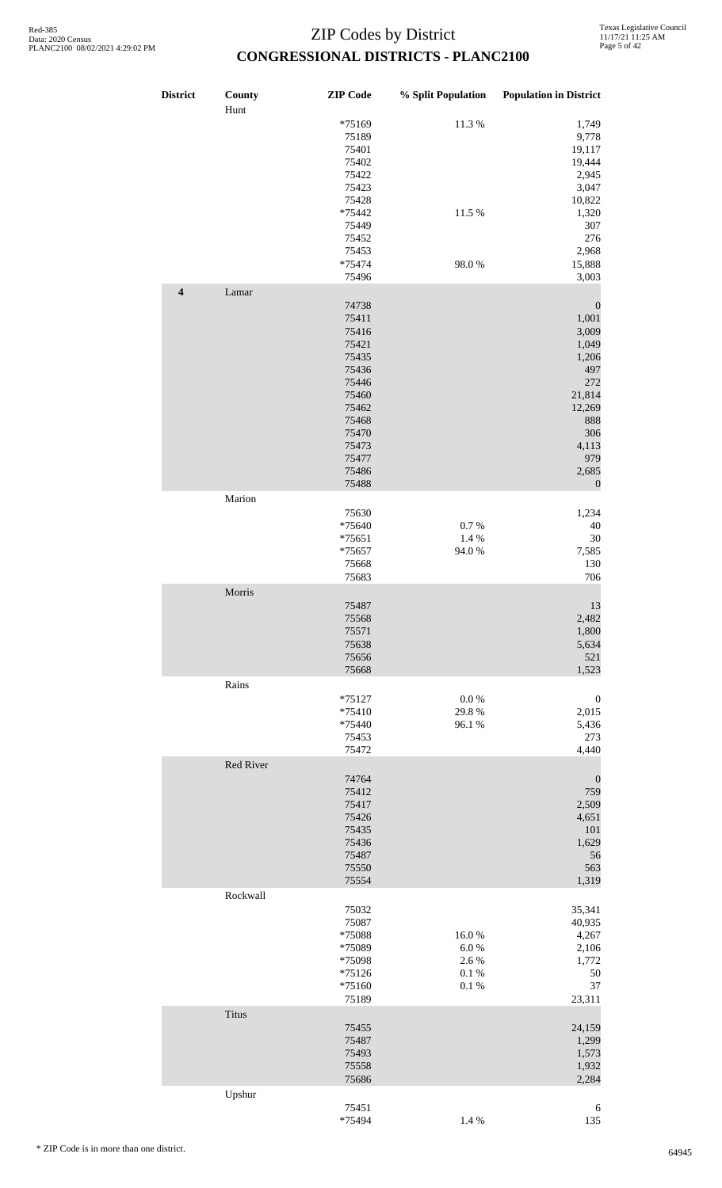# ZIP Codes by District

## CONGRESSIONAL DISTRICTS - PLANC2100

| District | County | ZIP Code | % Split Population | Population in District |
|---|---|---|---|---|
| | Hunt | | | |
| | | *75169 | 11.3 % | 1,749 |
| | | 75189 | | 9,778 |
| | | 75401 | | 19,117 |
| | | 75402 | | 19,444 |
| | | 75422 | | 2,945 |
| | | 75423 | | 3,047 |
| | | 75428 | | 10,822 |
| | | *75442 | 11.5 % | 1,320 |
| | | 75449 | | 307 |
| | | 75452 | | 276 |
| | | 75453 | | 2,968 |
| | | *75474 | 98.0 % | 15,888 |
| | | 75496 | | 3,003 |
| **4** | Lamar | | | |
| | | 74738 | | 0 |
| | | 75411 | | 1,001 |
| | | 75416 | | 3,009 |
| | | 75421 | | 1,049 |
| | | 75435 | | 1,206 |
| | | 75436 | | 497 |
| | | 75446 | | 272 |
| | | 75460 | | 21,814 |
| | | 75462 | | 12,269 |
| | | 75468 | | 888 |
| | | 75470 | | 306 |
| | | 75473 | | 4,113 |
| | | 75477 | | 979 |
| | | 75486 | | 2,685 |
| | | 75488 | | 0 |
| | Marion | | | |
| | | 75630 | | 1,234 |
| | | *75640 | 0.7 % | 40 |
| | | *75651 | 1.4 % | 30 |
| | | *75657 | 94.0 % | 7,585 |
| | | 75668 | | 130 |
| | | 75683 | | 706 |
| | Morris | | | |
| | | 75487 | | 13 |
| | | 75568 | | 2,482 |
| | | 75571 | | 1,800 |
| | | 75638 | | 5,634 |
| | | 75656 | | 521 |
| | | 75668 | | 1,523 |
| | Rains | | | |
| | | *75127 | 0.0 % | 0 |
| | | *75410 | 29.8 % | 2,015 |
| | | *75440 | 96.1 % | 5,436 |
| | | 75453 | | 273 |
| | | 75472 | | 4,440 |
| | Red River | | | |
| | | 74764 | | 0 |
| | | 75412 | | 759 |
| | | 75417 | | 2,509 |
| | | 75426 | | 4,651 |
| | | 75435 | | 101 |
| | | 75436 | | 1,629 |
| | | 75487 | | 56 |
| | | 75550 | | 563 |
| | | 75554 | | 1,319 |
| | Rockwall | | | |
| | | 75032 | | 35,341 |
| | | 75087 | | 40,935 |
| | | *75088 | 16.0 % | 4,267 |
| | | *75089 | 6.0 % | 2,106 |
| | | *75098 | 2.6 % | 1,772 |
| | | *75126 | 0.1 % | 50 |
| | | *75160 | 0.1 % | 37 |
| | | 75189 | | 23,311 |
| | Titus | | | |
| | | 75455 | | 24,159 |
| | | 75487 | | 1,299 |
| | | 75493 | | 1,573 |
| | | 75558 | | 1,932 |
| | | 75686 | | 2,284 |
| | Upshur | | | |
| | | 75451 | | 6 |
| | | *75494 | 1.4 % | 135 |

* ZIP Code is in more than one district.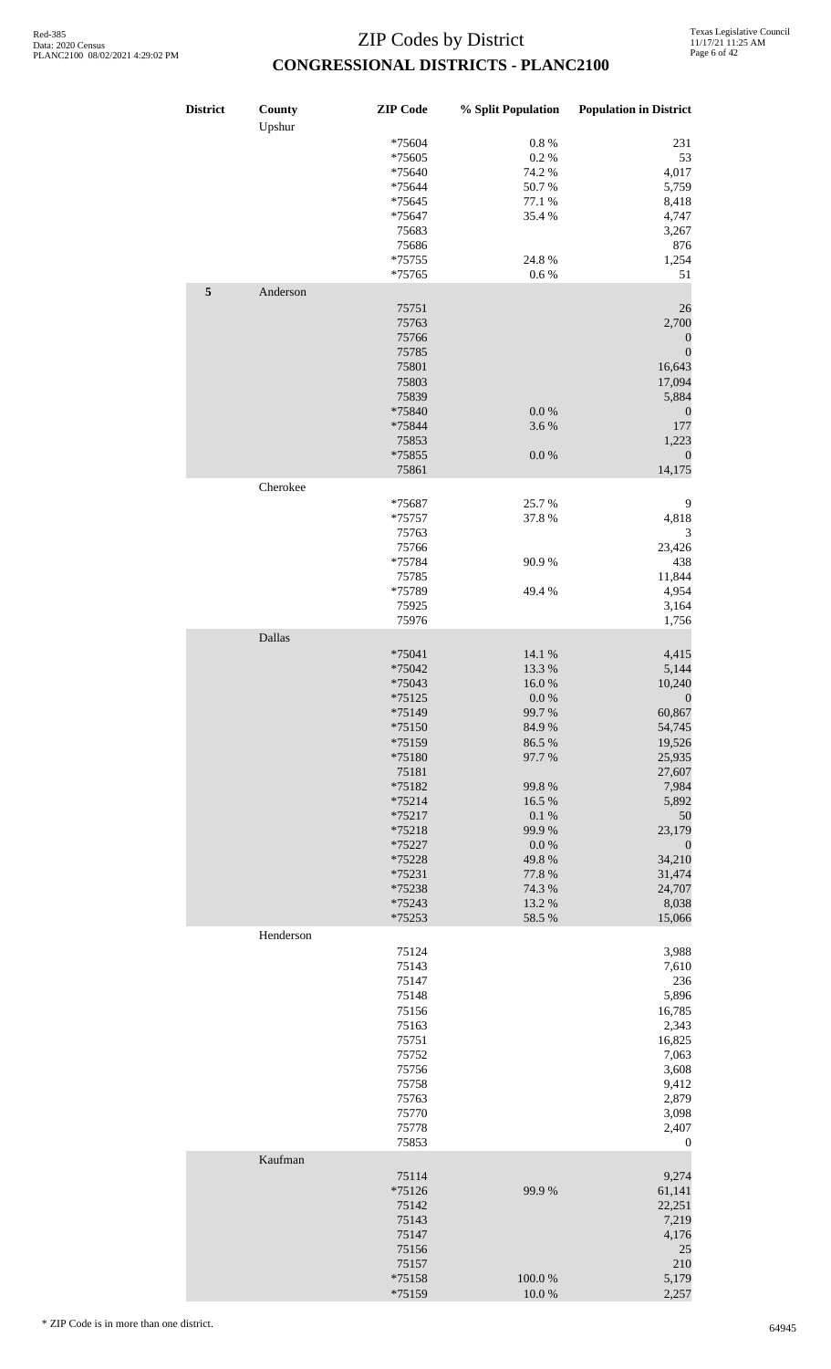# ZIP Codes by District

## CONGRESSIONAL DISTRICTS - PLANC2100

| District | County | ZIP Code | % Split Population | Population in District |
|---|---|---|---|---|
| | Upshur | | | |
| | | *75604 | 0.8 % | 231 |
| | | *75605 | 0.2 % | 53 |
| | | *75640 | 74.2 % | 4,017 |
| | | *75644 | 50.7 % | 5,759 |
| | | *75645 | 77.1 % | 8,418 |
| | | *75647 | 35.4 % | 4,747 |
| | | 75683 | | 3,267 |
| | | 75686 | | 876 |
| | | *75755 | 24.8 % | 1,254 |
| | | *75765 | 0.6 % | 51 |
| **5** | Anderson | | | |
| | | 75751 | | 26 |
| | | 75763 | | 2,700 |
| | | 75766 | | 0 |
| | | 75785 | | 0 |
| | | 75801 | | 16,643 |
| | | 75803 | | 17,094 |
| | | 75839 | | 5,884 |
| | | *75840 | 0.0 % | 0 |
| | | *75844 | 3.6 % | 177 |
| | | 75853 | | 1,223 |
| | | *75855 | 0.0 % | 0 |
| | | 75861 | | 14,175 |
| | Cherokee | | | |
| | | *75687 | 25.7 % | 9 |
| | | *75757 | 37.8 % | 4,818 |
| | | 75763 | | 3 |
| | | 75766 | | 23,426 |
| | | *75784 | 90.9 % | 438 |
| | | 75785 | | 11,844 |
| | | *75789 | 49.4 % | 4,954 |
| | | 75925 | | 3,164 |
| | | 75976 | | 1,756 |
| | Dallas | | | |
| | | *75041 | 14.1 % | 4,415 |
| | | *75042 | 13.3 % | 5,144 |
| | | *75043 | 16.0 % | 10,240 |
| | | *75125 | 0.0 % | 0 |
| | | *75149 | 99.7 % | 60,867 |
| | | *75150 | 84.9 % | 54,745 |
| | | *75159 | 86.5 % | 19,526 |
| | | *75180 | 97.7 % | 25,935 |
| | | 75181 | | 27,607 |
| | | *75182 | 99.8 % | 7,984 |
| | | *75214 | 16.5 % | 5,892 |
| | | *75217 | 0.1 % | 50 |
| | | *75218 | 99.9 % | 23,179 |
| | | *75227 | 0.0 % | 0 |
| | | *75228 | 49.8 % | 34,210 |
| | | *75231 | 77.8 % | 31,474 |
| | | *75238 | 74.3 % | 24,707 |
| | | *75243 | 13.2 % | 8,038 |
| | | *75253 | 58.5 % | 15,066 |
| | Henderson | | | |
| | | 75124 | | 3,988 |
| | | 75143 | | 7,610 |
| | | 75147 | | 236 |
| | | 75148 | | 5,896 |
| | | 75156 | | 16,785 |
| | | 75163 | | 2,343 |
| | | 75751 | | 16,825 |
| | | 75752 | | 7,063 |
| | | 75756 | | 3,608 |
| | | 75758 | | 9,412 |
| | | 75763 | | 2,879 |
| | | 75770 | | 3,098 |
| | | 75778 | | 2,407 |
| | | 75853 | | 0 |
| | Kaufman | | | |
| | | 75114 | | 9,274 |
| | | *75126 | 99.9 % | 61,141 |
| | | 75142 | | 22,251 |
| | | 75143 | | 7,219 |
| | | 75147 | | 4,176 |
| | | 75156 | | 25 |
| | | 75157 | | 210 |
| | | *75158 | 100.0 % | 5,179 |
| | | *75159 | 10.0 % | 2,257 |

\* ZIP Code is in more than one district.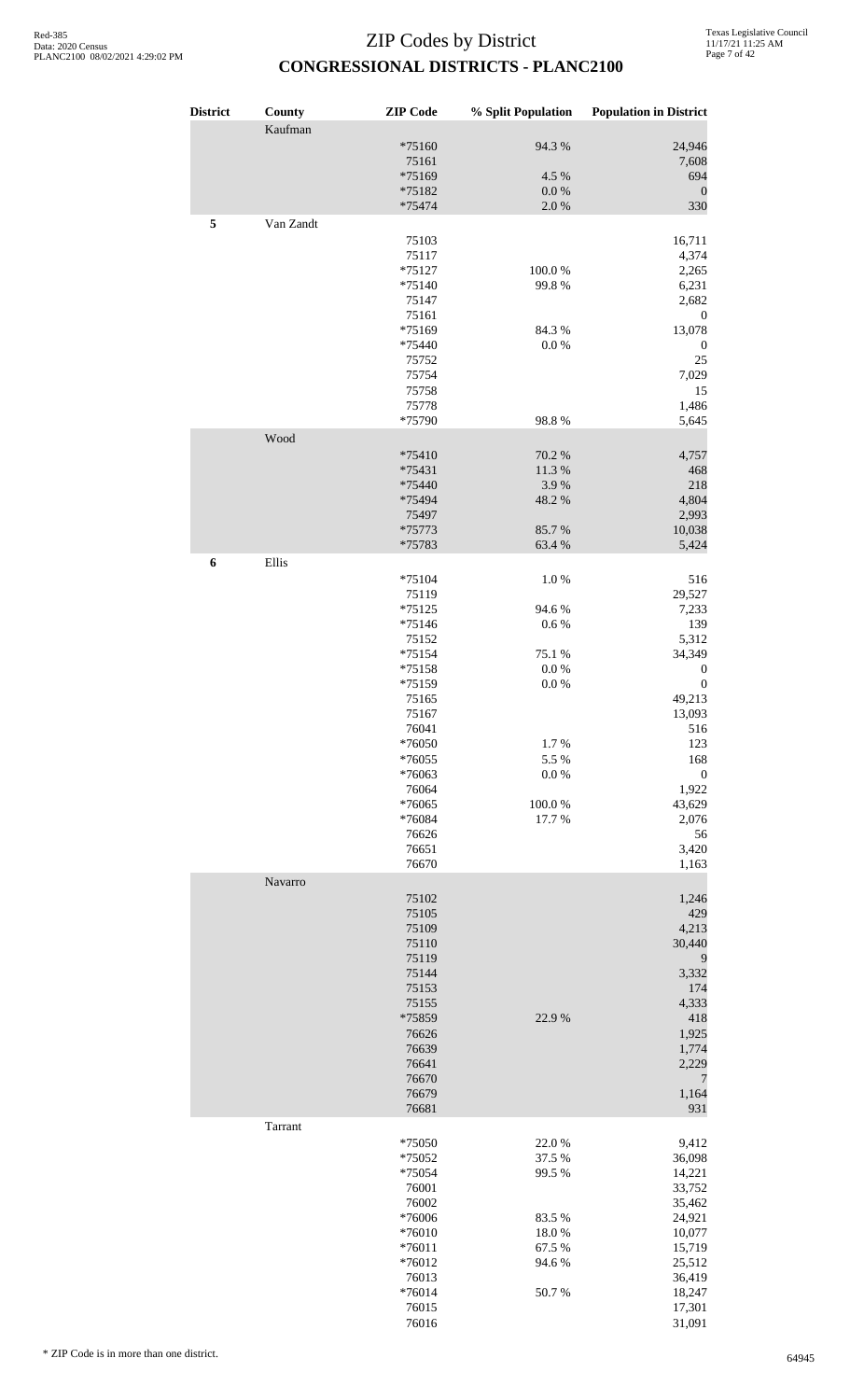# ZIP Codes by District

## CONGRESSIONAL DISTRICTS - PLANC2100

| District | County | ZIP Code | % Split Population | Population in District |
|---|---|---|---|---|
| | Kaufman | | | |
| | | *75160 | 94.3 % | 24,946 |
| | | 75161 | | 7,608 |
| | | *75169 | 4.5 % | 694 |
| | | *75182 | 0.0 % | 0 |
| | | *75474 | 2.0 % | 330 |
| **5** | Van Zandt | | | |
| | | 75103 | | 16,711 |
| | | 75117 | | 4,374 |
| | | *75127 | 100.0 % | 2,265 |
| | | *75140 | 99.8 % | 6,231 |
| | | 75147 | | 2,682 |
| | | 75161 | | 0 |
| | | *75169 | 84.3 % | 13,078 |
| | | *75440 | 0.0 % | 0 |
| | | 75752 | | 25 |
| | | 75754 | | 7,029 |
| | | 75758 | | 15 |
| | | 75778 | | 1,486 |
| | | *75790 | 98.8 % | 5,645 |
| | Wood | | | |
| | | *75410 | 70.2 % | 4,757 |
| | | *75431 | 11.3 % | 468 |
| | | *75440 | 3.9 % | 218 |
| | | *75494 | 48.2 % | 4,804 |
| | | 75497 | | 2,993 |
| | | *75773 | 85.7 % | 10,038 |
| | | *75783 | 63.4 % | 5,424 |
| **6** | Ellis | | | |
| | | *75104 | 1.0 % | 516 |
| | | 75119 | | 29,527 |
| | | *75125 | 94.6 % | 7,233 |
| | | *75146 | 0.6 % | 139 |
| | | 75152 | | 5,312 |
| | | *75154 | 75.1 % | 34,349 |
| | | *75158 | 0.0 % | 0 |
| | | *75159 | 0.0 % | 0 |
| | | 75165 | | 49,213 |
| | | 75167 | | 13,093 |
| | | 76041 | | 516 |
| | | *76050 | 1.7 % | 123 |
| | | *76055 | 5.5 % | 168 |
| | | *76063 | 0.0 % | 0 |
| | | 76064 | | 1,922 |
| | | *76065 | 100.0 % | 43,629 |
| | | *76084 | 17.7 % | 2,076 |
| | | 76626 | | 56 |
| | | 76651 | | 3,420 |
| | | 76670 | | 1,163 |
| | Navarro | | | |
| | | 75102 | | 1,246 |
| | | 75105 | | 429 |
| | | 75109 | | 4,213 |
| | | 75110 | | 30,440 |
| | | 75119 | | 9 |
| | | 75144 | | 3,332 |
| | | 75153 | | 174 |
| | | 75155 | | 4,333 |
| | | *75859 | 22.9 % | 418 |
| | | 76626 | | 1,925 |
| | | 76639 | | 1,774 |
| | | 76641 | | 2,229 |
| | | 76670 | | 7 |
| | | 76679 | | 1,164 |
| | | 76681 | | 931 |
| | Tarrant | | | |
| | | *75050 | 22.0 % | 9,412 |
| | | *75052 | 37.5 % | 36,098 |
| | | *75054 | 99.5 % | 14,221 |
| | | 76001 | | 33,752 |
| | | 76002 | | 35,462 |
| | | *76006 | 83.5 % | 24,921 |
| | | *76010 | 18.0 % | 10,077 |
| | | *76011 | 67.5 % | 15,719 |
| | | *76012 | 94.6 % | 25,512 |
| | | 76013 | | 36,419 |
| | | *76014 | 50.7 % | 18,247 |
| | | 76015 | | 17,301 |
| | | 76016 | | 31,091 |

\* ZIP Code is in more than one district.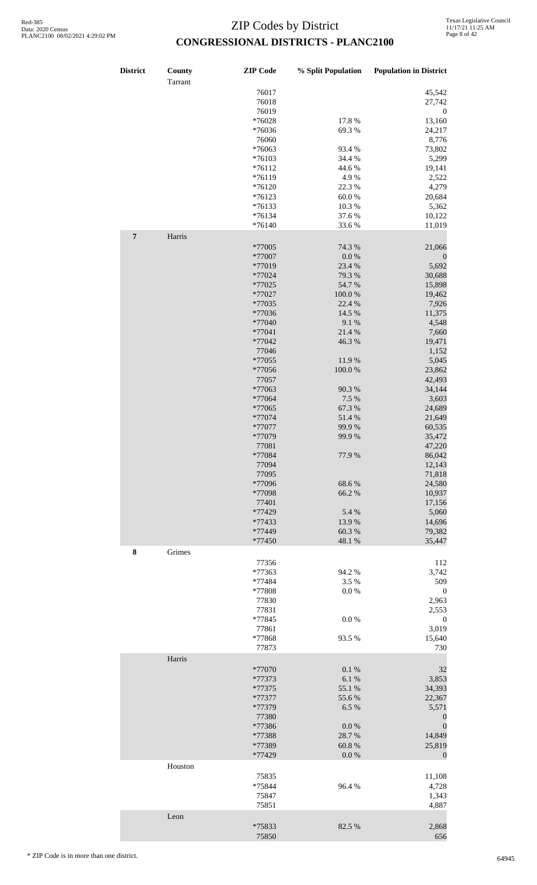# ZIP Codes by District

## CONGRESSIONAL DISTRICTS - PLANC2100

| District | County | ZIP Code | % Split Population | Population in District |
|---|---|---|---|---|
| | Tarrant | | | |
| | | 76017 | | 45,542 |
| | | 76018 | | 27,742 |
| | | 76019 | | 0 |
| | | *76028 | 17.8 % | 13,160 |
| | | *76036 | 69.3 % | 24,217 |
| | | 76060 | | 8,776 |
| | | *76063 | 93.4 % | 73,802 |
| | | *76103 | 34.4 % | 5,299 |
| | | *76112 | 44.6 % | 19,141 |
| | | *76119 | 4.9 % | 2,522 |
| | | *76120 | 22.3 % | 4,279 |
| | | *76123 | 60.0 % | 20,684 |
| | | *76133 | 10.3 % | 5,362 |
| | | *76134 | 37.6 % | 10,122 |
| | | *76140 | 33.6 % | 11,019 |
| **7** | Harris | | | |
| | | *77005 | 74.3 % | 21,066 |
| | | *77007 | 0.0 % | 0 |
| | | *77019 | 23.4 % | 5,692 |
| | | *77024 | 79.3 % | 30,688 |
| | | *77025 | 54.7 % | 15,898 |
| | | *77027 | 100.0 % | 19,462 |
| | | *77035 | 22.4 % | 7,926 |
| | | *77036 | 14.5 % | 11,375 |
| | | *77040 | 9.1 % | 4,548 |
| | | *77041 | 21.4 % | 7,660 |
| | | *77042 | 46.3 % | 19,471 |
| | | 77046 | | 1,152 |
| | | *77055 | 11.9 % | 5,045 |
| | | *77056 | 100.0 % | 23,862 |
| | | 77057 | | 42,493 |
| | | *77063 | 90.3 % | 34,144 |
| | | *77064 | 7.5 % | 3,603 |
| | | *77065 | 67.3 % | 24,689 |
| | | *77074 | 51.4 % | 21,649 |
| | | *77077 | 99.9 % | 60,535 |
| | | *77079 | 99.9 % | 35,472 |
| | | 77081 | | 47,220 |
| | | *77084 | 77.9 % | 86,042 |
| | | 77094 | | 12,143 |
| | | 77095 | | 71,818 |
| | | *77096 | 68.6 % | 24,580 |
| | | *77098 | 66.2 % | 10,937 |
| | | 77401 | | 17,156 |
| | | *77429 | 5.4 % | 5,060 |
| | | *77433 | 13.9 % | 14,696 |
| | | *77449 | 60.3 % | 79,382 |
| | | *77450 | 48.1 % | 35,447 |
| **8** | Grimes | | | |
| | | 77356 | | 112 |
| | | *77363 | 94.2 % | 3,742 |
| | | *77484 | 3.5 % | 509 |
| | | *77808 | 0.0 % | 0 |
| | | 77830 | | 2,963 |
| | | 77831 | | 2,553 |
| | | *77845 | 0.0 % | 0 |
| | | 77861 | | 3,019 |
| | | *77868 | 93.5 % | 15,640 |
| | | 77873 | | 730 |
| | Harris | | | |
| | | *77070 | 0.1 % | 32 |
| | | *77373 | 6.1 % | 3,853 |
| | | *77375 | 55.1 % | 34,393 |
| | | *77377 | 55.6 % | 22,367 |
| | | *77379 | 6.5 % | 5,571 |
| | | 77380 | | 0 |
| | | *77386 | 0.0 % | 0 |
| | | *77388 | 28.7 % | 14,849 |
| | | *77389 | 60.8 % | 25,819 |
| | | *77429 | 0.0 % | 0 |
| | Houston | | | |
| | | 75835 | | 11,108 |
| | | *75844 | 96.4 % | 4,728 |
| | | 75847 | | 1,343 |
| | | 75851 | | 4,887 |
| | Leon | | | |
| | | *75833 | 82.5 % | 2,868 |
| | | 75850 | | 656 |

\* ZIP Code is in more than one district.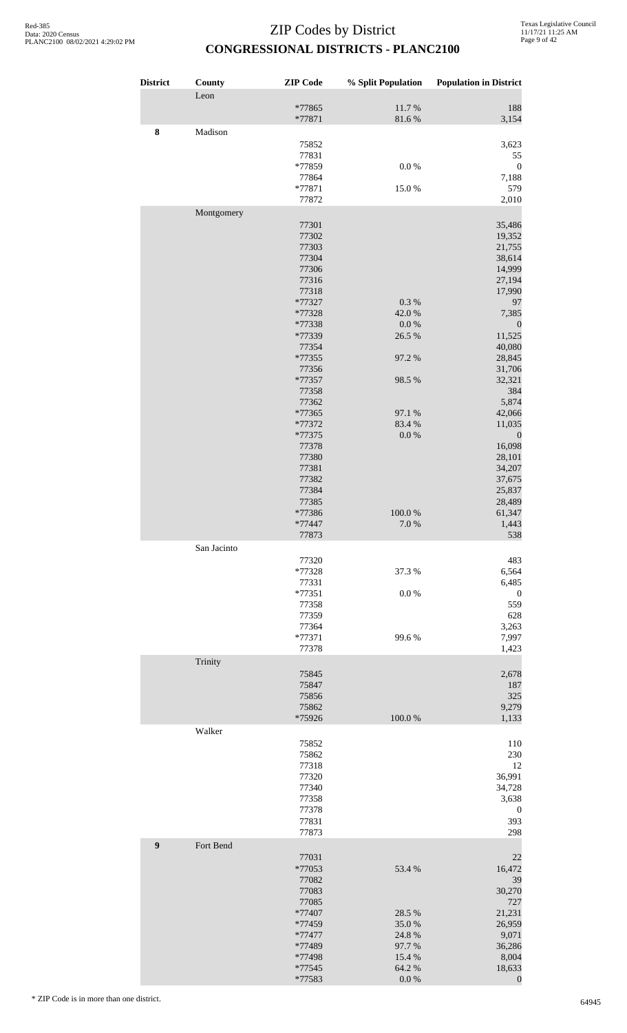# ZIP Codes by District

## CONGRESSIONAL DISTRICTS - PLANC2100

| District | County | ZIP Code | % Split Population | Population in District |
|---|---|---|---|---|
| | Leon | | | |
| | | *77865 | 11.7 % | 188 |
| | | *77871 | 81.6 % | 3,154 |
| **8** | Madison | | | |
| | | 75852 | | 3,623 |
| | | 77831 | | 55 |
| | | *77859 | 0.0 % | 0 |
| | | 77864 | | 7,188 |
| | | *77871 | 15.0 % | 579 |
| | | 77872 | | 2,010 |
| | Montgomery | | | |
| | | 77301 | | 35,486 |
| | | 77302 | | 19,352 |
| | | 77303 | | 21,755 |
| | | 77304 | | 38,614 |
| | | 77306 | | 14,999 |
| | | 77316 | | 27,194 |
| | | 77318 | | 17,990 |
| | | *77327 | 0.3 % | 97 |
| | | *77328 | 42.0 % | 7,385 |
| | | *77338 | 0.0 % | 0 |
| | | *77339 | 26.5 % | 11,525 |
| | | 77354 | | 40,080 |
| | | *77355 | 97.2 % | 28,845 |
| | | 77356 | | 31,706 |
| | | *77357 | 98.5 % | 32,321 |
| | | 77358 | | 384 |
| | | 77362 | | 5,874 |
| | | *77365 | 97.1 % | 42,066 |
| | | *77372 | 83.4 % | 11,035 |
| | | *77375 | 0.0 % | 0 |
| | | 77378 | | 16,098 |
| | | 77380 | | 28,101 |
| | | 77381 | | 34,207 |
| | | 77382 | | 37,675 |
| | | 77384 | | 25,837 |
| | | 77385 | | 28,489 |
| | | *77386 | 100.0 % | 61,347 |
| | | *77447 | 7.0 % | 1,443 |
| | | 77873 | | 538 |
| | San Jacinto | | | |
| | | 77320 | | 483 |
| | | *77328 | 37.3 % | 6,564 |
| | | 77331 | | 6,485 |
| | | *77351 | 0.0 % | 0 |
| | | 77358 | | 559 |
| | | 77359 | | 628 |
| | | 77364 | | 3,263 |
| | | *77371 | 99.6 % | 7,997 |
| | | 77378 | | 1,423 |
| | Trinity | | | |
| | | 75845 | | 2,678 |
| | | 75847 | | 187 |
| | | 75856 | | 325 |
| | | 75862 | | 9,279 |
| | | *75926 | 100.0 % | 1,133 |
| | Walker | | | |
| | | 75852 | | 110 |
| | | 75862 | | 230 |
| | | 77318 | | 12 |
| | | 77320 | | 36,991 |
| | | 77340 | | 34,728 |
| | | 77358 | | 3,638 |
| | | 77378 | | 0 |
| | | 77831 | | 393 |
| | | 77873 | | 298 |
| **9** | Fort Bend | | | |
| | | 77031 | | 22 |
| | | *77053 | 53.4 % | 16,472 |
| | | 77082 | | 39 |
| | | 77083 | | 30,270 |
| | | 77085 | | 727 |
| | | *77407 | 28.5 % | 21,231 |
| | | *77459 | 35.0 % | 26,959 |
| | | *77477 | 24.8 % | 9,071 |
| | | *77489 | 97.7 % | 36,286 |
| | | *77498 | 15.4 % | 8,004 |
| | | *77545 | 64.2 % | 18,633 |
| | | *77583 | 0.0 % | 0 |

\* ZIP Code is in more than one district.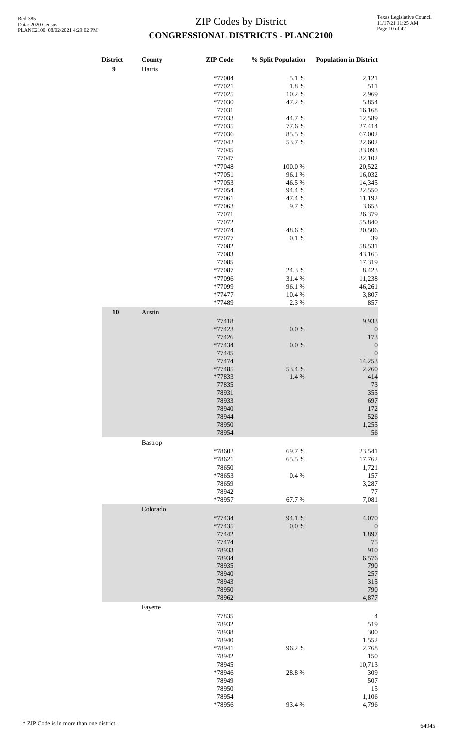# ZIP Codes by District

## CONGRESSIONAL DISTRICTS - PLANC2100

| District | County | ZIP Code | % Split Population | Population in District |
|---|---|---|---|---|
| 9 | Harris | | | |
| | | *77004 | 5.1 % | 2,121 |
| | | *77021 | 1.8 % | 511 |
| | | *77025 | 10.2 % | 2,969 |
| | | *77030 | 47.2 % | 5,854 |
| | | 77031 | | 16,168 |
| | | *77033 | 44.7 % | 12,589 |
| | | *77035 | 77.6 % | 27,414 |
| | | *77036 | 85.5 % | 67,002 |
| | | *77042 | 53.7 % | 22,602 |
| | | 77045 | | 33,093 |
| | | 77047 | | 32,102 |
| | | *77048 | 100.0 % | 20,522 |
| | | *77051 | 96.1 % | 16,032 |
| | | *77053 | 46.5 % | 14,345 |
| | | *77054 | 94.4 % | 22,550 |
| | | *77061 | 47.4 % | 11,192 |
| | | *77063 | 9.7 % | 3,653 |
| | | 77071 | | 26,379 |
| | | 77072 | | 55,840 |
| | | *77074 | 48.6 % | 20,506 |
| | | *77077 | 0.1 % | 39 |
| | | 77082 | | 58,531 |
| | | 77083 | | 43,165 |
| | | 77085 | | 17,319 |
| | | *77087 | 24.3 % | 8,423 |
| | | *77096 | 31.4 % | 11,238 |
| | | *77099 | 96.1 % | 46,261 |
| | | *77477 | 10.4 % | 3,807 |
| | | *77489 | 2.3 % | 857 |
| 10 | Austin | | | |
| | | 77418 | | 9,933 |
| | | *77423 | 0.0 % | 0 |
| | | 77426 | | 173 |
| | | *77434 | 0.0 % | 0 |
| | | 77445 | | 0 |
| | | 77474 | | 14,253 |
| | | *77485 | 53.4 % | 2,260 |
| | | *77833 | 1.4 % | 414 |
| | | 77835 | | 73 |
| | | 78931 | | 355 |
| | | 78933 | | 697 |
| | | 78940 | | 172 |
| | | 78944 | | 526 |
| | | 78950 | | 1,255 |
| | | 78954 | | 56 |
| | Bastrop | | | |
| | | *78602 | 69.7 % | 23,541 |
| | | *78621 | 65.5 % | 17,762 |
| | | 78650 | | 1,721 |
| | | *78653 | 0.4 % | 157 |
| | | 78659 | | 3,287 |
| | | 78942 | | 77 |
| | | *78957 | 67.7 % | 7,081 |
| | Colorado | | | |
| | | *77434 | 94.1 % | 4,070 |
| | | *77435 | 0.0 % | 0 |
| | | 77442 | | 1,897 |
| | | 77474 | | 75 |
| | | 78933 | | 910 |
| | | 78934 | | 6,576 |
| | | 78935 | | 790 |
| | | 78940 | | 257 |
| | | 78943 | | 315 |
| | | 78950 | | 790 |
| | | 78962 | | 4,877 |
| | Fayette | | | |
| | | 77835 | | 4 |
| | | 78932 | | 519 |
| | | 78938 | | 300 |
| | | 78940 | | 1,552 |
| | | *78941 | 96.2 % | 2,768 |
| | | 78942 | | 150 |
| | | 78945 | | 10,713 |
| | | *78946 | 28.8 % | 309 |
| | | 78949 | | 507 |
| | | 78950 | | 15 |
| | | 78954 | | 1,106 |
| | | *78956 | 93.4 % | 4,796 |

* ZIP Code is in more than one district.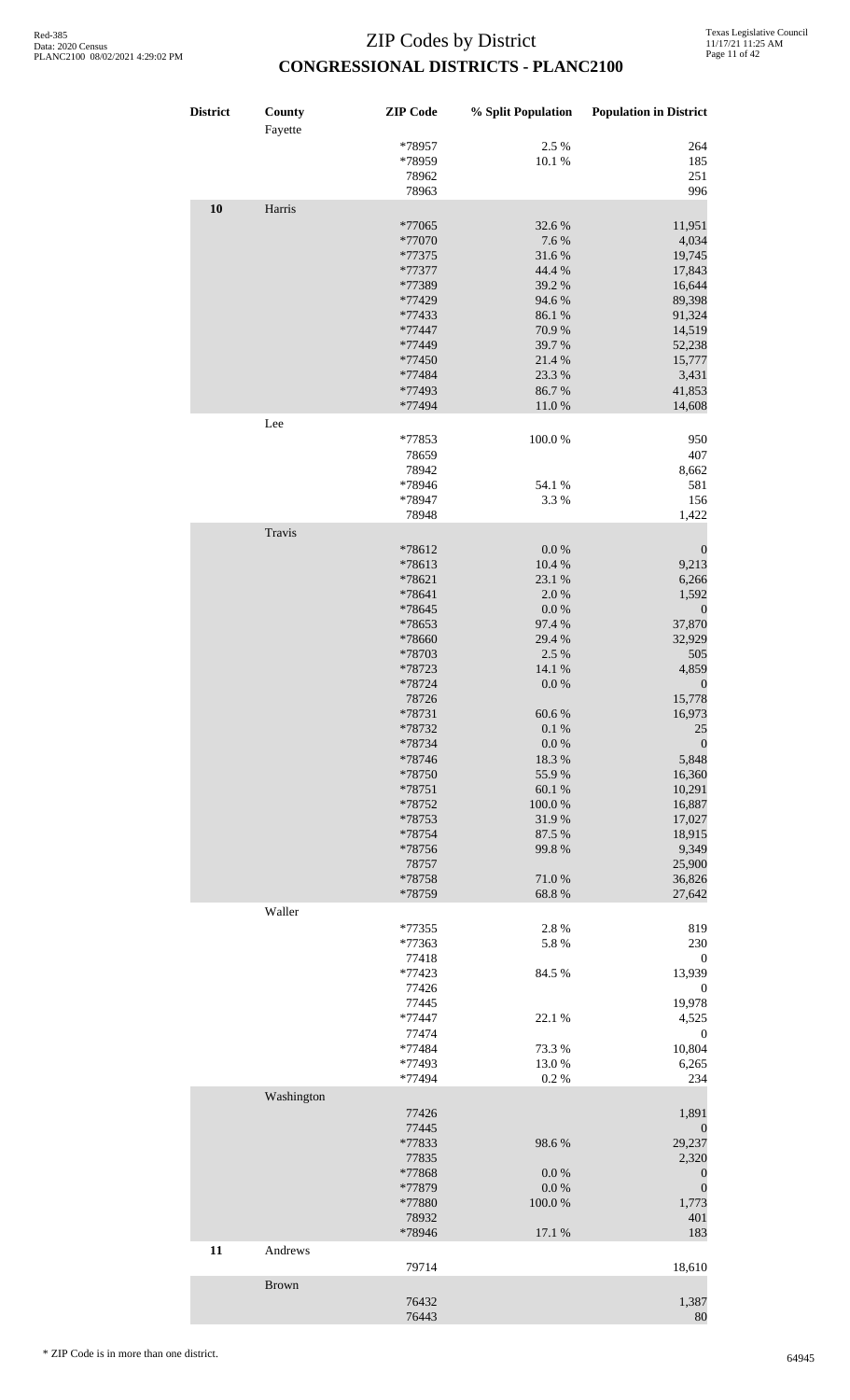# ZIP Codes by District

## CONGRESSIONAL DISTRICTS - PLANC2100

| District | County | ZIP Code | % Split Population | Population in District |
|---|---|---|---|---|
| | Fayette | | | |
| | | *78957 | 2.5 % | 264 |
| | | *78959 | 10.1 % | 185 |
| | | 78962 | | 251 |
| | | 78963 | | 996 |
| **10** | Harris | | | |
| | | *77065 | 32.6 % | 11,951 |
| | | *77070 | 7.6 % | 4,034 |
| | | *77375 | 31.6 % | 19,745 |
| | | *77377 | 44.4 % | 17,843 |
| | | *77389 | 39.2 % | 16,644 |
| | | *77429 | 94.6 % | 89,398 |
| | | *77433 | 86.1 % | 91,324 |
| | | *77447 | 70.9 % | 14,519 |
| | | *77449 | 39.7 % | 52,238 |
| | | *77450 | 21.4 % | 15,777 |
| | | *77484 | 23.3 % | 3,431 |
| | | *77493 | 86.7 % | 41,853 |
| | | *77494 | 11.0 % | 14,608 |
| | Lee | | | |
| | | *77853 | 100.0 % | 950 |
| | | 78659 | | 407 |
| | | 78942 | | 8,662 |
| | | *78946 | 54.1 % | 581 |
| | | *78947 | 3.3 % | 156 |
| | | 78948 | | 1,422 |
| | Travis | | | |
| | | *78612 | 0.0 % | 0 |
| | | *78613 | 10.4 % | 9,213 |
| | | *78621 | 23.1 % | 6,266 |
| | | *78641 | 2.0 % | 1,592 |
| | | *78645 | 0.0 % | 0 |
| | | *78653 | 97.4 % | 37,870 |
| | | *78660 | 29.4 % | 32,929 |
| | | *78703 | 2.5 % | 505 |
| | | *78723 | 14.1 % | 4,859 |
| | | *78724 | 0.0 % | 0 |
| | | 78726 | | 15,778 |
| | | *78731 | 60.6 % | 16,973 |
| | | *78732 | 0.1 % | 25 |
| | | *78734 | 0.0 % | 0 |
| | | *78746 | 18.3 % | 5,848 |
| | | *78750 | 55.9 % | 16,360 |
| | | *78751 | 60.1 % | 10,291 |
| | | *78752 | 100.0 % | 16,887 |
| | | *78753 | 31.9 % | 17,027 |
| | | *78754 | 87.5 % | 18,915 |
| | | *78756 | 99.8 % | 9,349 |
| | | 78757 | | 25,900 |
| | | *78758 | 71.0 % | 36,826 |
| | | *78759 | 68.8 % | 27,642 |
| | Waller | | | |
| | | *77355 | 2.8 % | 819 |
| | | *77363 | 5.8 % | 230 |
| | | 77418 | | 0 |
| | | *77423 | 84.5 % | 13,939 |
| | | 77426 | | 0 |
| | | 77445 | | 19,978 |
| | | *77447 | 22.1 % | 4,525 |
| | | 77474 | | 0 |
| | | *77484 | 73.3 % | 10,804 |
| | | *77493 | 13.0 % | 6,265 |
| | | *77494 | 0.2 % | 234 |
| | Washington | | | |
| | | 77426 | | 1,891 |
| | | 77445 | | 0 |
| | | *77833 | 98.6 % | 29,237 |
| | | 77835 | | 2,320 |
| | | *77868 | 0.0 % | 0 |
| | | *77879 | 0.0 % | 0 |
| | | *77880 | 100.0 % | 1,773 |
| | | 78932 | | 401 |
| | | *78946 | 17.1 % | 183 |
| **11** | Andrews | | | |
| | | 79714 | | 18,610 |
| | Brown | | | |
| | | 76432 | | 1,387 |
| | | 76443 | | 80 |

\* ZIP Code is in more than one district.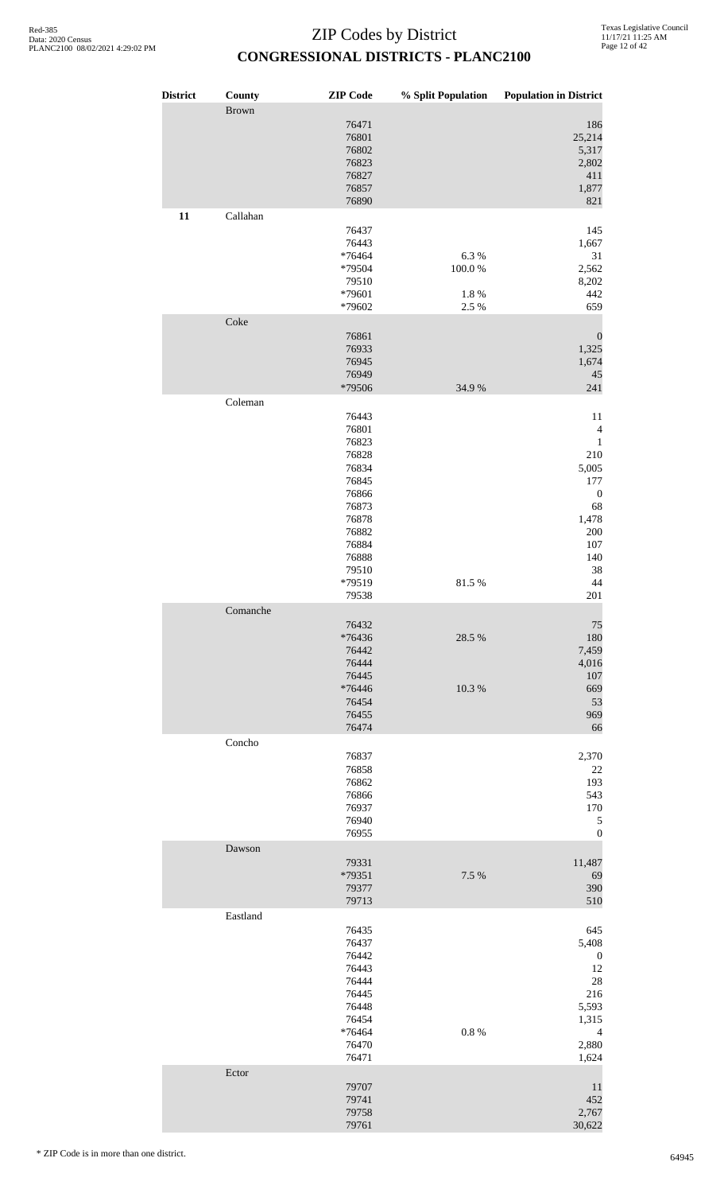# ZIP Codes by District

## CONGRESSIONAL DISTRICTS - PLANC2100

| District | County | ZIP Code | % Split Population | Population in District |
|---|---|---|---|---|
| | Brown | | | |
| | | 76471 | | 186 |
| | | 76801 | | 25,214 |
| | | 76802 | | 5,317 |
| | | 76823 | | 2,802 |
| | | 76827 | | 411 |
| | | 76857 | | 1,877 |
| | | 76890 | | 821 |
| **11** | Callahan | | | |
| | | 76437 | | 145 |
| | | 76443 | | 1,667 |
| | | *76464 | 6.3 % | 31 |
| | | *79504 | 100.0 % | 2,562 |
| | | 79510 | | 8,202 |
| | | *79601 | 1.8 % | 442 |
| | | *79602 | 2.5 % | 659 |
| | Coke | | | |
| | | 76861 | | 0 |
| | | 76933 | | 1,325 |
| | | 76945 | | 1,674 |
| | | 76949 | | 45 |
| | | *79506 | 34.9 % | 241 |
| | Coleman | | | |
| | | 76443 | | 11 |
| | | 76801 | | 4 |
| | | 76823 | | 1 |
| | | 76828 | | 210 |
| | | 76834 | | 5,005 |
| | | 76845 | | 177 |
| | | 76866 | | 0 |
| | | 76873 | | 68 |
| | | 76878 | | 1,478 |
| | | 76882 | | 200 |
| | | 76884 | | 107 |
| | | 76888 | | 140 |
| | | 79510 | | 38 |
| | | *79519 | 81.5 % | 44 |
| | | 79538 | | 201 |
| | Comanche | | | |
| | | 76432 | | 75 |
| | | *76436 | 28.5 % | 180 |
| | | 76442 | | 7,459 |
| | | 76444 | | 4,016 |
| | | 76445 | | 107 |
| | | *76446 | 10.3 % | 669 |
| | | 76454 | | 53 |
| | | 76455 | | 969 |
| | | 76474 | | 66 |
| | Concho | | | |
| | | 76837 | | 2,370 |
| | | 76858 | | 22 |
| | | 76862 | | 193 |
| | | 76866 | | 543 |
| | | 76937 | | 170 |
| | | 76940 | | 5 |
| | | 76955 | | 0 |
| | Dawson | | | |
| | | 79331 | | 11,487 |
| | | *79351 | 7.5 % | 69 |
| | | 79377 | | 390 |
| | | 79713 | | 510 |
| | Eastland | | | |
| | | 76435 | | 645 |
| | | 76437 | | 5,408 |
| | | 76442 | | 0 |
| | | 76443 | | 12 |
| | | 76444 | | 28 |
| | | 76445 | | 216 |
| | | 76448 | | 5,593 |
| | | 76454 | | 1,315 |
| | | *76464 | 0.8 % | 4 |
| | | 76470 | | 2,880 |
| | | 76471 | | 1,624 |
| | Ector | | | |
| | | 79707 | | 11 |
| | | 79741 | | 452 |
| | | 79758 | | 2,767 |
| | | 79761 | | 30,622 |

* ZIP Code is in more than one district.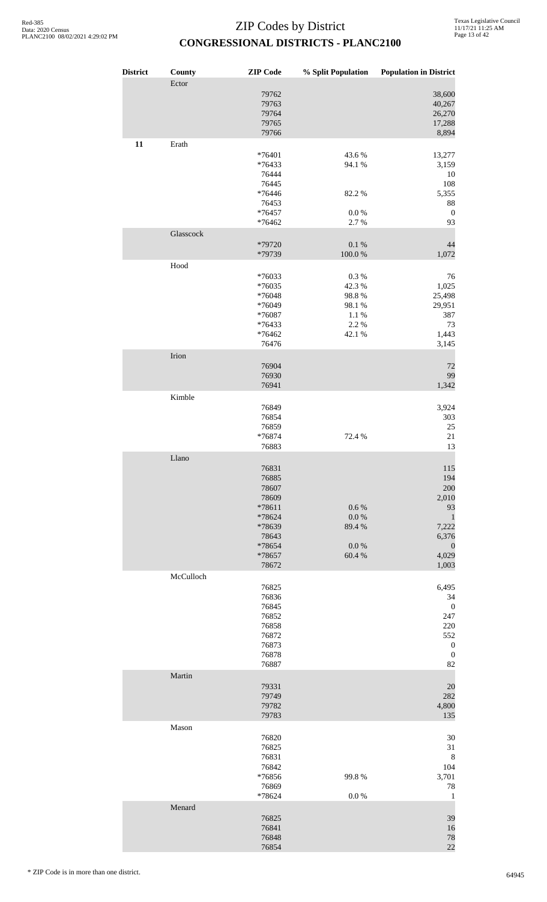# ZIP Codes by District

## CONGRESSIONAL DISTRICTS - PLANC2100

| District | County | ZIP Code | % Split Population | Population in District |
|---|---|---|---|---|
| | Ector | | | |
| | | 79762 | | 38,600 |
| | | 79763 | | 40,267 |
| | | 79764 | | 26,270 |
| | | 79765 | | 17,288 |
| | | 79766 | | 8,894 |
| **11** | Erath | | | |
| | | *76401 | 43.6 % | 13,277 |
| | | *76433 | 94.1 % | 3,159 |
| | | 76444 | | 10 |
| | | 76445 | | 108 |
| | | *76446 | 82.2 % | 5,355 |
| | | 76453 | | 88 |
| | | *76457 | 0.0 % | 0 |
| | | *76462 | 2.7 % | 93 |
| | Glasscock | | | |
| | | *79720 | 0.1 % | 44 |
| | | *79739 | 100.0 % | 1,072 |
| | Hood | | | |
| | | *76033 | 0.3 % | 76 |
| | | *76035 | 42.3 % | 1,025 |
| | | *76048 | 98.8 % | 25,498 |
| | | *76049 | 98.1 % | 29,951 |
| | | *76087 | 1.1 % | 387 |
| | | *76433 | 2.2 % | 73 |
| | | *76462 | 42.1 % | 1,443 |
| | | 76476 | | 3,145 |
| | Irion | | | |
| | | 76904 | | 72 |
| | | 76930 | | 99 |
| | | 76941 | | 1,342 |
| | Kimble | | | |
| | | 76849 | | 3,924 |
| | | 76854 | | 303 |
| | | 76859 | | 25 |
| | | *76874 | 72.4 % | 21 |
| | | 76883 | | 13 |
| | Llano | | | |
| | | 76831 | | 115 |
| | | 76885 | | 194 |
| | | 78607 | | 200 |
| | | 78609 | | 2,010 |
| | | *78611 | 0.6 % | 93 |
| | | *78624 | 0.0 % | 1 |
| | | *78639 | 89.4 % | 7,222 |
| | | 78643 | | 6,376 |
| | | *78654 | 0.0 % | 0 |
| | | *78657 | 60.4 % | 4,029 |
| | | 78672 | | 1,003 |
| | McCulloch | | | |
| | | 76825 | | 6,495 |
| | | 76836 | | 34 |
| | | 76845 | | 0 |
| | | 76852 | | 247 |
| | | 76858 | | 220 |
| | | 76872 | | 552 |
| | | 76873 | | 0 |
| | | 76878 | | 0 |
| | | 76887 | | 82 |
| | Martin | | | |
| | | 79331 | | 20 |
| | | 79749 | | 282 |
| | | 79782 | | 4,800 |
| | | 79783 | | 135 |
| | Mason | | | |
| | | 76820 | | 30 |
| | | 76825 | | 31 |
| | | 76831 | | 8 |
| | | 76842 | | 104 |
| | | *76856 | 99.8 % | 3,701 |
| | | 76869 | | 78 |
| | | *78624 | 0.0 % | 1 |
| | Menard | | | |
| | | 76825 | | 39 |
| | | 76841 | | 16 |
| | | 76848 | | 78 |
| | | 76854 | | 22 |

\* ZIP Code is in more than one district.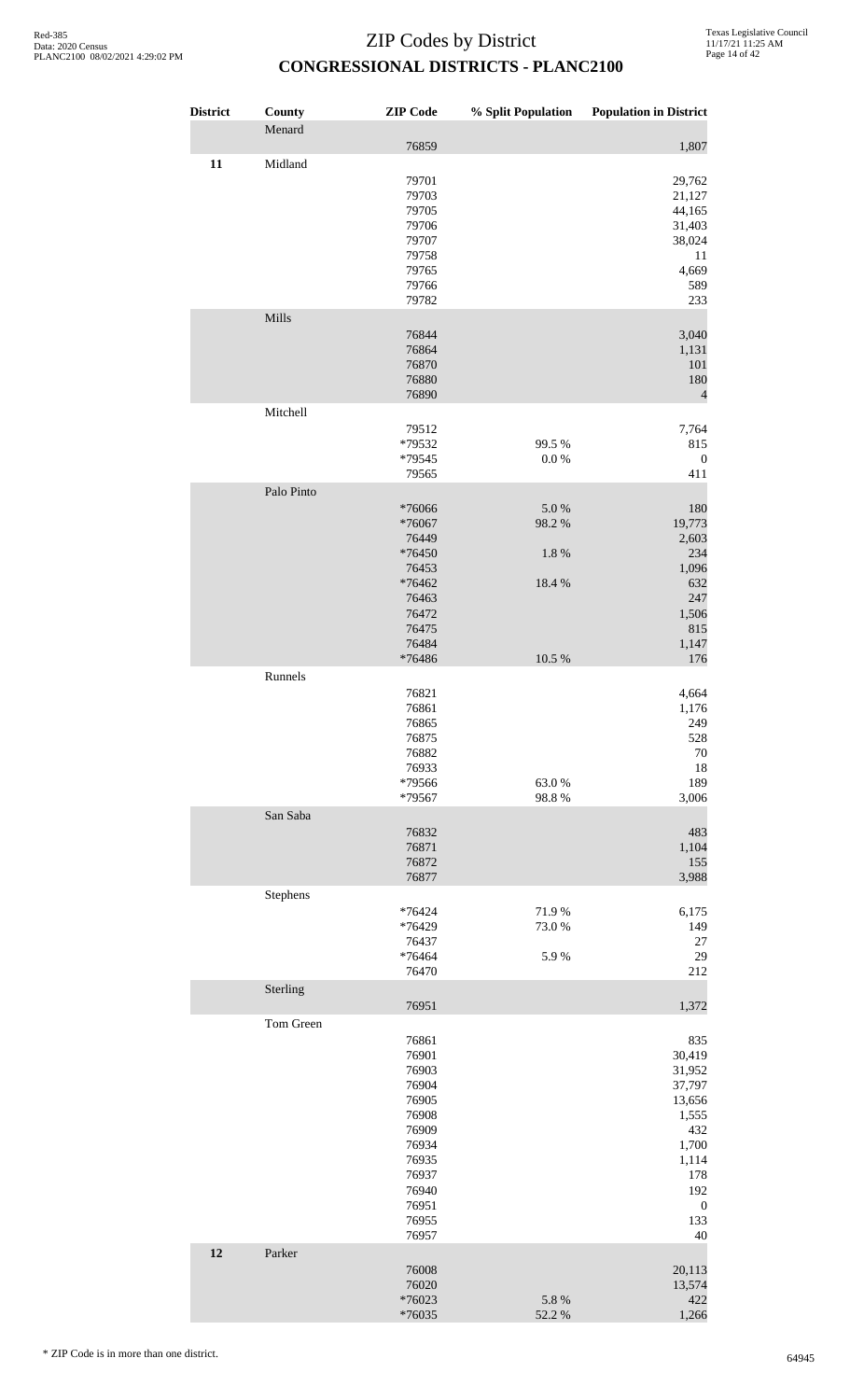# ZIP Codes by District

## CONGRESSIONAL DISTRICTS - PLANC2100

| District | County | ZIP Code | % Split Population | Population in District |
|---|---|---|---|---|
| | Menard | | | |
| | | 76859 | | 1,807 |
| 11 | Midland | | | |
| | | 79701 | | 29,762 |
| | | 79703 | | 21,127 |
| | | 79705 | | 44,165 |
| | | 79706 | | 31,403 |
| | | 79707 | | 38,024 |
| | | 79758 | | 11 |
| | | 79765 | | 4,669 |
| | | 79766 | | 589 |
| | | 79782 | | 233 |
| | Mills | | | |
| | | 76844 | | 3,040 |
| | | 76864 | | 1,131 |
| | | 76870 | | 101 |
| | | 76880 | | 180 |
| | | 76890 | | 4 |
| | Mitchell | | | |
| | | 79512 | | 7,764 |
| | | *79532 | 99.5 % | 815 |
| | | *79545 | 0.0 % | 0 |
| | | 79565 | | 411 |
| | Palo Pinto | | | |
| | | *76066 | 5.0 % | 180 |
| | | *76067 | 98.2 % | 19,773 |
| | | 76449 | | 2,603 |
| | | *76450 | 1.8 % | 234 |
| | | 76453 | | 1,096 |
| | | *76462 | 18.4 % | 632 |
| | | 76463 | | 247 |
| | | 76472 | | 1,506 |
| | | 76475 | | 815 |
| | | 76484 | | 1,147 |
| | | *76486 | 10.5 % | 176 |
| | Runnels | | | |
| | | 76821 | | 4,664 |
| | | 76861 | | 1,176 |
| | | 76865 | | 249 |
| | | 76875 | | 528 |
| | | 76882 | | 70 |
| | | 76933 | | 18 |
| | | *79566 | 63.0 % | 189 |
| | | *79567 | 98.8 % | 3,006 |
| | San Saba | | | |
| | | 76832 | | 483 |
| | | 76871 | | 1,104 |
| | | 76872 | | 155 |
| | | 76877 | | 3,988 |
| | Stephens | | | |
| | | *76424 | 71.9 % | 6,175 |
| | | *76429 | 73.0 % | 149 |
| | | 76437 | | 27 |
| | | *76464 | 5.9 % | 29 |
| | | 76470 | | 212 |
| | Sterling | | | |
| | | 76951 | | 1,372 |
| | Tom Green | | | |
| | | 76861 | | 835 |
| | | 76901 | | 30,419 |
| | | 76903 | | 31,952 |
| | | 76904 | | 37,797 |
| | | 76905 | | 13,656 |
| | | 76908 | | 1,555 |
| | | 76909 | | 432 |
| | | 76934 | | 1,700 |
| | | 76935 | | 1,114 |
| | | 76937 | | 178 |
| | | 76940 | | 192 |
| | | 76951 | | 0 |
| | | 76955 | | 133 |
| | | 76957 | | 40 |
| 12 | Parker | | | |
| | | 76008 | | 20,113 |
| | | 76020 | | 13,574 |
| | | *76023 | 5.8 % | 422 |
| | | *76035 | 52.2 % | 1,266 |

* ZIP Code is in more than one district.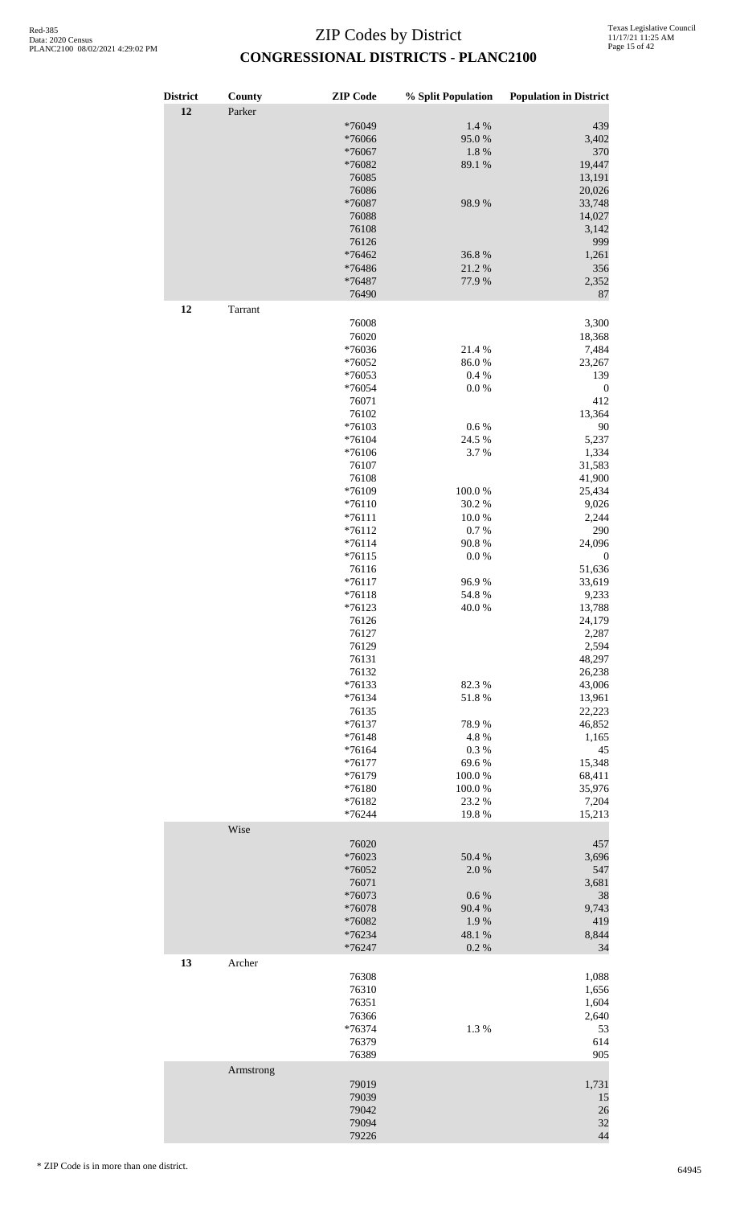# ZIP Codes by District
## CONGRESSIONAL DISTRICTS - PLANC2100

| District | County | ZIP Code | % Split Population | Population in District |
|---|---|---|---|---|
| 12 | Parker | | | |
| | | *76049 | 1.4 % | 439 |
| | | *76066 | 95.0 % | 3,402 |
| | | *76067 | 1.8 % | 370 |
| | | *76082 | 89.1 % | 19,447 |
| | | 76085 | | 13,191 |
| | | 76086 | | 20,026 |
| | | *76087 | 98.9 % | 33,748 |
| | | 76088 | | 14,027 |
| | | 76108 | | 3,142 |
| | | 76126 | | 999 |
| | | *76462 | 36.8 % | 1,261 |
| | | *76486 | 21.2 % | 356 |
| | | *76487 | 77.9 % | 2,352 |
| | | 76490 | | 87 |
| 12 | Tarrant | | | |
| | | 76008 | | 3,300 |
| | | 76020 | | 18,368 |
| | | *76036 | 21.4 % | 7,484 |
| | | *76052 | 86.0 % | 23,267 |
| | | *76053 | 0.4 % | 139 |
| | | *76054 | 0.0 % | 0 |
| | | 76071 | | 412 |
| | | 76102 | | 13,364 |
| | | *76103 | 0.6 % | 90 |
| | | *76104 | 24.5 % | 5,237 |
| | | *76106 | 3.7 % | 1,334 |
| | | 76107 | | 31,583 |
| | | 76108 | | 41,900 |
| | | *76109 | 100.0 % | 25,434 |
| | | *76110 | 30.2 % | 9,026 |
| | | *76111 | 10.0 % | 2,244 |
| | | *76112 | 0.7 % | 290 |
| | | *76114 | 90.8 % | 24,096 |
| | | *76115 | 0.0 % | 0 |
| | | 76116 | | 51,636 |
| | | *76117 | 96.9 % | 33,619 |
| | | *76118 | 54.8 % | 9,233 |
| | | *76123 | 40.0 % | 13,788 |
| | | 76126 | | 24,179 |
| | | 76127 | | 2,287 |
| | | 76129 | | 2,594 |
| | | 76131 | | 48,297 |
| | | 76132 | | 26,238 |
| | | *76133 | 82.3 % | 43,006 |
| | | *76134 | 51.8 % | 13,961 |
| | | 76135 | | 22,223 |
| | | *76137 | 78.9 % | 46,852 |
| | | *76148 | 4.8 % | 1,165 |
| | | *76164 | 0.3 % | 45 |
| | | *76177 | 69.6 % | 15,348 |
| | | *76179 | 100.0 % | 68,411 |
| | | *76180 | 100.0 % | 35,976 |
| | | *76182 | 23.2 % | 7,204 |
| | | *76244 | 19.8 % | 15,213 |
| | Wise | | | |
| | | 76020 | | 457 |
| | | *76023 | 50.4 % | 3,696 |
| | | *76052 | 2.0 % | 547 |
| | | 76071 | | 3,681 |
| | | *76073 | 0.6 % | 38 |
| | | *76078 | 90.4 % | 9,743 |
| | | *76082 | 1.9 % | 419 |
| | | *76234 | 48.1 % | 8,844 |
| | | *76247 | 0.2 % | 34 |
| 13 | Archer | | | |
| | | 76308 | | 1,088 |
| | | 76310 | | 1,656 |
| | | 76351 | | 1,604 |
| | | 76366 | | 2,640 |
| | | *76374 | 1.3 % | 53 |
| | | 76379 | | 614 |
| | | 76389 | | 905 |
| | Armstrong | | | |
| | | 79019 | | 1,731 |
| | | 79039 | | 15 |
| | | 79042 | | 26 |
| | | 79094 | | 32 |
| | | 79226 | | 44 |

\* ZIP Code is in more than one district.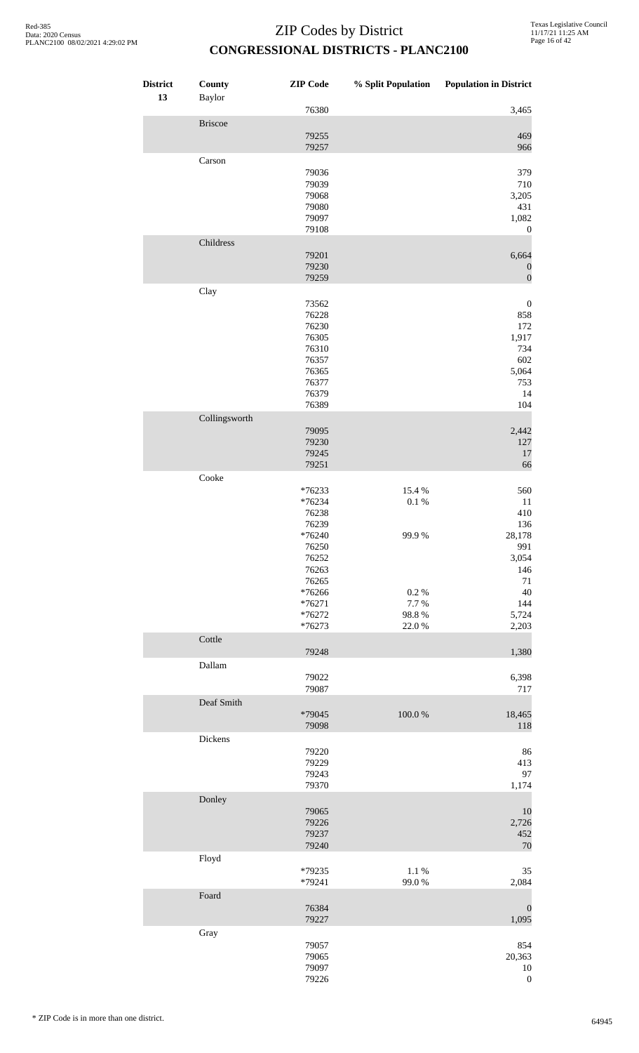# ZIP Codes by District

## CONGRESSIONAL DISTRICTS - PLANC2100

| District | County | ZIP Code | % Split Population | Population in District |
|---|---|---|---|---|
| 13 | Baylor | | | |
| | | 76380 | | 3,465 |
| | Briscoe | | | |
| | | 79255 | | 469 |
| | | 79257 | | 966 |
| | Carson | | | |
| | | 79036 | | 379 |
| | | 79039 | | 710 |
| | | 79068 | | 3,205 |
| | | 79080 | | 431 |
| | | 79097 | | 1,082 |
| | | 79108 | | 0 |
| | Childress | | | |
| | | 79201 | | 6,664 |
| | | 79230 | | 0 |
| | | 79259 | | 0 |
| | Clay | | | |
| | | 73562 | | 0 |
| | | 76228 | | 858 |
| | | 76230 | | 172 |
| | | 76305 | | 1,917 |
| | | 76310 | | 734 |
| | | 76357 | | 602 |
| | | 76365 | | 5,064 |
| | | 76377 | | 753 |
| | | 76379 | | 14 |
| | | 76389 | | 104 |
| | Collingsworth | | | |
| | | 79095 | | 2,442 |
| | | 79230 | | 127 |
| | | 79245 | | 17 |
| | | 79251 | | 66 |
| | Cooke | | | |
| | | *76233 | 15.4 % | 560 |
| | | *76234 | 0.1 % | 11 |
| | | 76238 | | 410 |
| | | 76239 | | 136 |
| | | *76240 | 99.9 % | 28,178 |
| | | 76250 | | 991 |
| | | 76252 | | 3,054 |
| | | 76263 | | 146 |
| | | 76265 | | 71 |
| | | *76266 | 0.2 % | 40 |
| | | *76271 | 7.7 % | 144 |
| | | *76272 | 98.8 % | 5,724 |
| | | *76273 | 22.0 % | 2,203 |
| | Cottle | | | |
| | | 79248 | | 1,380 |
| | Dallam | | | |
| | | 79022 | | 6,398 |
| | | 79087 | | 717 |
| | Deaf Smith | | | |
| | | *79045 | 100.0 % | 18,465 |
| | | 79098 | | 118 |
| | Dickens | | | |
| | | 79220 | | 86 |
| | | 79229 | | 413 |
| | | 79243 | | 97 |
| | | 79370 | | 1,174 |
| | Donley | | | |
| | | 79065 | | 10 |
| | | 79226 | | 2,726 |
| | | 79237 | | 452 |
| | | 79240 | | 70 |
| | Floyd | | | |
| | | *79235 | 1.1 % | 35 |
| | | *79241 | 99.0 % | 2,084 |
| | Foard | | | |
| | | 76384 | | 0 |
| | | 79227 | | 1,095 |
| | Gray | | | |
| | | 79057 | | 854 |
| | | 79065 | | 20,363 |
| | | 79097 | | 10 |
| | | 79226 | | 0 |

\* ZIP Code is in more than one district.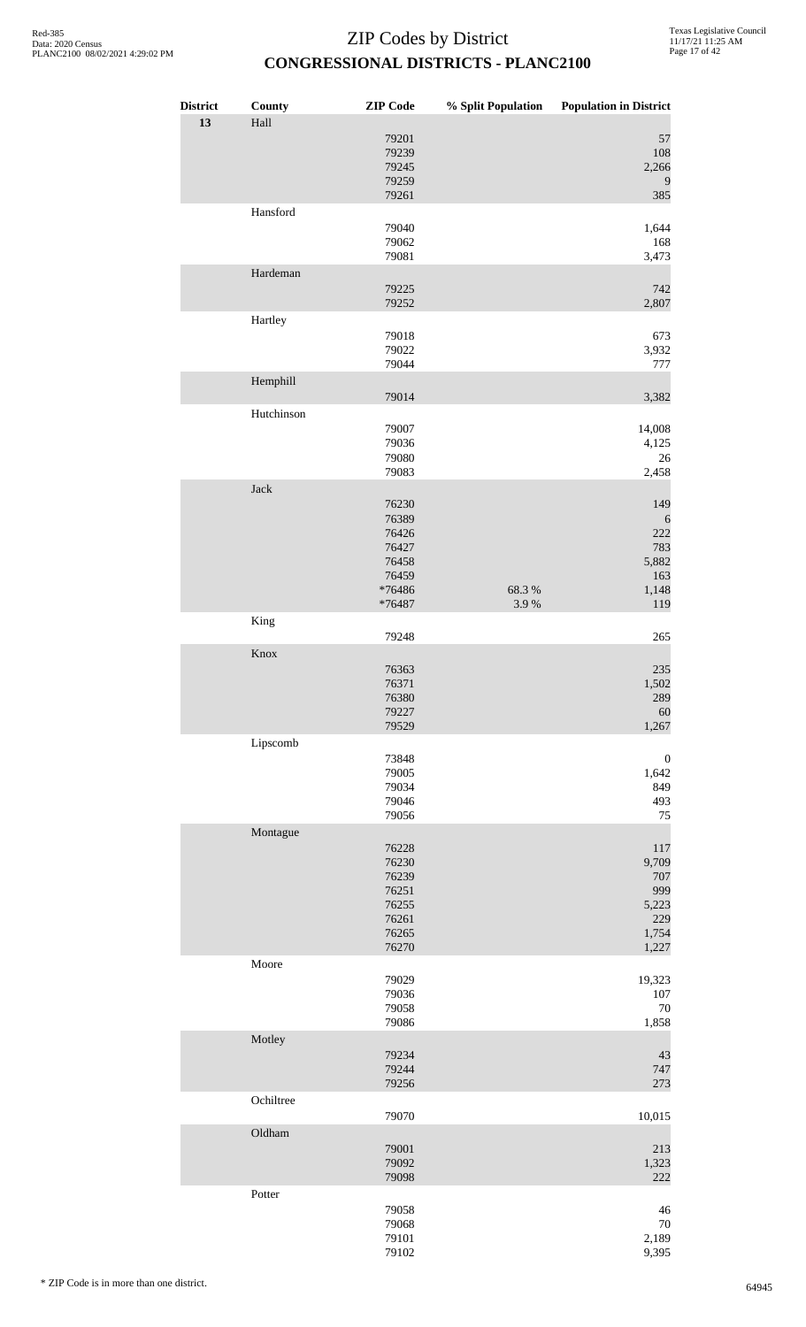# ZIP Codes by District

## CONGRESSIONAL DISTRICTS - PLANC2100

| District | County | ZIP Code | % Split Population | Population in District |
|---|---|---|---|---|
| 13 | Hall | | | |
| | | 79201 | | 57 |
| | | 79239 | | 108 |
| | | 79245 | | 2,266 |
| | | 79259 | | 9 |
| | | 79261 | | 385 |
| | Hansford | | | |
| | | 79040 | | 1,644 |
| | | 79062 | | 168 |
| | | 79081 | | 3,473 |
| | Hardeman | | | |
| | | 79225 | | 742 |
| | | 79252 | | 2,807 |
| | Hartley | | | |
| | | 79018 | | 673 |
| | | 79022 | | 3,932 |
| | | 79044 | | 777 |
| | Hemphill | | | |
| | | 79014 | | 3,382 |
| | Hutchinson | | | |
| | | 79007 | | 14,008 |
| | | 79036 | | 4,125 |
| | | 79080 | | 26 |
| | | 79083 | | 2,458 |
| | Jack | | | |
| | | 76230 | | 149 |
| | | 76389 | | 6 |
| | | 76426 | | 222 |
| | | 76427 | | 783 |
| | | 76458 | | 5,882 |
| | | 76459 | | 163 |
| | | *76486 | 68.3 % | 1,148 |
| | | *76487 | 3.9 % | 119 |
| | King | | | |
| | | 79248 | | 265 |
| | Knox | | | |
| | | 76363 | | 235 |
| | | 76371 | | 1,502 |
| | | 76380 | | 289 |
| | | 79227 | | 60 |
| | | 79529 | | 1,267 |
| | Lipscomb | | | |
| | | 73848 | | 0 |
| | | 79005 | | 1,642 |
| | | 79034 | | 849 |
| | | 79046 | | 493 |
| | | 79056 | | 75 |
| | Montague | | | |
| | | 76228 | | 117 |
| | | 76230 | | 9,709 |
| | | 76239 | | 707 |
| | | 76251 | | 999 |
| | | 76255 | | 5,223 |
| | | 76261 | | 229 |
| | | 76265 | | 1,754 |
| | | 76270 | | 1,227 |
| | Moore | | | |
| | | 79029 | | 19,323 |
| | | 79036 | | 107 |
| | | 79058 | | 70 |
| | | 79086 | | 1,858 |
| | Motley | | | |
| | | 79234 | | 43 |
| | | 79244 | | 747 |
| | | 79256 | | 273 |
| | Ochiltree | | | |
| | | 79070 | | 10,015 |
| | Oldham | | | |
| | | 79001 | | 213 |
| | | 79092 | | 1,323 |
| | | 79098 | | 222 |
| | Potter | | | |
| | | 79058 | | 46 |
| | | 79068 | | 70 |
| | | 79101 | | 2,189 |
| | | 79102 | | 9,395 |

* ZIP Code is in more than one district.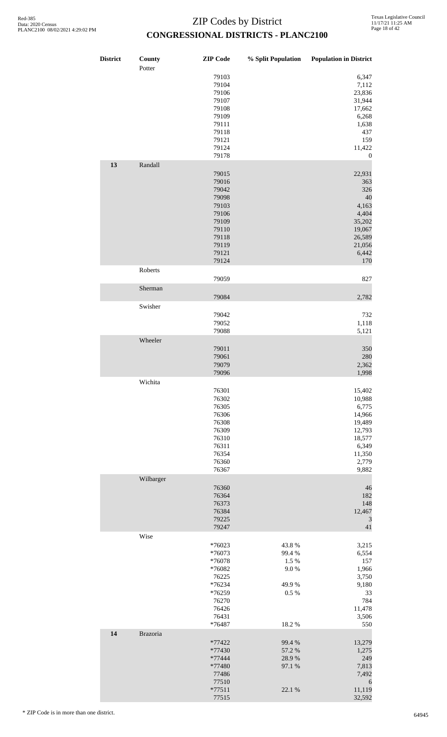# ZIP Codes by District

## CONGRESSIONAL DISTRICTS - PLANC2100

| District | County | ZIP Code | % Split Population | Population in District |
|---|---|---|---|---|
| | Potter | | | |
| | | 79103 | | 6,347 |
| | | 79104 | | 7,112 |
| | | 79106 | | 23,836 |
| | | 79107 | | 31,944 |
| | | 79108 | | 17,662 |
| | | 79109 | | 6,268 |
| | | 79111 | | 1,638 |
| | | 79118 | | 437 |
| | | 79121 | | 159 |
| | | 79124 | | 11,422 |
| | | 79178 | | 0 |
| **13** | Randall | | | |
| | | 79015 | | 22,931 |
| | | 79016 | | 363 |
| | | 79042 | | 326 |
| | | 79098 | | 40 |
| | | 79103 | | 4,163 |
| | | 79106 | | 4,404 |
| | | 79109 | | 35,202 |
| | | 79110 | | 19,067 |
| | | 79118 | | 26,589 |
| | | 79119 | | 21,056 |
| | | 79121 | | 6,442 |
| | | 79124 | | 170 |
| | Roberts | | | |
| | | 79059 | | 827 |
| | Sherman | | | |
| | | 79084 | | 2,782 |
| | Swisher | | | |
| | | 79042 | | 732 |
| | | 79052 | | 1,118 |
| | | 79088 | | 5,121 |
| | Wheeler | | | |
| | | 79011 | | 350 |
| | | 79061 | | 280 |
| | | 79079 | | 2,362 |
| | | 79096 | | 1,998 |
| | Wichita | | | |
| | | 76301 | | 15,402 |
| | | 76302 | | 10,988 |
| | | 76305 | | 6,775 |
| | | 76306 | | 14,966 |
| | | 76308 | | 19,489 |
| | | 76309 | | 12,793 |
| | | 76310 | | 18,577 |
| | | 76311 | | 6,349 |
| | | 76354 | | 11,350 |
| | | 76360 | | 2,779 |
| | | 76367 | | 9,882 |
| | Wilbarger | | | |
| | | 76360 | | 46 |
| | | 76364 | | 182 |
| | | 76373 | | 148 |
| | | 76384 | | 12,467 |
| | | 79225 | | 3 |
| | | 79247 | | 41 |
| | Wise | | | |
| | | *76023 | 43.8 % | 3,215 |
| | | *76073 | 99.4 % | 6,554 |
| | | *76078 | 1.5 % | 157 |
| | | *76082 | 9.0 % | 1,966 |
| | | 76225 | | 3,750 |
| | | *76234 | 49.9 % | 9,180 |
| | | *76259 | 0.5 % | 33 |
| | | 76270 | | 784 |
| | | 76426 | | 11,478 |
| | | 76431 | | 3,506 |
| | | *76487 | 18.2 % | 550 |
| **14** | Brazoria | | | |
| | | *77422 | 99.4 % | 13,279 |
| | | *77430 | 57.2 % | 1,275 |
| | | *77444 | 28.9 % | 249 |
| | | *77480 | 97.1 % | 7,813 |
| | | 77486 | | 7,492 |
| | | 77510 | | 6 |
| | | *77511 | 22.1 % | 11,119 |
| | | 77515 | | 32,592 |

\* ZIP Code is in more than one district.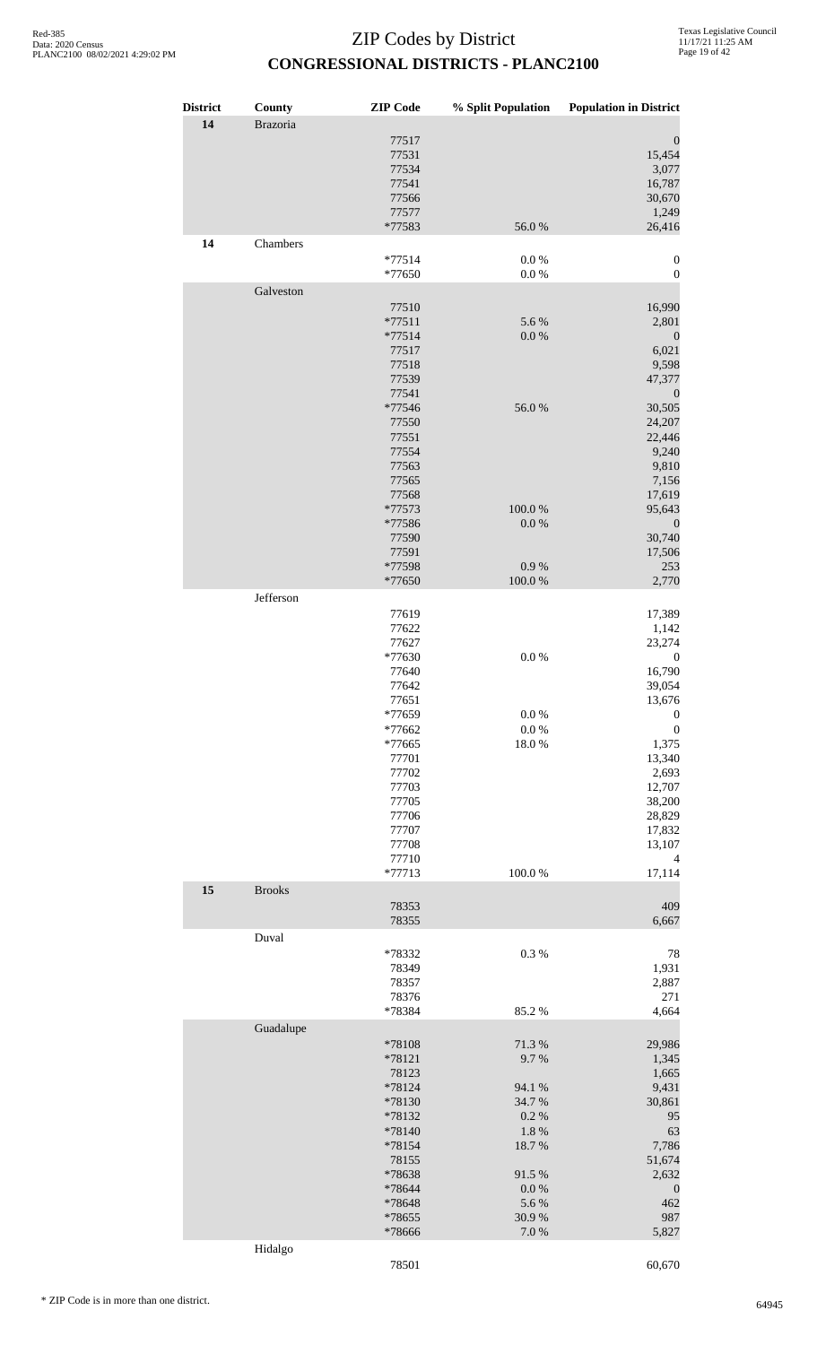# ZIP Codes by District

## CONGRESSIONAL DISTRICTS - PLANC2100

| District | County | ZIP Code | % Split Population | Population in District |
|---|---|---|---|---|
| 14 | Brazoria | | | |
| | | 77517 | | 0 |
| | | 77531 | | 15,454 |
| | | 77534 | | 3,077 |
| | | 77541 | | 16,787 |
| | | 77566 | | 30,670 |
| | | 77577 | | 1,249 |
| | | *77583 | 56.0 % | 26,416 |
| 14 | Chambers | | | |
| | | *77514 | 0.0 % | 0 |
| | | *77650 | 0.0 % | 0 |
| | Galveston | | | |
| | | 77510 | | 16,990 |
| | | *77511 | 5.6 % | 2,801 |
| | | *77514 | 0.0 % | 0 |
| | | 77517 | | 6,021 |
| | | 77518 | | 9,598 |
| | | 77539 | | 47,377 |
| | | 77541 | | 0 |
| | | *77546 | 56.0 % | 30,505 |
| | | 77550 | | 24,207 |
| | | 77551 | | 22,446 |
| | | 77554 | | 9,240 |
| | | 77563 | | 9,810 |
| | | 77565 | | 7,156 |
| | | 77568 | | 17,619 |
| | | *77573 | 100.0 % | 95,643 |
| | | *77586 | 0.0 % | 0 |
| | | 77590 | | 30,740 |
| | | 77591 | | 17,506 |
| | | *77598 | 0.9 % | 253 |
| | | *77650 | 100.0 % | 2,770 |
| | Jefferson | | | |
| | | 77619 | | 17,389 |
| | | 77622 | | 1,142 |
| | | 77627 | | 23,274 |
| | | *77630 | 0.0 % | 0 |
| | | 77640 | | 16,790 |
| | | 77642 | | 39,054 |
| | | 77651 | | 13,676 |
| | | *77659 | 0.0 % | 0 |
| | | *77662 | 0.0 % | 0 |
| | | *77665 | 18.0 % | 1,375 |
| | | 77701 | | 13,340 |
| | | 77702 | | 2,693 |
| | | 77703 | | 12,707 |
| | | 77705 | | 38,200 |
| | | 77706 | | 28,829 |
| | | 77707 | | 17,832 |
| | | 77708 | | 13,107 |
| | | 77710 | | 4 |
| | | *77713 | 100.0 % | 17,114 |
| 15 | Brooks | | | |
| | | 78353 | | 409 |
| | | 78355 | | 6,667 |
| | Duval | | | |
| | | *78332 | 0.3 % | 78 |
| | | 78349 | | 1,931 |
| | | 78357 | | 2,887 |
| | | 78376 | | 271 |
| | | *78384 | 85.2 % | 4,664 |
| | Guadalupe | | | |
| | | *78108 | 71.3 % | 29,986 |
| | | *78121 | 9.7 % | 1,345 |
| | | 78123 | | 1,665 |
| | | *78124 | 94.1 % | 9,431 |
| | | *78130 | 34.7 % | 30,861 |
| | | *78132 | 0.2 % | 95 |
| | | *78140 | 1.8 % | 63 |
| | | *78154 | 18.7 % | 7,786 |
| | | 78155 | | 51,674 |
| | | *78638 | 91.5 % | 2,632 |
| | | *78644 | 0.0 % | 0 |
| | | *78648 | 5.6 % | 462 |
| | | *78655 | 30.9 % | 987 |
| | | *78666 | 7.0 % | 5,827 |
| | Hidalgo | | | |
| | | 78501 | | 60,670 |

* ZIP Code is in more than one district.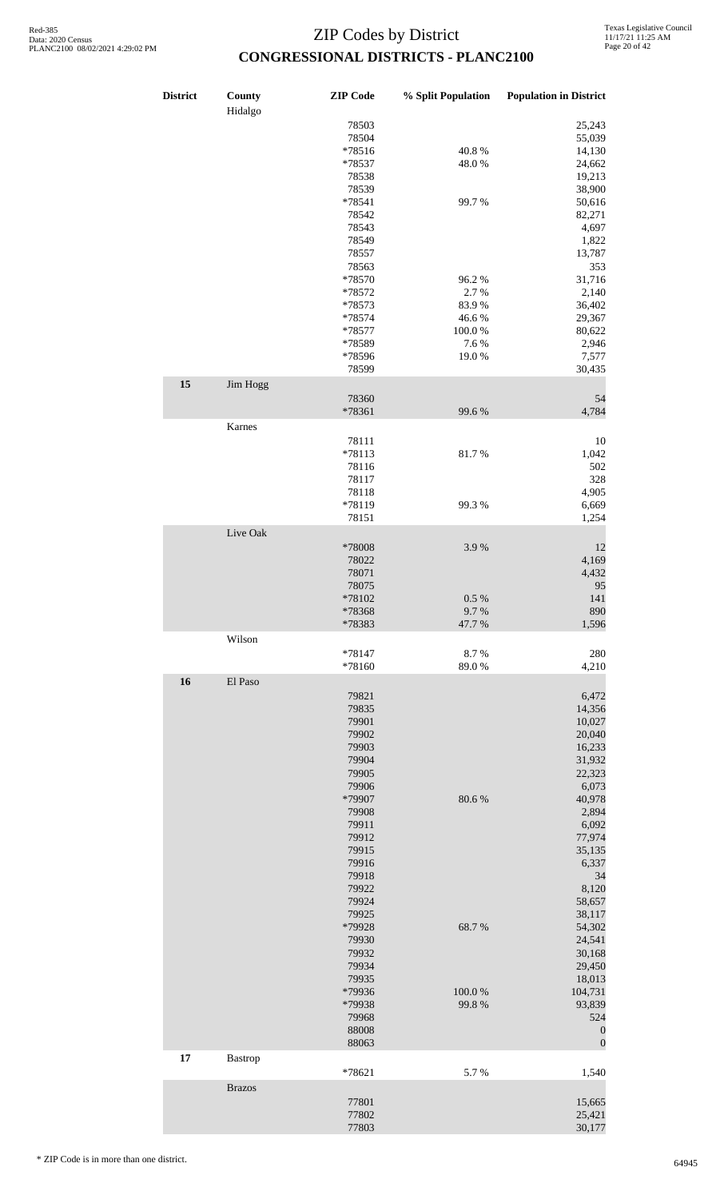# ZIP Codes by District

## CONGRESSIONAL DISTRICTS - PLANC2100

| District | County | ZIP Code | % Split Population | Population in District |
|---|---|---|---|---|
| | Hidalgo | | | |
| | | 78503 | | 25,243 |
| | | 78504 | | 55,039 |
| | | *78516 | 40.8 % | 14,130 |
| | | *78537 | 48.0 % | 24,662 |
| | | 78538 | | 19,213 |
| | | 78539 | | 38,900 |
| | | *78541 | 99.7 % | 50,616 |
| | | 78542 | | 82,271 |
| | | 78543 | | 4,697 |
| | | 78549 | | 1,822 |
| | | 78557 | | 13,787 |
| | | 78563 | | 353 |
| | | *78570 | 96.2 % | 31,716 |
| | | *78572 | 2.7 % | 2,140 |
| | | *78573 | 83.9 % | 36,402 |
| | | *78574 | 46.6 % | 29,367 |
| | | *78577 | 100.0 % | 80,622 |
| | | *78589 | 7.6 % | 2,946 |
| | | *78596 | 19.0 % | 7,577 |
| | | 78599 | | 30,435 |
| **15** | Jim Hogg | | | |
| | | 78360 | | 54 |
| | | *78361 | 99.6 % | 4,784 |
| | Karnes | | | |
| | | 78111 | | 10 |
| | | *78113 | 81.7 % | 1,042 |
| | | 78116 | | 502 |
| | | 78117 | | 328 |
| | | 78118 | | 4,905 |
| | | *78119 | 99.3 % | 6,669 |
| | | 78151 | | 1,254 |
| | Live Oak | | | |
| | | *78008 | 3.9 % | 12 |
| | | 78022 | | 4,169 |
| | | 78071 | | 4,432 |
| | | 78075 | | 95 |
| | | *78102 | 0.5 % | 141 |
| | | *78368 | 9.7 % | 890 |
| | | *78383 | 47.7 % | 1,596 |
| | Wilson | | | |
| | | *78147 | 8.7 % | 280 |
| | | *78160 | 89.0 % | 4,210 |
| **16** | El Paso | | | |
| | | 79821 | | 6,472 |
| | | 79835 | | 14,356 |
| | | 79901 | | 10,027 |
| | | 79902 | | 20,040 |
| | | 79903 | | 16,233 |
| | | 79904 | | 31,932 |
| | | 79905 | | 22,323 |
| | | 79906 | | 6,073 |
| | | *79907 | 80.6 % | 40,978 |
| | | 79908 | | 2,894 |
| | | 79911 | | 6,092 |
| | | 79912 | | 77,974 |
| | | 79915 | | 35,135 |
| | | 79916 | | 6,337 |
| | | 79918 | | 34 |
| | | 79922 | | 8,120 |
| | | 79924 | | 58,657 |
| | | 79925 | | 38,117 |
| | | *79928 | 68.7 % | 54,302 |
| | | 79930 | | 24,541 |
| | | 79932 | | 30,168 |
| | | 79934 | | 29,450 |
| | | 79935 | | 18,013 |
| | | *79936 | 100.0 % | 104,731 |
| | | *79938 | 99.8 % | 93,839 |
| | | 79968 | | 524 |
| | | 88008 | | 0 |
| | | 88063 | | 0 |
| **17** | Bastrop | | | |
| | | *78621 | 5.7 % | 1,540 |
| | Brazos | | | |
| | | 77801 | | 15,665 |
| | | 77802 | | 25,421 |
| | | 77803 | | 30,177 |

\* ZIP Code is in more than one district.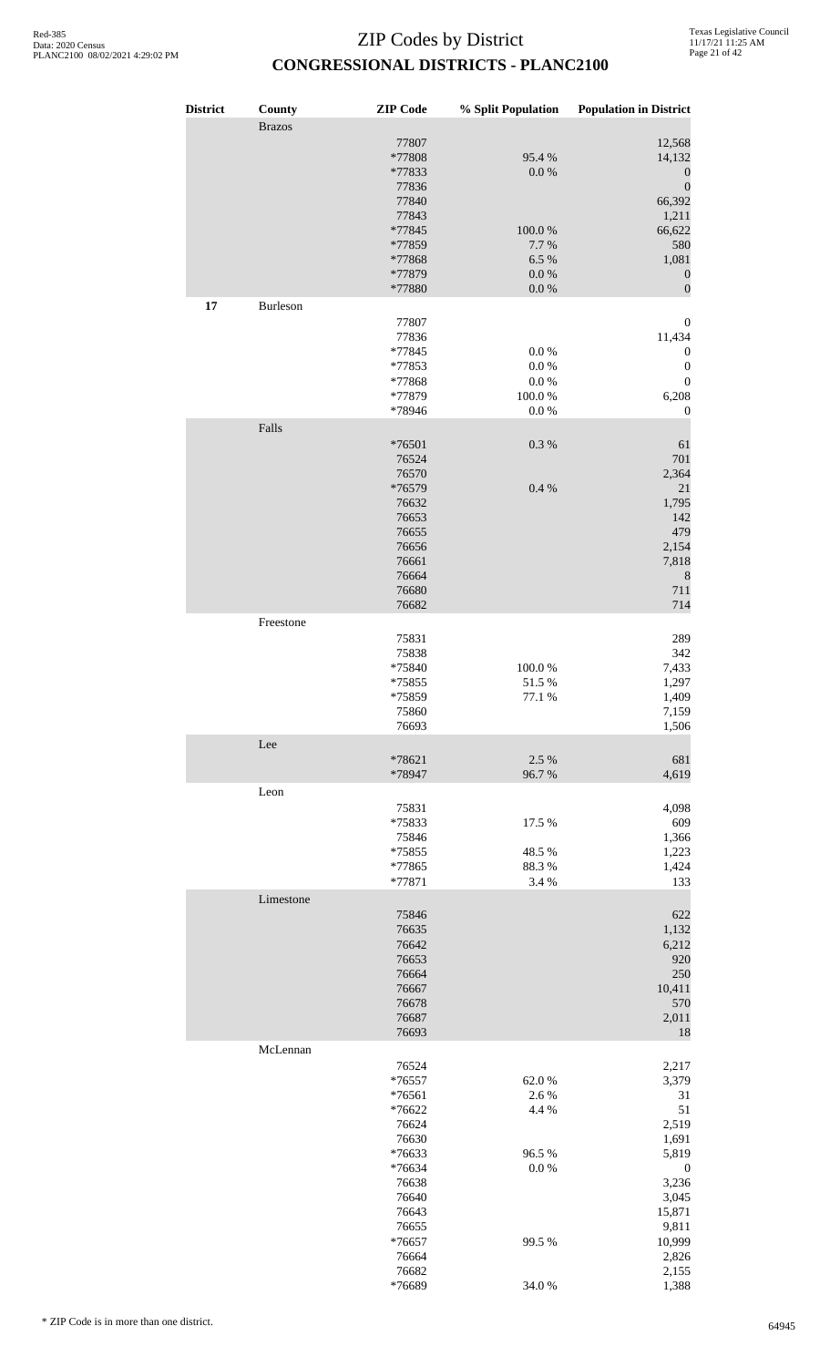# ZIP Codes by District

## CONGRESSIONAL DISTRICTS - PLANC2100

| District | County | ZIP Code | % Split Population | Population in District |
|---|---|---|---|---|
| | Brazos | | | |
| | | 77807 | | 12,568 |
| | | *77808 | 95.4 % | 14,132 |
| | | *77833 | 0.0 % | 0 |
| | | 77836 | | 0 |
| | | 77840 | | 66,392 |
| | | 77843 | | 1,211 |
| | | *77845 | 100.0 % | 66,622 |
| | | *77859 | 7.7 % | 580 |
| | | *77868 | 6.5 % | 1,081 |
| | | *77879 | 0.0 % | 0 |
| | | *77880 | 0.0 % | 0 |
| **17** | Burleson | | | |
| | | 77807 | | 0 |
| | | 77836 | | 11,434 |
| | | *77845 | 0.0 % | 0 |
| | | *77853 | 0.0 % | 0 |
| | | *77868 | 0.0 % | 0 |
| | | *77879 | 100.0 % | 6,208 |
| | | *78946 | 0.0 % | 0 |
| | Falls | | | |
| | | *76501 | 0.3 % | 61 |
| | | 76524 | | 701 |
| | | 76570 | | 2,364 |
| | | *76579 | 0.4 % | 21 |
| | | 76632 | | 1,795 |
| | | 76653 | | 142 |
| | | 76655 | | 479 |
| | | 76656 | | 2,154 |
| | | 76661 | | 7,818 |
| | | 76664 | | 8 |
| | | 76680 | | 711 |
| | | 76682 | | 714 |
| | Freestone | | | |
| | | 75831 | | 289 |
| | | 75838 | | 342 |
| | | *75840 | 100.0 % | 7,433 |
| | | *75855 | 51.5 % | 1,297 |
| | | *75859 | 77.1 % | 1,409 |
| | | 75860 | | 7,159 |
| | | 76693 | | 1,506 |
| | Lee | | | |
| | | *78621 | 2.5 % | 681 |
| | | *78947 | 96.7 % | 4,619 |
| | Leon | | | |
| | | 75831 | | 4,098 |
| | | *75833 | 17.5 % | 609 |
| | | 75846 | | 1,366 |
| | | *75855 | 48.5 % | 1,223 |
| | | *77865 | 88.3 % | 1,424 |
| | | *77871 | 3.4 % | 133 |
| | Limestone | | | |
| | | 75846 | | 622 |
| | | 76635 | | 1,132 |
| | | 76642 | | 6,212 |
| | | 76653 | | 920 |
| | | 76664 | | 250 |
| | | 76667 | | 10,411 |
| | | 76678 | | 570 |
| | | 76687 | | 2,011 |
| | | 76693 | | 18 |
| | McLennan | | | |
| | | 76524 | | 2,217 |
| | | *76557 | 62.0 % | 3,379 |
| | | *76561 | 2.6 % | 31 |
| | | *76622 | 4.4 % | 51 |
| | | 76624 | | 2,519 |
| | | 76630 | | 1,691 |
| | | *76633 | 96.5 % | 5,819 |
| | | *76634 | 0.0 % | 0 |
| | | 76638 | | 3,236 |
| | | 76640 | | 3,045 |
| | | 76643 | | 15,871 |
| | | 76655 | | 9,811 |
| | | *76657 | 99.5 % | 10,999 |
| | | 76664 | | 2,826 |
| | | 76682 | | 2,155 |
| | | *76689 | 34.0 % | 1,388 |

\* ZIP Code is in more than one district.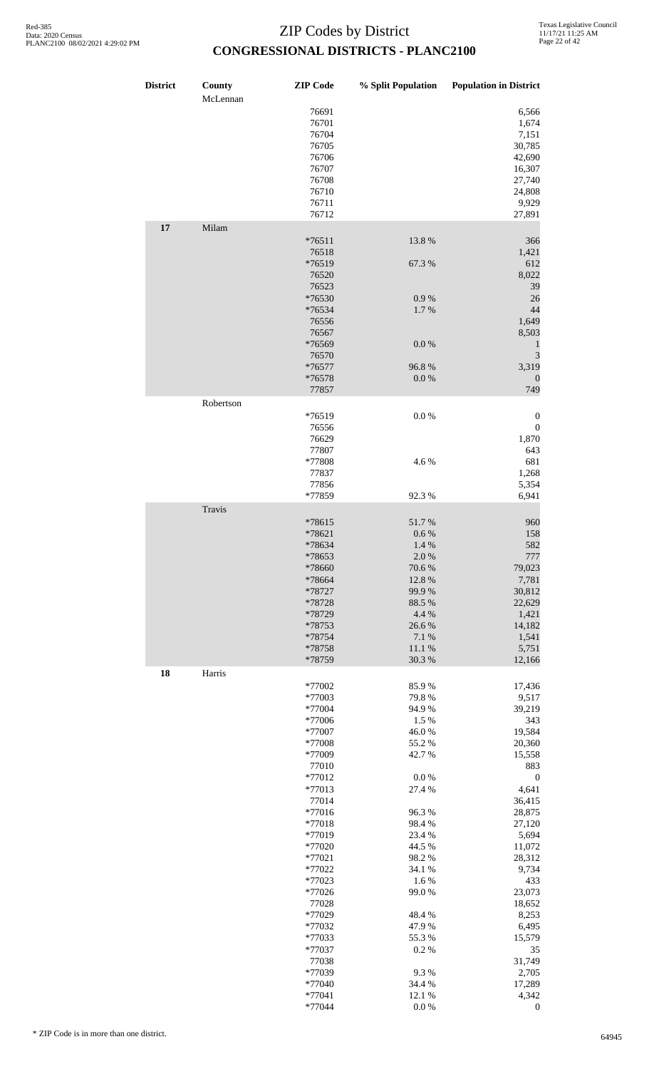# ZIP Codes by District

## CONGRESSIONAL DISTRICTS - PLANC2100

| District | County | ZIP Code | % Split Population | Population in District |
|---|---|---|---|---|
| | McLennan | | | |
| | | 76691 | | 6,566 |
| | | 76701 | | 1,674 |
| | | 76704 | | 7,151 |
| | | 76705 | | 30,785 |
| | | 76706 | | 42,690 |
| | | 76707 | | 16,307 |
| | | 76708 | | 27,740 |
| | | 76710 | | 24,808 |
| | | 76711 | | 9,929 |
| | | 76712 | | 27,891 |
| **17** | Milam | | | |
| | | *76511 | 13.8 % | 366 |
| | | 76518 | | 1,421 |
| | | *76519 | 67.3 % | 612 |
| | | 76520 | | 8,022 |
| | | 76523 | | 39 |
| | | *76530 | 0.9 % | 26 |
| | | *76534 | 1.7 % | 44 |
| | | 76556 | | 1,649 |
| | | 76567 | | 8,503 |
| | | *76569 | 0.0 % | 1 |
| | | 76570 | | 3 |
| | | *76577 | 96.8 % | 3,319 |
| | | *76578 | 0.0 % | 0 |
| | | 77857 | | 749 |
| | Robertson | | | |
| | | *76519 | 0.0 % | 0 |
| | | 76556 | | 0 |
| | | 76629 | | 1,870 |
| | | 77807 | | 643 |
| | | *77808 | 4.6 % | 681 |
| | | 77837 | | 1,268 |
| | | 77856 | | 5,354 |
| | | *77859 | 92.3 % | 6,941 |
| | Travis | | | |
| | | *78615 | 51.7 % | 960 |
| | | *78621 | 0.6 % | 158 |
| | | *78634 | 1.4 % | 582 |
| | | *78653 | 2.0 % | 777 |
| | | *78660 | 70.6 % | 79,023 |
| | | *78664 | 12.8 % | 7,781 |
| | | *78727 | 99.9 % | 30,812 |
| | | *78728 | 88.5 % | 22,629 |
| | | *78729 | 4.4 % | 1,421 |
| | | *78753 | 26.6 % | 14,182 |
| | | *78754 | 7.1 % | 1,541 |
| | | *78758 | 11.1 % | 5,751 |
| | | *78759 | 30.3 % | 12,166 |
| **18** | Harris | | | |
| | | *77002 | 85.9 % | 17,436 |
| | | *77003 | 79.8 % | 9,517 |
| | | *77004 | 94.9 % | 39,219 |
| | | *77006 | 1.5 % | 343 |
| | | *77007 | 46.0 % | 19,584 |
| | | *77008 | 55.2 % | 20,360 |
| | | *77009 | 42.7 % | 15,558 |
| | | 77010 | | 883 |
| | | *77012 | 0.0 % | 0 |
| | | *77013 | 27.4 % | 4,641 |
| | | 77014 | | 36,415 |
| | | *77016 | 96.3 % | 28,875 |
| | | *77018 | 98.4 % | 27,120 |
| | | *77019 | 23.4 % | 5,694 |
| | | *77020 | 44.5 % | 11,072 |
| | | *77021 | 98.2 % | 28,312 |
| | | *77022 | 34.1 % | 9,734 |
| | | *77023 | 1.6 % | 433 |
| | | *77026 | 99.0 % | 23,073 |
| | | 77028 | | 18,652 |
| | | *77029 | 48.4 % | 8,253 |
| | | *77032 | 47.9 % | 6,495 |
| | | *77033 | 55.3 % | 15,579 |
| | | *77037 | 0.2 % | 35 |
| | | 77038 | | 31,749 |
| | | *77039 | 9.3 % | 2,705 |
| | | *77040 | 34.4 % | 17,289 |
| | | *77041 | 12.1 % | 4,342 |
| | | *77044 | 0.0 % | 0 |

\* ZIP Code is in more than one district.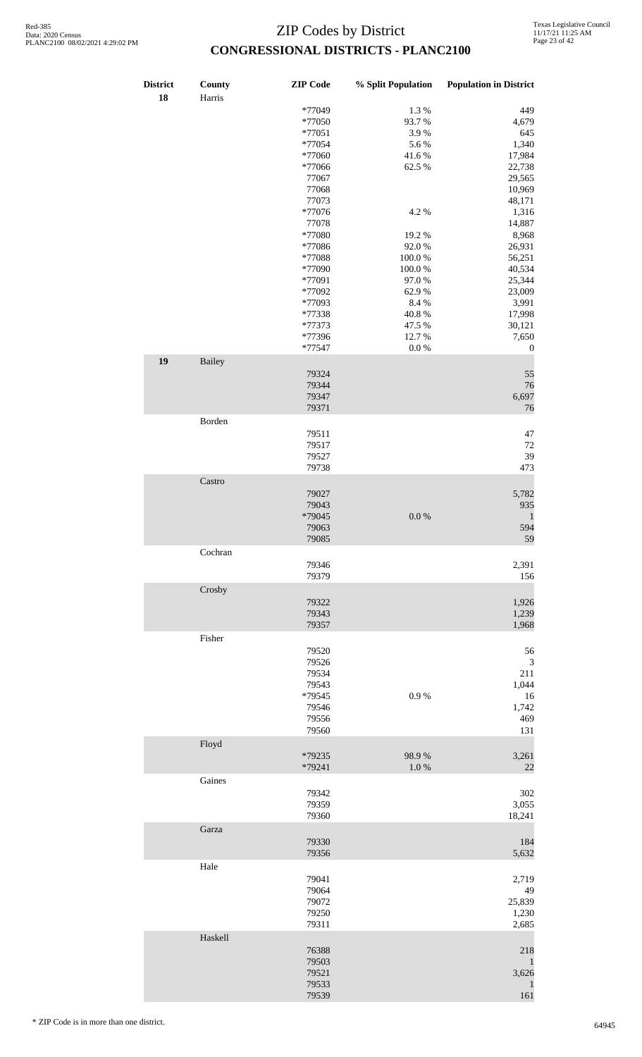# ZIP Codes by District

## CONGRESSIONAL DISTRICTS - PLANC2100

| District | County | ZIP Code | % Split Population | Population in District |
|---|---|---|---|---|
| 18 | Harris | | | |
| | | *77049 | 1.3 % | 449 |
| | | *77050 | 93.7 % | 4,679 |
| | | *77051 | 3.9 % | 645 |
| | | *77054 | 5.6 % | 1,340 |
| | | *77060 | 41.6 % | 17,984 |
| | | *77066 | 62.5 % | 22,738 |
| | | 77067 | | 29,565 |
| | | 77068 | | 10,969 |
| | | 77073 | | 48,171 |
| | | *77076 | 4.2 % | 1,316 |
| | | 77078 | | 14,887 |
| | | *77080 | 19.2 % | 8,968 |
| | | *77086 | 92.0 % | 26,931 |
| | | *77088 | 100.0 % | 56,251 |
| | | *77090 | 100.0 % | 40,534 |
| | | *77091 | 97.0 % | 25,344 |
| | | *77092 | 62.9 % | 23,009 |
| | | *77093 | 8.4 % | 3,991 |
| | | *77338 | 40.8 % | 17,998 |
| | | *77373 | 47.5 % | 30,121 |
| | | *77396 | 12.7 % | 7,650 |
| | | *77547 | 0.0 % | 0 |
| 19 | Bailey | | | |
| | | 79324 | | 55 |
| | | 79344 | | 76 |
| | | 79347 | | 6,697 |
| | | 79371 | | 76 |
| | Borden | | | |
| | | 79511 | | 47 |
| | | 79517 | | 72 |
| | | 79527 | | 39 |
| | | 79738 | | 473 |
| | Castro | | | |
| | | 79027 | | 5,782 |
| | | 79043 | | 935 |
| | | *79045 | 0.0 % | 1 |
| | | 79063 | | 594 |
| | | 79085 | | 59 |
| | Cochran | | | |
| | | 79346 | | 2,391 |
| | | 79379 | | 156 |
| | Crosby | | | |
| | | 79322 | | 1,926 |
| | | 79343 | | 1,239 |
| | | 79357 | | 1,968 |
| | Fisher | | | |
| | | 79520 | | 56 |
| | | 79526 | | 3 |
| | | 79534 | | 211 |
| | | 79543 | | 1,044 |
| | | *79545 | 0.9 % | 16 |
| | | 79546 | | 1,742 |
| | | 79556 | | 469 |
| | | 79560 | | 131 |
| | Floyd | | | |
| | | *79235 | 98.9 % | 3,261 |
| | | *79241 | 1.0 % | 22 |
| | Gaines | | | |
| | | 79342 | | 302 |
| | | 79359 | | 3,055 |
| | | 79360 | | 18,241 |
| | Garza | | | |
| | | 79330 | | 184 |
| | | 79356 | | 5,632 |
| | Hale | | | |
| | | 79041 | | 2,719 |
| | | 79064 | | 49 |
| | | 79072 | | 25,839 |
| | | 79250 | | 1,230 |
| | | 79311 | | 2,685 |
| | Haskell | | | |
| | | 76388 | | 218 |
| | | 79503 | | 1 |
| | | 79521 | | 3,626 |
| | | 79533 | | 1 |
| | | 79539 | | 161 |

\* ZIP Code is in more than one district.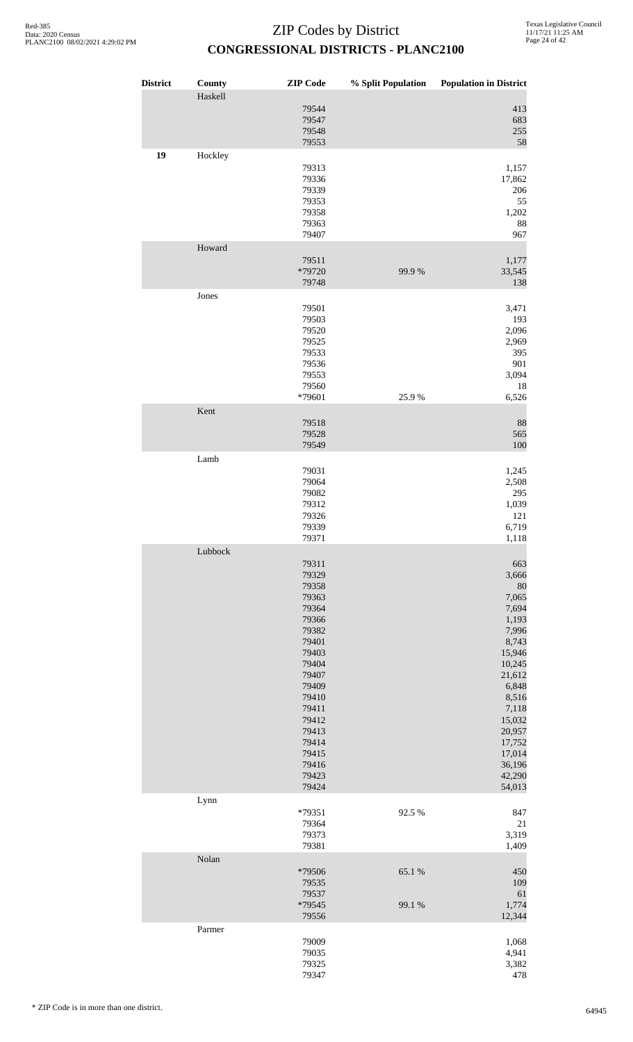# ZIP Codes by District

## CONGRESSIONAL DISTRICTS - PLANC2100

| District | County | ZIP Code | % Split Population | Population in District |
|---|---|---|---|---|
| | Haskell | | | |
| | | 79544 | | 413 |
| | | 79547 | | 683 |
| | | 79548 | | 255 |
| | | 79553 | | 58 |
| **19** | Hockley | | | |
| | | 79313 | | 1,157 |
| | | 79336 | | 17,862 |
| | | 79339 | | 206 |
| | | 79353 | | 55 |
| | | 79358 | | 1,202 |
| | | 79363 | | 88 |
| | | 79407 | | 967 |
| | Howard | | | |
| | | 79511 | | 1,177 |
| | | *79720 | 99.9 % | 33,545 |
| | | 79748 | | 138 |
| | Jones | | | |
| | | 79501 | | 3,471 |
| | | 79503 | | 193 |
| | | 79520 | | 2,096 |
| | | 79525 | | 2,969 |
| | | 79533 | | 395 |
| | | 79536 | | 901 |
| | | 79553 | | 3,094 |
| | | 79560 | | 18 |
| | | *79601 | 25.9 % | 6,526 |
| | Kent | | | |
| | | 79518 | | 88 |
| | | 79528 | | 565 |
| | | 79549 | | 100 |
| | Lamb | | | |
| | | 79031 | | 1,245 |
| | | 79064 | | 2,508 |
| | | 79082 | | 295 |
| | | 79312 | | 1,039 |
| | | 79326 | | 121 |
| | | 79339 | | 6,719 |
| | | 79371 | | 1,118 |
| | Lubbock | | | |
| | | 79311 | | 663 |
| | | 79329 | | 3,666 |
| | | 79358 | | 80 |
| | | 79363 | | 7,065 |
| | | 79364 | | 7,694 |
| | | 79366 | | 1,193 |
| | | 79382 | | 7,996 |
| | | 79401 | | 8,743 |
| | | 79403 | | 15,946 |
| | | 79404 | | 10,245 |
| | | 79407 | | 21,612 |
| | | 79409 | | 6,848 |
| | | 79410 | | 8,516 |
| | | 79411 | | 7,118 |
| | | 79412 | | 15,032 |
| | | 79413 | | 20,957 |
| | | 79414 | | 17,752 |
| | | 79415 | | 17,014 |
| | | 79416 | | 36,196 |
| | | 79423 | | 42,290 |
| | | 79424 | | 54,013 |
| | Lynn | | | |
| | | *79351 | 92.5 % | 847 |
| | | 79364 | | 21 |
| | | 79373 | | 3,319 |
| | | 79381 | | 1,409 |
| | Nolan | | | |
| | | *79506 | 65.1 % | 450 |
| | | 79535 | | 109 |
| | | 79537 | | 61 |
| | | *79545 | 99.1 % | 1,774 |
| | | 79556 | | 12,344 |
| | Parmer | | | |
| | | 79009 | | 1,068 |
| | | 79035 | | 4,941 |
| | | 79325 | | 3,382 |
| | | 79347 | | 478 |

\* ZIP Code is in more than one district.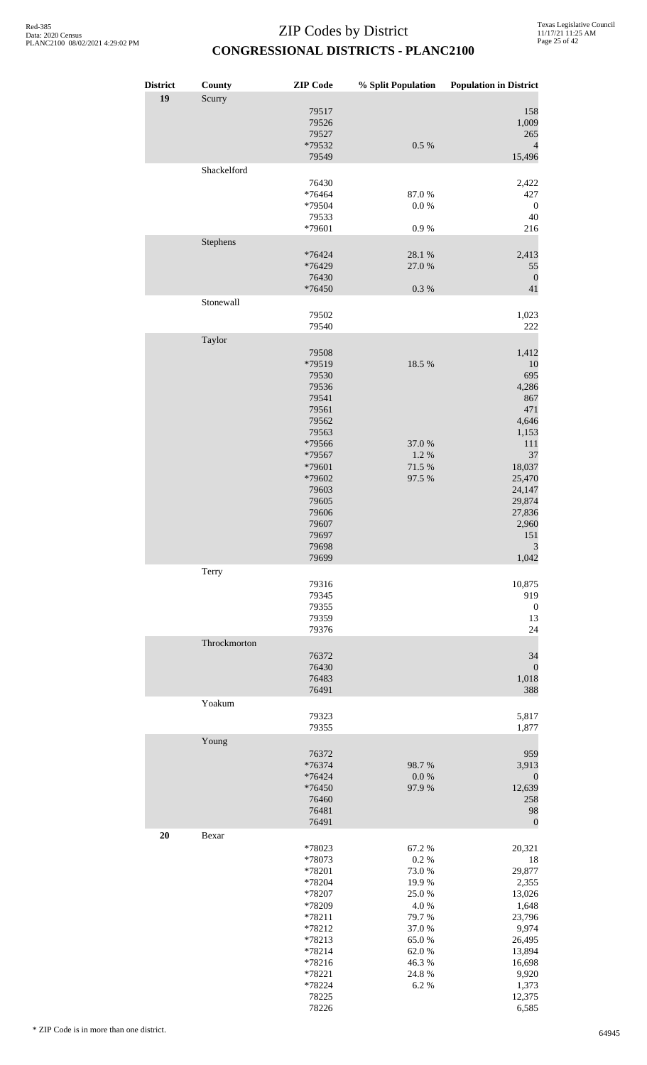# ZIP Codes by District

## CONGRESSIONAL DISTRICTS - PLANC2100

| District | County | ZIP Code | % Split Population | Population in District |
|---|---|---|---|---|
| 19 | Scurry | | | |
| | | 79517 | | 158 |
| | | 79526 | | 1,009 |
| | | 79527 | | 265 |
| | | *79532 | 0.5 % | 4 |
| | | 79549 | | 15,496 |
| | Shackelford | | | |
| | | 76430 | | 2,422 |
| | | *76464 | 87.0 % | 427 |
| | | *79504 | 0.0 % | 0 |
| | | 79533 | | 40 |
| | | *79601 | 0.9 % | 216 |
| | Stephens | | | |
| | | *76424 | 28.1 % | 2,413 |
| | | *76429 | 27.0 % | 55 |
| | | 76430 | | 0 |
| | | *76450 | 0.3 % | 41 |
| | Stonewall | | | |
| | | 79502 | | 1,023 |
| | | 79540 | | 222 |
| | Taylor | | | |
| | | 79508 | | 1,412 |
| | | *79519 | 18.5 % | 10 |
| | | 79530 | | 695 |
| | | 79536 | | 4,286 |
| | | 79541 | | 867 |
| | | 79561 | | 471 |
| | | 79562 | | 4,646 |
| | | 79563 | | 1,153 |
| | | *79566 | 37.0 % | 111 |
| | | *79567 | 1.2 % | 37 |
| | | *79601 | 71.5 % | 18,037 |
| | | *79602 | 97.5 % | 25,470 |
| | | 79603 | | 24,147 |
| | | 79605 | | 29,874 |
| | | 79606 | | 27,836 |
| | | 79607 | | 2,960 |
| | | 79697 | | 151 |
| | | 79698 | | 3 |
| | | 79699 | | 1,042 |
| | Terry | | | |
| | | 79316 | | 10,875 |
| | | 79345 | | 919 |
| | | 79355 | | 0 |
| | | 79359 | | 13 |
| | | 79376 | | 24 |
| | Throckmorton | | | |
| | | 76372 | | 34 |
| | | 76430 | | 0 |
| | | 76483 | | 1,018 |
| | | 76491 | | 388 |
| | Yoakum | | | |
| | | 79323 | | 5,817 |
| | | 79355 | | 1,877 |
| | Young | | | |
| | | 76372 | | 959 |
| | | *76374 | 98.7 % | 3,913 |
| | | *76424 | 0.0 % | 0 |
| | | *76450 | 97.9 % | 12,639 |
| | | 76460 | | 258 |
| | | 76481 | | 98 |
| | | 76491 | | 0 |
| 20 | Bexar | | | |
| | | *78023 | 67.2 % | 20,321 |
| | | *78073 | 0.2 % | 18 |
| | | *78201 | 73.0 % | 29,877 |
| | | *78204 | 19.9 % | 2,355 |
| | | *78207 | 25.0 % | 13,026 |
| | | *78209 | 4.0 % | 1,648 |
| | | *78211 | 79.7 % | 23,796 |
| | | *78212 | 37.0 % | 9,974 |
| | | *78213 | 65.0 % | 26,495 |
| | | *78214 | 62.0 % | 13,894 |
| | | *78216 | 46.3 % | 16,698 |
| | | *78221 | 24.8 % | 9,920 |
| | | *78224 | 6.2 % | 1,373 |
| | | 78225 | | 12,375 |
| | | 78226 | | 6,585 |

\* ZIP Code is in more than one district.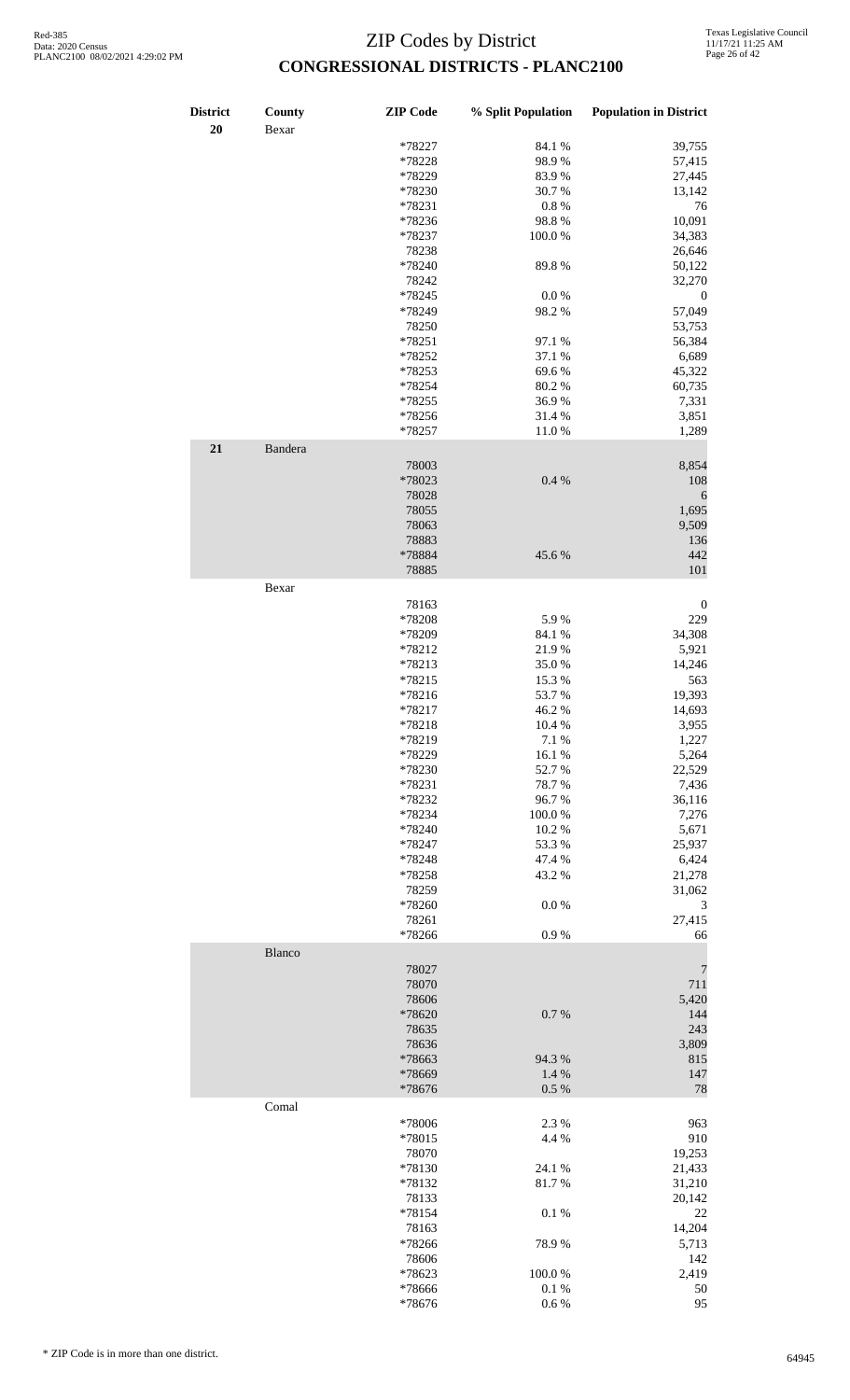# ZIP Codes by District

## CONGRESSIONAL DISTRICTS - PLANC2100

| District | County | ZIP Code | % Split Population | Population in District |
|---|---|---|---|---|
| 20 | Bexar | | | |
| | | *78227 | 84.1 % | 39,755 |
| | | *78228 | 98.9 % | 57,415 |
| | | *78229 | 83.9 % | 27,445 |
| | | *78230 | 30.7 % | 13,142 |
| | | *78231 | 0.8 % | 76 |
| | | *78236 | 98.8 % | 10,091 |
| | | *78237 | 100.0 % | 34,383 |
| | | 78238 | | 26,646 |
| | | *78240 | 89.8 % | 50,122 |
| | | 78242 | | 32,270 |
| | | *78245 | 0.0 % | 0 |
| | | *78249 | 98.2 % | 57,049 |
| | | 78250 | | 53,753 |
| | | *78251 | 97.1 % | 56,384 |
| | | *78252 | 37.1 % | 6,689 |
| | | *78253 | 69.6 % | 45,322 |
| | | *78254 | 80.2 % | 60,735 |
| | | *78255 | 36.9 % | 7,331 |
| | | *78256 | 31.4 % | 3,851 |
| | | *78257 | 11.0 % | 1,289 |
| 21 | Bandera | | | |
| | | 78003 | | 8,854 |
| | | *78023 | 0.4 % | 108 |
| | | 78028 | | 6 |
| | | 78055 | | 1,695 |
| | | 78063 | | 9,509 |
| | | 78883 | | 136 |
| | | *78884 | 45.6 % | 442 |
| | | 78885 | | 101 |
| | Bexar | | | |
| | | 78163 | | 0 |
| | | *78208 | 5.9 % | 229 |
| | | *78209 | 84.1 % | 34,308 |
| | | *78212 | 21.9 % | 5,921 |
| | | *78213 | 35.0 % | 14,246 |
| | | *78215 | 15.3 % | 563 |
| | | *78216 | 53.7 % | 19,393 |
| | | *78217 | 46.2 % | 14,693 |
| | | *78218 | 10.4 % | 3,955 |
| | | *78219 | 7.1 % | 1,227 |
| | | *78229 | 16.1 % | 5,264 |
| | | *78230 | 52.7 % | 22,529 |
| | | *78231 | 78.7 % | 7,436 |
| | | *78232 | 96.7 % | 36,116 |
| | | *78234 | 100.0 % | 7,276 |
| | | *78240 | 10.2 % | 5,671 |
| | | *78247 | 53.3 % | 25,937 |
| | | *78248 | 47.4 % | 6,424 |
| | | *78258 | 43.2 % | 21,278 |
| | | 78259 | | 31,062 |
| | | *78260 | 0.0 % | 3 |
| | | 78261 | | 27,415 |
| | | *78266 | 0.9 % | 66 |
| | Blanco | | | |
| | | 78027 | | 7 |
| | | 78070 | | 711 |
| | | 78606 | | 5,420 |
| | | *78620 | 0.7 % | 144 |
| | | 78635 | | 243 |
| | | 78636 | | 3,809 |
| | | *78663 | 94.3 % | 815 |
| | | *78669 | 1.4 % | 147 |
| | | *78676 | 0.5 % | 78 |
| | Comal | | | |
| | | *78006 | 2.3 % | 963 |
| | | *78015 | 4.4 % | 910 |
| | | 78070 | | 19,253 |
| | | *78130 | 24.1 % | 21,433 |
| | | *78132 | 81.7 % | 31,210 |
| | | 78133 | | 20,142 |
| | | *78154 | 0.1 % | 22 |
| | | 78163 | | 14,204 |
| | | *78266 | 78.9 % | 5,713 |
| | | 78606 | | 142 |
| | | *78623 | 100.0 % | 2,419 |
| | | *78666 | 0.1 % | 50 |
| | | *78676 | 0.6 % | 95 |

* ZIP Code is in more than one district.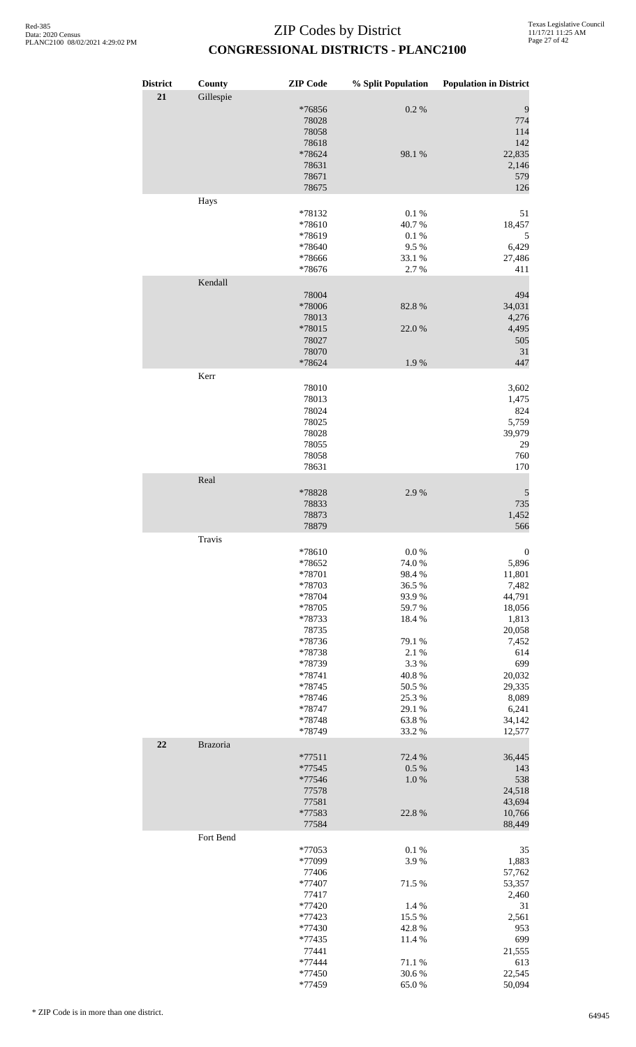# ZIP Codes by District

## CONGRESSIONAL DISTRICTS - PLANC2100

| District | County | ZIP Code | % Split Population | Population in District |
|---|---|---|---|---|
| 21 | Gillespie | | | |
| | | *76856 | 0.2 % | 9 |
| | | 78028 | | 774 |
| | | 78058 | | 114 |
| | | 78618 | | 142 |
| | | *78624 | 98.1 % | 22,835 |
| | | 78631 | | 2,146 |
| | | 78671 | | 579 |
| | | 78675 | | 126 |
| | Hays | | | |
| | | *78132 | 0.1 % | 51 |
| | | *78610 | 40.7 % | 18,457 |
| | | *78619 | 0.1 % | 5 |
| | | *78640 | 9.5 % | 6,429 |
| | | *78666 | 33.1 % | 27,486 |
| | | *78676 | 2.7 % | 411 |
| | Kendall | | | |
| | | 78004 | | 494 |
| | | *78006 | 82.8 % | 34,031 |
| | | 78013 | | 4,276 |
| | | *78015 | 22.0 % | 4,495 |
| | | 78027 | | 505 |
| | | 78070 | | 31 |
| | | *78624 | 1.9 % | 447 |
| | Kerr | | | |
| | | 78010 | | 3,602 |
| | | 78013 | | 1,475 |
| | | 78024 | | 824 |
| | | 78025 | | 5,759 |
| | | 78028 | | 39,979 |
| | | 78055 | | 29 |
| | | 78058 | | 760 |
| | | 78631 | | 170 |
| | Real | | | |
| | | *78828 | 2.9 % | 5 |
| | | 78833 | | 735 |
| | | 78873 | | 1,452 |
| | | 78879 | | 566 |
| | Travis | | | |
| | | *78610 | 0.0 % | 0 |
| | | *78652 | 74.0 % | 5,896 |
| | | *78701 | 98.4 % | 11,801 |
| | | *78703 | 36.5 % | 7,482 |
| | | *78704 | 93.9 % | 44,791 |
| | | *78705 | 59.7 % | 18,056 |
| | | *78733 | 18.4 % | 1,813 |
| | | 78735 | | 20,058 |
| | | *78736 | 79.1 % | 7,452 |
| | | *78738 | 2.1 % | 614 |
| | | *78739 | 3.3 % | 699 |
| | | *78741 | 40.8 % | 20,032 |
| | | *78745 | 50.5 % | 29,335 |
| | | *78746 | 25.3 % | 8,089 |
| | | *78747 | 29.1 % | 6,241 |
| | | *78748 | 63.8 % | 34,142 |
| | | *78749 | 33.2 % | 12,577 |
| 22 | Brazoria | | | |
| | | *77511 | 72.4 % | 36,445 |
| | | *77545 | 0.5 % | 143 |
| | | *77546 | 1.0 % | 538 |
| | | 77578 | | 24,518 |
| | | 77581 | | 43,694 |
| | | *77583 | 22.8 % | 10,766 |
| | | 77584 | | 88,449 |
| | Fort Bend | | | |
| | | *77053 | 0.1 % | 35 |
| | | *77099 | 3.9 % | 1,883 |
| | | 77406 | | 57,762 |
| | | *77407 | 71.5 % | 53,357 |
| | | 77417 | | 2,460 |
| | | *77420 | 1.4 % | 31 |
| | | *77423 | 15.5 % | 2,561 |
| | | *77430 | 42.8 % | 953 |
| | | *77435 | 11.4 % | 699 |
| | | 77441 | | 21,555 |
| | | *77444 | 71.1 % | 613 |
| | | *77450 | 30.6 % | 22,545 |
| | | *77459 | 65.0 % | 50,094 |

\* ZIP Code is in more than one district.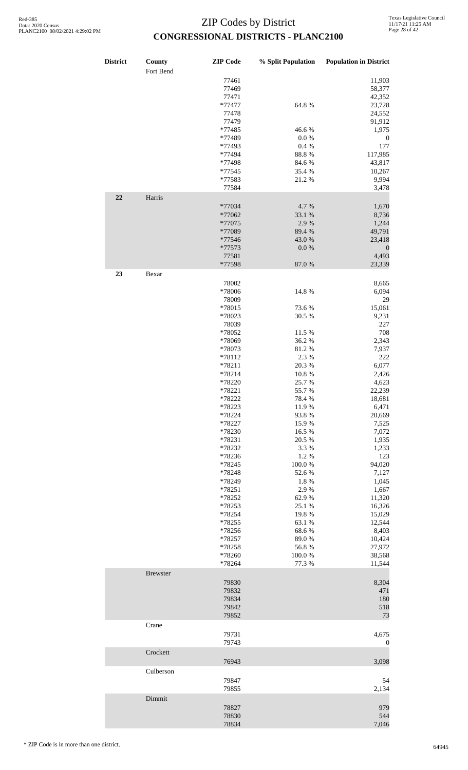# ZIP Codes by District

## CONGRESSIONAL DISTRICTS - PLANC2100

Red-385
Data: 2020 Census
PLANC2100 08/02/2021 4:29:02 PM

Texas Legislative Council
11/17/21 11:25 AM

| District | County | ZIP Code | % Split Population | Population in District |
|---|---|---|---|---|
| | Fort Bend | | | |
| | | 77461 | | 11,903 |
| | | 77469 | | 58,377 |
| | | 77471 | | 42,352 |
| | | *77477 | 64.8 % | 23,728 |
| | | 77478 | | 24,552 |
| | | 77479 | | 91,912 |
| | | *77485 | 46.6 % | 1,975 |
| | | *77489 | 0.0 % | 0 |
| | | *77493 | 0.4 % | 177 |
| | | *77494 | 88.8 % | 117,985 |
| | | *77498 | 84.6 % | 43,817 |
| | | *77545 | 35.4 % | 10,267 |
| | | *77583 | 21.2 % | 9,994 |
| | | 77584 | | 3,478 |
| **22** | Harris | | | |
| | | *77034 | 4.7 % | 1,670 |
| | | *77062 | 33.1 % | 8,736 |
| | | *77075 | 2.9 % | 1,244 |
| | | *77089 | 89.4 % | 49,791 |
| | | *77546 | 43.0 % | 23,418 |
| | | *77573 | 0.0 % | 0 |
| | | 77581 | | 4,493 |
| | | *77598 | 87.0 % | 23,339 |
| **23** | Bexar | | | |
| | | 78002 | | 8,665 |
| | | *78006 | 14.8 % | 6,094 |
| | | 78009 | | 29 |
| | | *78015 | 73.6 % | 15,061 |
| | | *78023 | 30.5 % | 9,231 |
| | | 78039 | | 227 |
| | | *78052 | 11.5 % | 708 |
| | | *78069 | 36.2 % | 2,343 |
| | | *78073 | 81.2 % | 7,937 |
| | | *78112 | 2.3 % | 222 |
| | | *78211 | 20.3 % | 6,077 |
| | | *78214 | 10.8 % | 2,426 |
| | | *78220 | 25.7 % | 4,623 |
| | | *78221 | 55.7 % | 22,239 |
| | | *78222 | 78.4 % | 18,681 |
| | | *78223 | 11.9 % | 6,471 |
| | | *78224 | 93.8 % | 20,669 |
| | | *78227 | 15.9 % | 7,525 |
| | | *78230 | 16.5 % | 7,072 |
| | | *78231 | 20.5 % | 1,935 |
| | | *78232 | 3.3 % | 1,233 |
| | | *78236 | 1.2 % | 123 |
| | | *78245 | 100.0 % | 94,020 |
| | | *78248 | 52.6 % | 7,127 |
| | | *78249 | 1.8 % | 1,045 |
| | | *78251 | 2.9 % | 1,667 |
| | | *78252 | 62.9 % | 11,320 |
| | | *78253 | 25.1 % | 16,326 |
| | | *78254 | 19.8 % | 15,029 |
| | | *78255 | 63.1 % | 12,544 |
| | | *78256 | 68.6 % | 8,403 |
| | | *78257 | 89.0 % | 10,424 |
| | | *78258 | 56.8 % | 27,972 |
| | | *78260 | 100.0 % | 38,568 |
| | | *78264 | 77.3 % | 11,544 |
| | Brewster | | | |
| | | 79830 | | 8,304 |
| | | 79832 | | 471 |
| | | 79834 | | 180 |
| | | 79842 | | 518 |
| | | 79852 | | 73 |
| | Crane | | | |
| | | 79731 | | 4,675 |
| | | 79743 | | 0 |
| | Crockett | | | |
| | | 76943 | | 3,098 |
| | Culberson | | | |
| | | 79847 | | 54 |
| | | 79855 | | 2,134 |
| | Dimmit | | | |
| | | 78827 | | 979 |
| | | 78830 | | 544 |
| | | 78834 | | 7,046 |

\* ZIP Code is in more than one district.

64945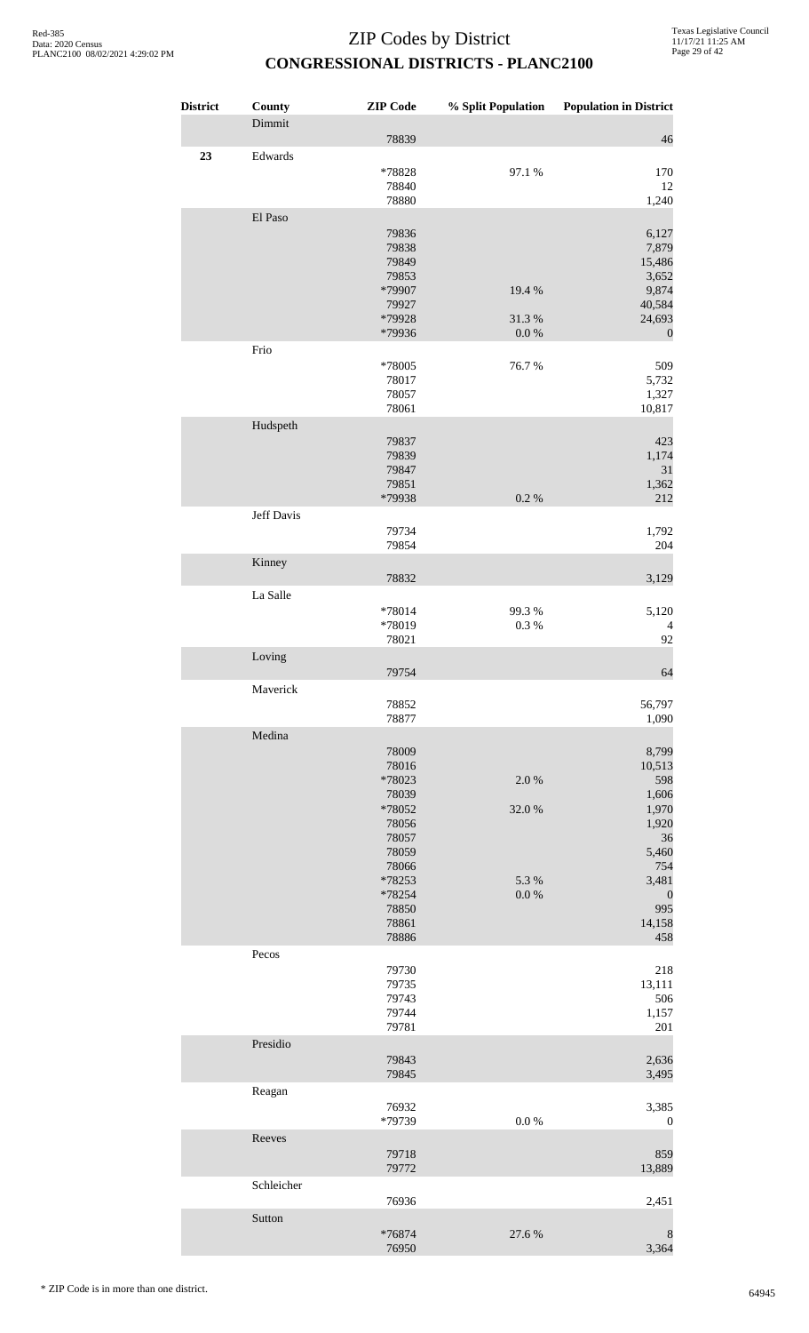# ZIP Codes by District

## CONGRESSIONAL DISTRICTS - PLANC2100

| District | County | ZIP Code | % Split Population | Population in District |
|---|---|---|---|---|
| | Dimmit | | | |
| | | 78839 | | 46 |
| 23 | Edwards | | | |
| | | *78828 | 97.1 % | 170 |
| | | 78840 | | 12 |
| | | 78880 | | 1,240 |
| | El Paso | | | |
| | | 79836 | | 6,127 |
| | | 79838 | | 7,879 |
| | | 79849 | | 15,486 |
| | | 79853 | | 3,652 |
| | | *79907 | 19.4 % | 9,874 |
| | | 79927 | | 40,584 |
| | | *79928 | 31.3 % | 24,693 |
| | | *79936 | 0.0 % | 0 |
| | Frio | | | |
| | | *78005 | 76.7 % | 509 |
| | | 78017 | | 5,732 |
| | | 78057 | | 1,327 |
| | | 78061 | | 10,817 |
| | Hudspeth | | | |
| | | 79837 | | 423 |
| | | 79839 | | 1,174 |
| | | 79847 | | 31 |
| | | 79851 | | 1,362 |
| | | *79938 | 0.2 % | 212 |
| | Jeff Davis | | | |
| | | 79734 | | 1,792 |
| | | 79854 | | 204 |
| | Kinney | | | |
| | | 78832 | | 3,129 |
| | La Salle | | | |
| | | *78014 | 99.3 % | 5,120 |
| | | *78019 | 0.3 % | 4 |
| | | 78021 | | 92 |
| | Loving | | | |
| | | 79754 | | 64 |
| | Maverick | | | |
| | | 78852 | | 56,797 |
| | | 78877 | | 1,090 |
| | Medina | | | |
| | | 78009 | | 8,799 |
| | | 78016 | | 10,513 |
| | | *78023 | 2.0 % | 598 |
| | | 78039 | | 1,606 |
| | | *78052 | 32.0 % | 1,970 |
| | | 78056 | | 1,920 |
| | | 78057 | | 36 |
| | | 78059 | | 5,460 |
| | | 78066 | | 754 |
| | | *78253 | 5.3 % | 3,481 |
| | | *78254 | 0.0 % | 0 |
| | | 78850 | | 995 |
| | | 78861 | | 14,158 |
| | | 78886 | | 458 |
| | Pecos | | | |
| | | 79730 | | 218 |
| | | 79735 | | 13,111 |
| | | 79743 | | 506 |
| | | 79744 | | 1,157 |
| | | 79781 | | 201 |
| | Presidio | | | |
| | | 79843 | | 2,636 |
| | | 79845 | | 3,495 |
| | Reagan | | | |
| | | 76932 | | 3,385 |
| | | *79739 | 0.0 % | 0 |
| | Reeves | | | |
| | | 79718 | | 859 |
| | | 79772 | | 13,889 |
| | Schleicher | | | |
| | | 76936 | | 2,451 |
| | Sutton | | | |
| | | *76874 | 27.6 % | 8 |
| | | 76950 | | 3,364 |

* ZIP Code is in more than one district.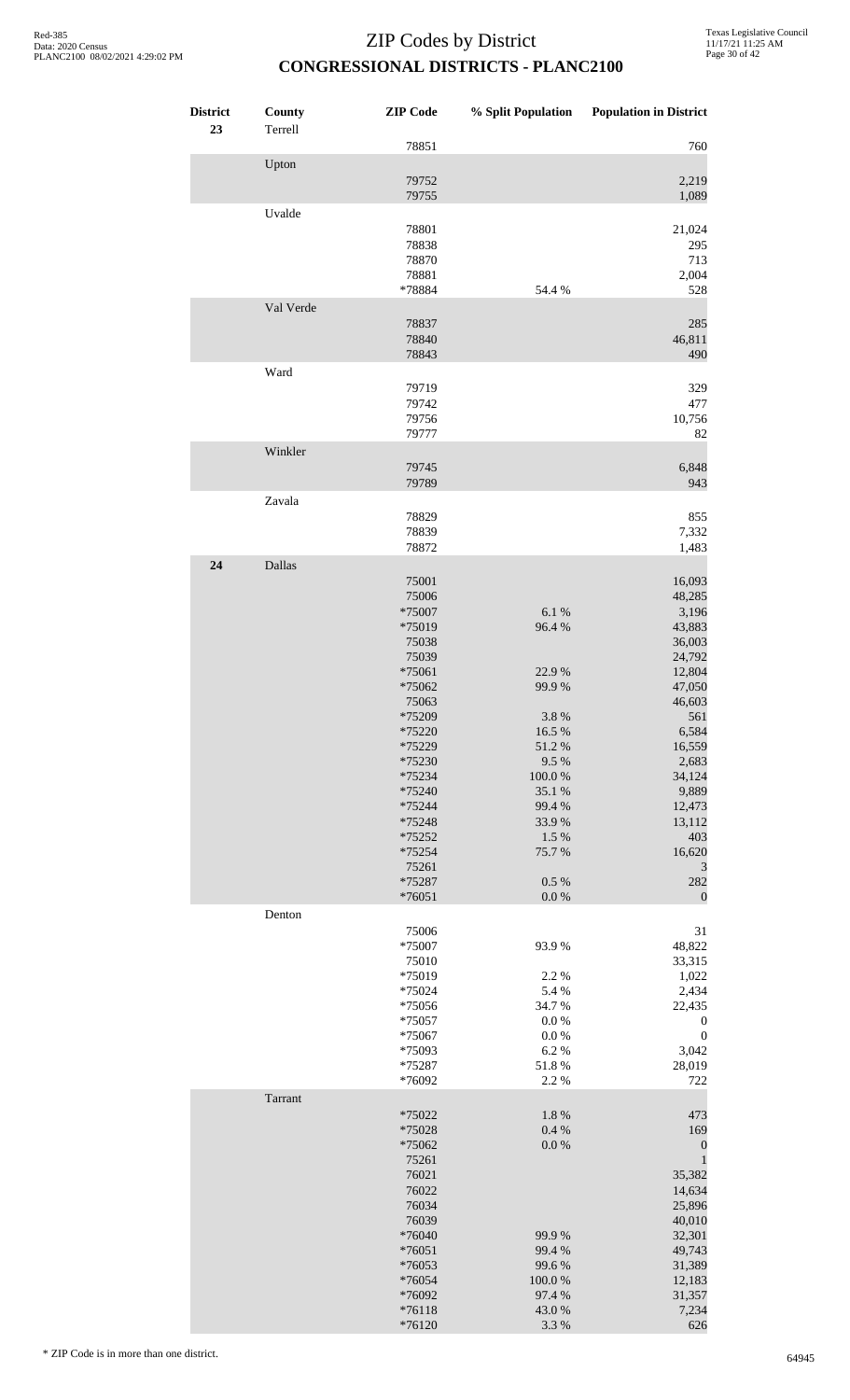# ZIP Codes by District

## CONGRESSIONAL DISTRICTS - PLANC2100

| District | County | ZIP Code | % Split Population | Population in District |
|---|---|---|---|---|
| 23 | Terrell | | | |
| | | 78851 | | 760 |
| | Upton | | | |
| | | 79752 | | 2,219 |
| | | 79755 | | 1,089 |
| | Uvalde | | | |
| | | 78801 | | 21,024 |
| | | 78838 | | 295 |
| | | 78870 | | 713 |
| | | 78881 | | 2,004 |
| | | *78884 | 54.4 % | 528 |
| | Val Verde | | | |
| | | 78837 | | 285 |
| | | 78840 | | 46,811 |
| | | 78843 | | 490 |
| | Ward | | | |
| | | 79719 | | 329 |
| | | 79742 | | 477 |
| | | 79756 | | 10,756 |
| | | 79777 | | 82 |
| | Winkler | | | |
| | | 79745 | | 6,848 |
| | | 79789 | | 943 |
| | Zavala | | | |
| | | 78829 | | 855 |
| | | 78839 | | 7,332 |
| | | 78872 | | 1,483 |
| 24 | Dallas | | | |
| | | 75001 | | 16,093 |
| | | 75006 | | 48,285 |
| | | *75007 | 6.1 % | 3,196 |
| | | *75019 | 96.4 % | 43,883 |
| | | 75038 | | 36,003 |
| | | 75039 | | 24,792 |
| | | *75061 | 22.9 % | 12,804 |
| | | *75062 | 99.9 % | 47,050 |
| | | 75063 | | 46,603 |
| | | *75209 | 3.8 % | 561 |
| | | *75220 | 16.5 % | 6,584 |
| | | *75229 | 51.2 % | 16,559 |
| | | *75230 | 9.5 % | 2,683 |
| | | *75234 | 100.0 % | 34,124 |
| | | *75240 | 35.1 % | 9,889 |
| | | *75244 | 99.4 % | 12,473 |
| | | *75248 | 33.9 % | 13,112 |
| | | *75252 | 1.5 % | 403 |
| | | *75254 | 75.7 % | 16,620 |
| | | 75261 | | 3 |
| | | *75287 | 0.5 % | 282 |
| | | *76051 | 0.0 % | 0 |
| | Denton | | | |
| | | 75006 | | 31 |
| | | *75007 | 93.9 % | 48,822 |
| | | 75010 | | 33,315 |
| | | *75019 | 2.2 % | 1,022 |
| | | *75024 | 5.4 % | 2,434 |
| | | *75056 | 34.7 % | 22,435 |
| | | *75057 | 0.0 % | 0 |
| | | *75067 | 0.0 % | 0 |
| | | *75093 | 6.2 % | 3,042 |
| | | *75287 | 51.8 % | 28,019 |
| | | *76092 | 2.2 % | 722 |
| | Tarrant | | | |
| | | *75022 | 1.8 % | 473 |
| | | *75028 | 0.4 % | 169 |
| | | *75062 | 0.0 % | 0 |
| | | 75261 | | 1 |
| | | 76021 | | 35,382 |
| | | 76022 | | 14,634 |
| | | 76034 | | 25,896 |
| | | 76039 | | 40,010 |
| | | *76040 | 99.9 % | 32,301 |
| | | *76051 | 99.4 % | 49,743 |
| | | *76053 | 99.6 % | 31,389 |
| | | *76054 | 100.0 % | 12,183 |
| | | *76092 | 97.4 % | 31,357 |
| | | *76118 | 43.0 % | 7,234 |
| | | *76120 | 3.3 % | 626 |

* ZIP Code is in more than one district.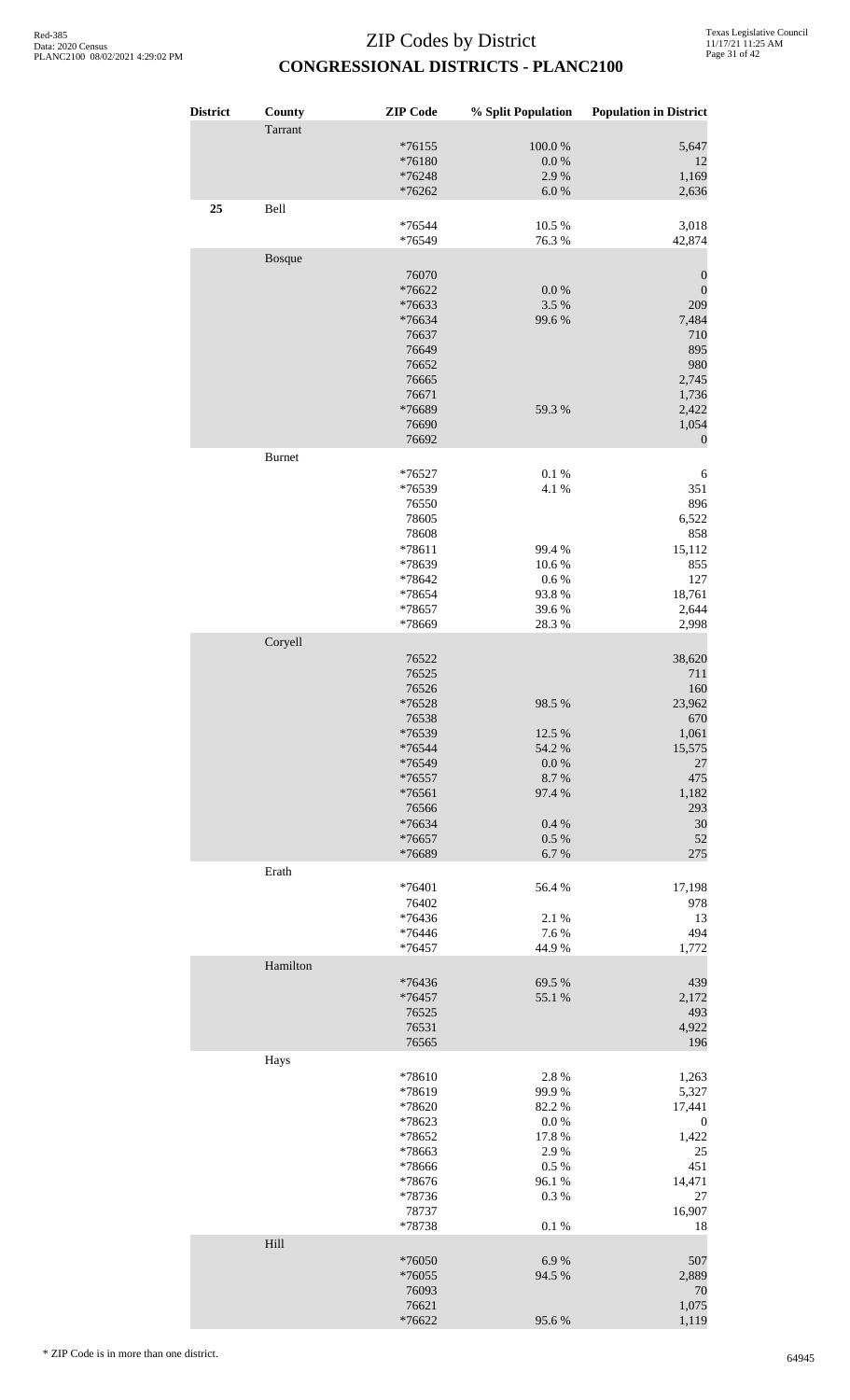# ZIP Codes by District

## CONGRESSIONAL DISTRICTS - PLANC2100

| District | County | ZIP Code | % Split Population | Population in District |
|---|---|---|---|---|
| | Tarrant | | | |
| | | *76155 | 100.0 % | 5,647 |
| | | *76180 | 0.0 % | 12 |
| | | *76248 | 2.9 % | 1,169 |
| | | *76262 | 6.0 % | 2,636 |
| **25** | Bell | | | |
| | | *76544 | 10.5 % | 3,018 |
| | | *76549 | 76.3 % | 42,874 |
| | Bosque | | | |
| | | 76070 | | 0 |
| | | *76622 | 0.0 % | 0 |
| | | *76633 | 3.5 % | 209 |
| | | *76634 | 99.6 % | 7,484 |
| | | 76637 | | 710 |
| | | 76649 | | 895 |
| | | 76652 | | 980 |
| | | 76665 | | 2,745 |
| | | 76671 | | 1,736 |
| | | *76689 | 59.3 % | 2,422 |
| | | 76690 | | 1,054 |
| | | 76692 | | 0 |
| | Burnet | | | |
| | | *76527 | 0.1 % | 6 |
| | | *76539 | 4.1 % | 351 |
| | | 76550 | | 896 |
| | | 78605 | | 6,522 |
| | | 78608 | | 858 |
| | | *78611 | 99.4 % | 15,112 |
| | | *78639 | 10.6 % | 855 |
| | | *78642 | 0.6 % | 127 |
| | | *78654 | 93.8 % | 18,761 |
| | | *78657 | 39.6 % | 2,644 |
| | | *78669 | 28.3 % | 2,998 |
| | Coryell | | | |
| | | 76522 | | 38,620 |
| | | 76525 | | 711 |
| | | 76526 | | 160 |
| | | *76528 | 98.5 % | 23,962 |
| | | 76538 | | 670 |
| | | *76539 | 12.5 % | 1,061 |
| | | *76544 | 54.2 % | 15,575 |
| | | *76549 | 0.0 % | 27 |
| | | *76557 | 8.7 % | 475 |
| | | *76561 | 97.4 % | 1,182 |
| | | 76566 | | 293 |
| | | *76634 | 0.4 % | 30 |
| | | *76657 | 0.5 % | 52 |
| | | *76689 | 6.7 % | 275 |
| | Erath | | | |
| | | *76401 | 56.4 % | 17,198 |
| | | 76402 | | 978 |
| | | *76436 | 2.1 % | 13 |
| | | *76446 | 7.6 % | 494 |
| | | *76457 | 44.9 % | 1,772 |
| | Hamilton | | | |
| | | *76436 | 69.5 % | 439 |
| | | *76457 | 55.1 % | 2,172 |
| | | 76525 | | 493 |
| | | 76531 | | 4,922 |
| | | 76565 | | 196 |
| | Hays | | | |
| | | *78610 | 2.8 % | 1,263 |
| | | *78619 | 99.9 % | 5,327 |
| | | *78620 | 82.2 % | 17,441 |
| | | *78623 | 0.0 % | 0 |
| | | *78652 | 17.8 % | 1,422 |
| | | *78663 | 2.9 % | 25 |
| | | *78666 | 0.5 % | 451 |
| | | *78676 | 96.1 % | 14,471 |
| | | *78736 | 0.3 % | 27 |
| | | 78737 | | 16,907 |
| | | *78738 | 0.1 % | 18 |
| | Hill | | | |
| | | *76050 | 6.9 % | 507 |
| | | *76055 | 94.5 % | 2,889 |
| | | 76093 | | 70 |
| | | 76621 | | 1,075 |
| | | *76622 | 95.6 % | 1,119 |

* ZIP Code is in more than one district.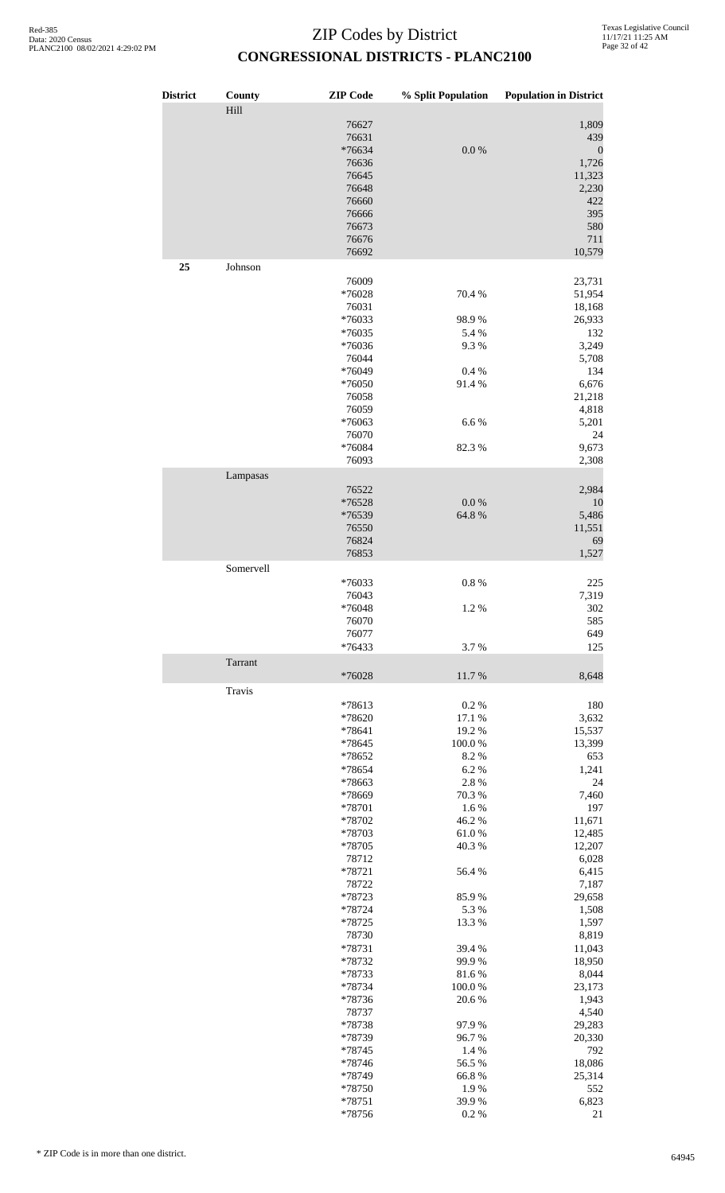# ZIP Codes by District

## CONGRESSIONAL DISTRICTS - PLANC2100

| District | County | ZIP Code | % Split Population | Population in District |
|---|---|---|---|---|
| | Hill | | | |
| | | 76627 | | 1,809 |
| | | 76631 | | 439 |
| | | *76634 | 0.0 % | 0 |
| | | 76636 | | 1,726 |
| | | 76645 | | 11,323 |
| | | 76648 | | 2,230 |
| | | 76660 | | 422 |
| | | 76666 | | 395 |
| | | 76673 | | 580 |
| | | 76676 | | 711 |
| | | 76692 | | 10,579 |
| **25** | Johnson | | | |
| | | 76009 | | 23,731 |
| | | *76028 | 70.4 % | 51,954 |
| | | 76031 | | 18,168 |
| | | *76033 | 98.9 % | 26,933 |
| | | *76035 | 5.4 % | 132 |
| | | *76036 | 9.3 % | 3,249 |
| | | 76044 | | 5,708 |
| | | *76049 | 0.4 % | 134 |
| | | *76050 | 91.4 % | 6,676 |
| | | 76058 | | 21,218 |
| | | 76059 | | 4,818 |
| | | *76063 | 6.6 % | 5,201 |
| | | 76070 | | 24 |
| | | *76084 | 82.3 % | 9,673 |
| | | 76093 | | 2,308 |
| | Lampasas | | | |
| | | 76522 | | 2,984 |
| | | *76528 | 0.0 % | 10 |
| | | *76539 | 64.8 % | 5,486 |
| | | 76550 | | 11,551 |
| | | 76824 | | 69 |
| | | 76853 | | 1,527 |
| | Somervell | | | |
| | | *76033 | 0.8 % | 225 |
| | | 76043 | | 7,319 |
| | | *76048 | 1.2 % | 302 |
| | | 76070 | | 585 |
| | | 76077 | | 649 |
| | | *76433 | 3.7 % | 125 |
| | Tarrant | | | |
| | | *76028 | 11.7 % | 8,648 |
| | Travis | | | |
| | | *78613 | 0.2 % | 180 |
| | | *78620 | 17.1 % | 3,632 |
| | | *78641 | 19.2 % | 15,537 |
| | | *78645 | 100.0 % | 13,399 |
| | | *78652 | 8.2 % | 653 |
| | | *78654 | 6.2 % | 1,241 |
| | | *78663 | 2.8 % | 24 |
| | | *78669 | 70.3 % | 7,460 |
| | | *78701 | 1.6 % | 197 |
| | | *78702 | 46.2 % | 11,671 |
| | | *78703 | 61.0 % | 12,485 |
| | | *78705 | 40.3 % | 12,207 |
| | | 78712 | | 6,028 |
| | | *78721 | 56.4 % | 6,415 |
| | | 78722 | | 7,187 |
| | | *78723 | 85.9 % | 29,658 |
| | | *78724 | 5.3 % | 1,508 |
| | | *78725 | 13.3 % | 1,597 |
| | | 78730 | | 8,819 |
| | | *78731 | 39.4 % | 11,043 |
| | | *78732 | 99.9 % | 18,950 |
| | | *78733 | 81.6 % | 8,044 |
| | | *78734 | 100.0 % | 23,173 |
| | | *78736 | 20.6 % | 1,943 |
| | | 78737 | | 4,540 |
| | | *78738 | 97.9 % | 29,283 |
| | | *78739 | 96.7 % | 20,330 |
| | | *78745 | 1.4 % | 792 |
| | | *78746 | 56.5 % | 18,086 |
| | | *78749 | 66.8 % | 25,314 |
| | | *78750 | 1.9 % | 552 |
| | | *78751 | 39.9 % | 6,823 |
| | | *78756 | 0.2 % | 21 |

* ZIP Code is in more than one district.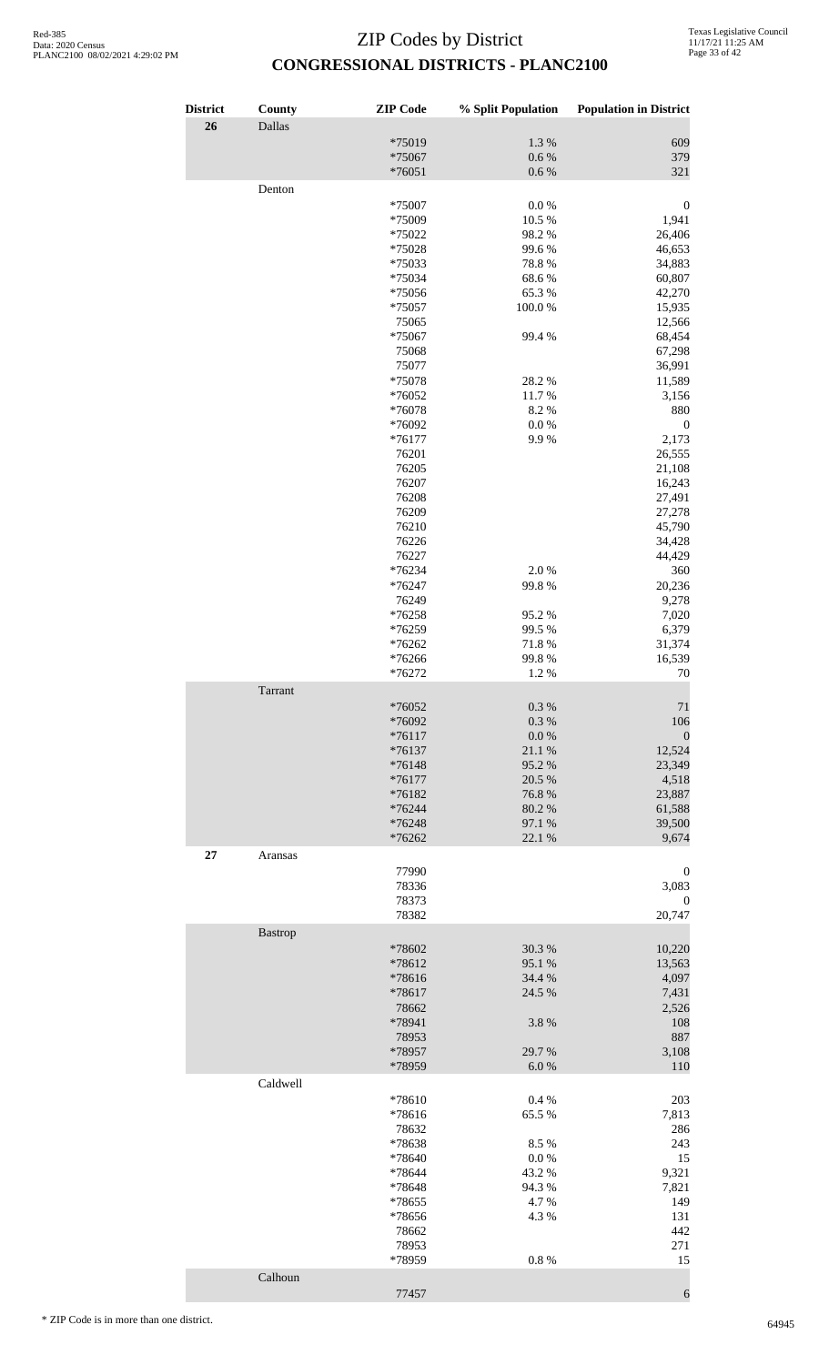# ZIP Codes by District

## CONGRESSIONAL DISTRICTS - PLANC2100

Red-385
Data: 2020 Census
PLANC2100 08/02/2021 4:29:02 PM

Texas Legislative Council
11/17/21 11:25 AM

| District | County | ZIP Code | % Split Population | Population in District |
|---|---|---|---|---|
| 26 | Dallas | | | |
| | | *75019 | 1.3 % | 609 |
| | | *75067 | 0.6 % | 379 |
| | | *76051 | 0.6 % | 321 |
| | Denton | | | |
| | | *75007 | 0.0 % | 0 |
| | | *75009 | 10.5 % | 1,941 |
| | | *75022 | 98.2 % | 26,406 |
| | | *75028 | 99.6 % | 46,653 |
| | | *75033 | 78.8 % | 34,883 |
| | | *75034 | 68.6 % | 60,807 |
| | | *75056 | 65.3 % | 42,270 |
| | | *75057 | 100.0 % | 15,935 |
| | | 75065 | | 12,566 |
| | | *75067 | 99.4 % | 68,454 |
| | | 75068 | | 67,298 |
| | | 75077 | | 36,991 |
| | | *75078 | 28.2 % | 11,589 |
| | | *76052 | 11.7 % | 3,156 |
| | | *76078 | 8.2 % | 880 |
| | | *76092 | 0.0 % | 0 |
| | | *76177 | 9.9 % | 2,173 |
| | | 76201 | | 26,555 |
| | | 76205 | | 21,108 |
| | | 76207 | | 16,243 |
| | | 76208 | | 27,491 |
| | | 76209 | | 27,278 |
| | | 76210 | | 45,790 |
| | | 76226 | | 34,428 |
| | | 76227 | | 44,429 |
| | | *76234 | 2.0 % | 360 |
| | | *76247 | 99.8 % | 20,236 |
| | | 76249 | | 9,278 |
| | | *76258 | 95.2 % | 7,020 |
| | | *76259 | 99.5 % | 6,379 |
| | | *76262 | 71.8 % | 31,374 |
| | | *76266 | 99.8 % | 16,539 |
| | | *76272 | 1.2 % | 70 |
| | Tarrant | | | |
| | | *76052 | 0.3 % | 71 |
| | | *76092 | 0.3 % | 106 |
| | | *76117 | 0.0 % | 0 |
| | | *76137 | 21.1 % | 12,524 |
| | | *76148 | 95.2 % | 23,349 |
| | | *76177 | 20.5 % | 4,518 |
| | | *76182 | 76.8 % | 23,887 |
| | | *76244 | 80.2 % | 61,588 |
| | | *76248 | 97.1 % | 39,500 |
| | | *76262 | 22.1 % | 9,674 |
| 27 | Aransas | | | |
| | | 77990 | | 0 |
| | | 78336 | | 3,083 |
| | | 78373 | | 0 |
| | | 78382 | | 20,747 |
| | Bastrop | | | |
| | | *78602 | 30.3 % | 10,220 |
| | | *78612 | 95.1 % | 13,563 |
| | | *78616 | 34.4 % | 4,097 |
| | | *78617 | 24.5 % | 7,431 |
| | | 78662 | | 2,526 |
| | | *78941 | 3.8 % | 108 |
| | | 78953 | | 887 |
| | | *78957 | 29.7 % | 3,108 |
| | | *78959 | 6.0 % | 110 |
| | Caldwell | | | |
| | | *78610 | 0.4 % | 203 |
| | | *78616 | 65.5 % | 7,813 |
| | | 78632 | | 286 |
| | | *78638 | 8.5 % | 243 |
| | | *78640 | 0.0 % | 15 |
| | | *78644 | 43.2 % | 9,321 |
| | | *78648 | 94.3 % | 7,821 |
| | | *78655 | 4.7 % | 149 |
| | | *78656 | 4.3 % | 131 |
| | | 78662 | | 442 |
| | | 78953 | | 271 |
| | | *78959 | 0.8 % | 15 |
| | Calhoun | | | |
| | | 77457 | | 6 |

* ZIP Code is in more than one district.

64945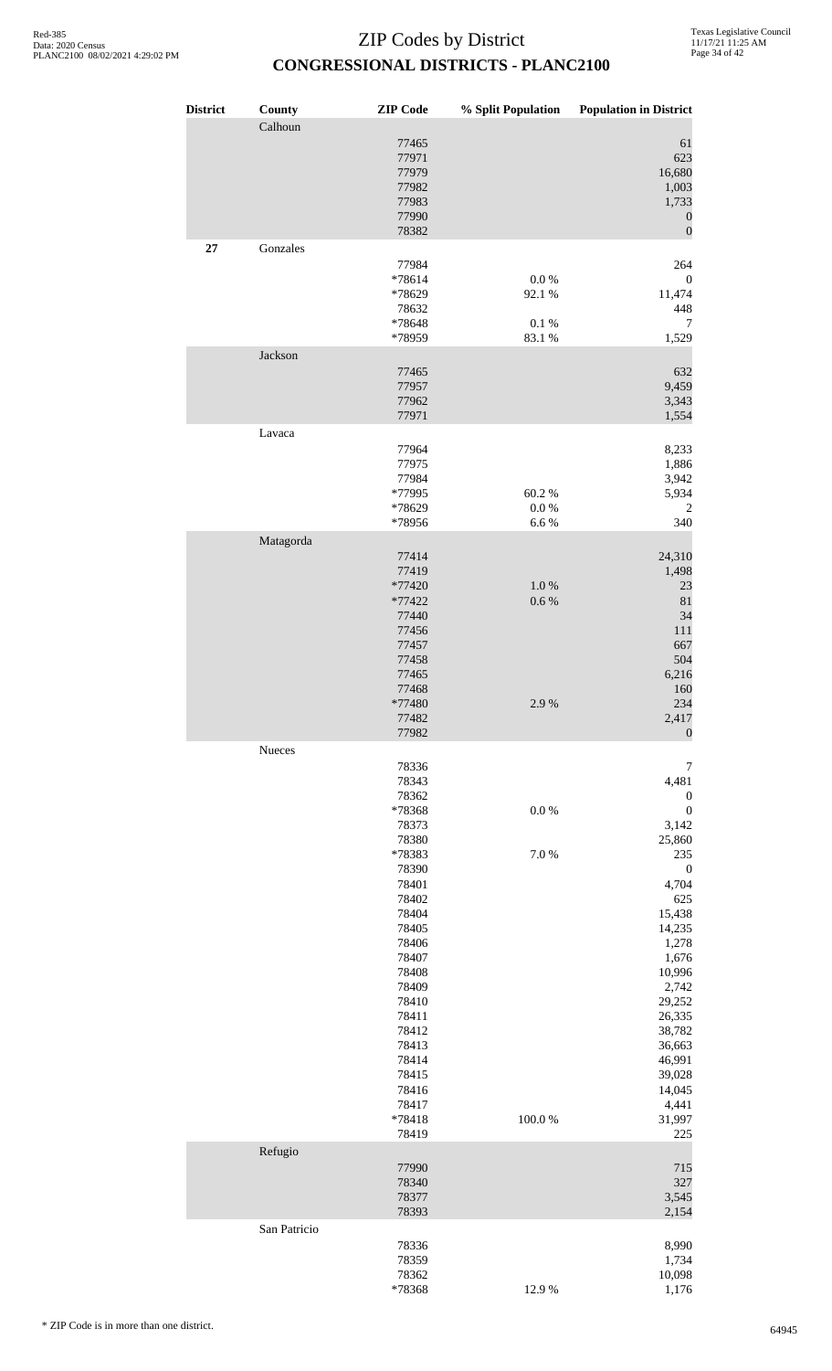# ZIP Codes by District

## CONGRESSIONAL DISTRICTS - PLANC2100

| District | County | ZIP Code | % Split Population | Population in District |
|---|---|---|---|---|
| | Calhoun | | | |
| | | 77465 | | 61 |
| | | 77971 | | 623 |
| | | 77979 | | 16,680 |
| | | 77982 | | 1,003 |
| | | 77983 | | 1,733 |
| | | 77990 | | 0 |
| | | 78382 | | 0 |
| **27** | Gonzales | | | |
| | | 77984 | | 264 |
| | | *78614 | 0.0 % | 0 |
| | | *78629 | 92.1 % | 11,474 |
| | | 78632 | | 448 |
| | | *78648 | 0.1 % | 7 |
| | | *78959 | 83.1 % | 1,529 |
| | Jackson | | | |
| | | 77465 | | 632 |
| | | 77957 | | 9,459 |
| | | 77962 | | 3,343 |
| | | 77971 | | 1,554 |
| | Lavaca | | | |
| | | 77964 | | 8,233 |
| | | 77975 | | 1,886 |
| | | 77984 | | 3,942 |
| | | *77995 | 60.2 % | 5,934 |
| | | *78629 | 0.0 % | 2 |
| | | *78956 | 6.6 % | 340 |
| | Matagorda | | | |
| | | 77414 | | 24,310 |
| | | 77419 | | 1,498 |
| | | *77420 | 1.0 % | 23 |
| | | *77422 | 0.6 % | 81 |
| | | 77440 | | 34 |
| | | 77456 | | 111 |
| | | 77457 | | 667 |
| | | 77458 | | 504 |
| | | 77465 | | 6,216 |
| | | 77468 | | 160 |
| | | *77480 | 2.9 % | 234 |
| | | 77482 | | 2,417 |
| | | 77982 | | 0 |
| | Nueces | | | |
| | | 78336 | | 7 |
| | | 78343 | | 4,481 |
| | | 78362 | | 0 |
| | | *78368 | 0.0 % | 0 |
| | | 78373 | | 3,142 |
| | | 78380 | | 25,860 |
| | | *78383 | 7.0 % | 235 |
| | | 78390 | | 0 |
| | | 78401 | | 4,704 |
| | | 78402 | | 625 |
| | | 78404 | | 15,438 |
| | | 78405 | | 14,235 |
| | | 78406 | | 1,278 |
| | | 78407 | | 1,676 |
| | | 78408 | | 10,996 |
| | | 78409 | | 2,742 |
| | | 78410 | | 29,252 |
| | | 78411 | | 26,335 |
| | | 78412 | | 38,782 |
| | | 78413 | | 36,663 |
| | | 78414 | | 46,991 |
| | | 78415 | | 39,028 |
| | | 78416 | | 14,045 |
| | | 78417 | | 4,441 |
| | | *78418 | 100.0 % | 31,997 |
| | | 78419 | | 225 |
| | Refugio | | | |
| | | 77990 | | 715 |
| | | 78340 | | 327 |
| | | 78377 | | 3,545 |
| | | 78393 | | 2,154 |
| | San Patricio | | | |
| | | 78336 | | 8,990 |
| | | 78359 | | 1,734 |
| | | 78362 | | 10,098 |
| | | *78368 | 12.9 % | 1,176 |

\* ZIP Code is in more than one district.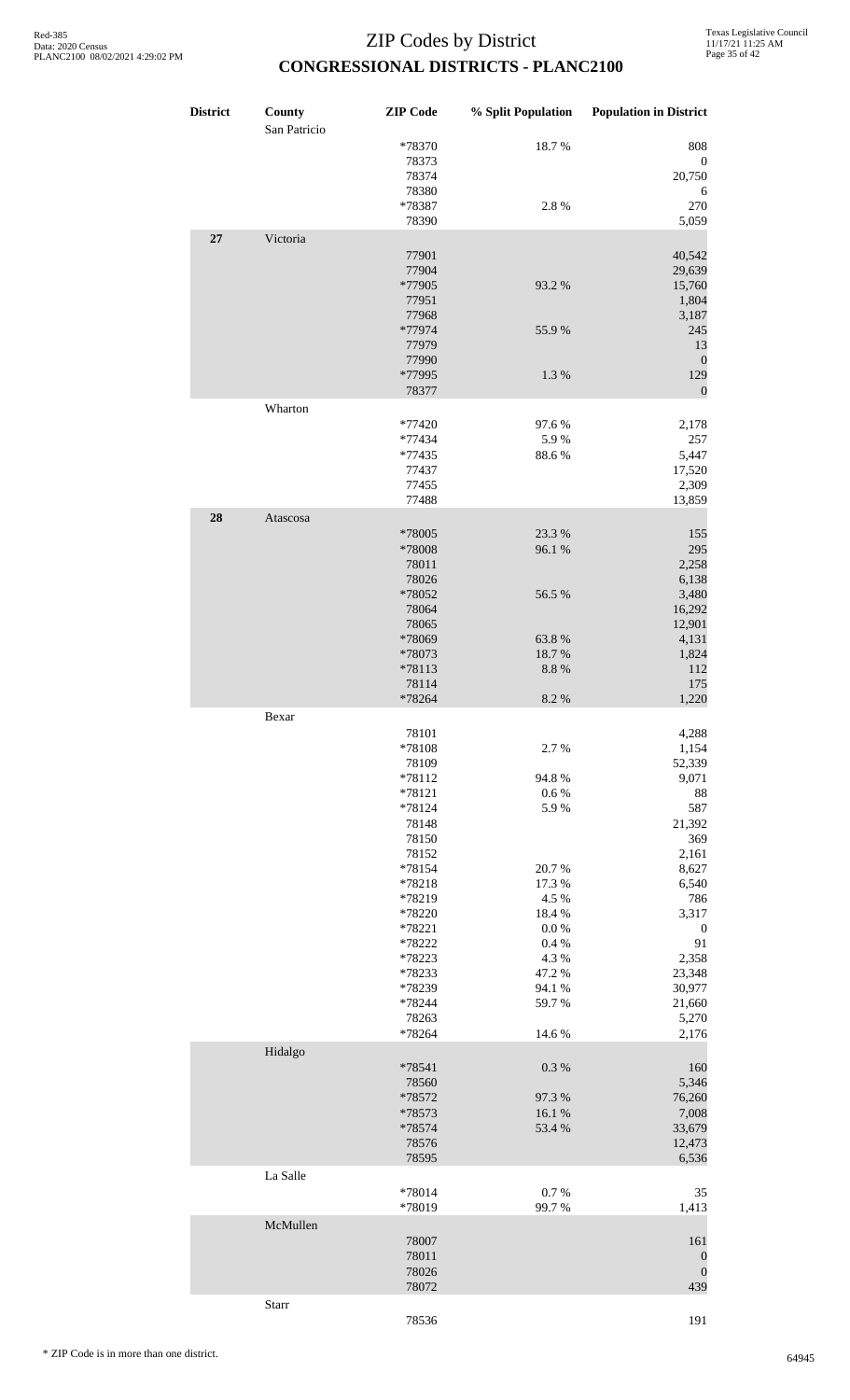# ZIP Codes by District

## CONGRESSIONAL DISTRICTS - PLANC2100

| District | County | ZIP Code | % Split Population | Population in District |
|---|---|---|---|---|
| | San Patricio | | | |
| | | *78370 | 18.7 % | 808 |
| | | 78373 | | 0 |
| | | 78374 | | 20,750 |
| | | 78380 | | 6 |
| | | *78387 | 2.8 % | 270 |
| | | 78390 | | 5,059 |
| 27 | Victoria | | | |
| | | 77901 | | 40,542 |
| | | 77904 | | 29,639 |
| | | *77905 | 93.2 % | 15,760 |
| | | 77951 | | 1,804 |
| | | 77968 | | 3,187 |
| | | *77974 | 55.9 % | 245 |
| | | 77979 | | 13 |
| | | 77990 | | 0 |
| | | *77995 | 1.3 % | 129 |
| | | 78377 | | 0 |
| | Wharton | | | |
| | | *77420 | 97.6 % | 2,178 |
| | | *77434 | 5.9 % | 257 |
| | | *77435 | 88.6 % | 5,447 |
| | | 77437 | | 17,520 |
| | | 77455 | | 2,309 |
| | | 77488 | | 13,859 |
| 28 | Atascosa | | | |
| | | *78005 | 23.3 % | 155 |
| | | *78008 | 96.1 % | 295 |
| | | 78011 | | 2,258 |
| | | 78026 | | 6,138 |
| | | *78052 | 56.5 % | 3,480 |
| | | 78064 | | 16,292 |
| | | 78065 | | 12,901 |
| | | *78069 | 63.8 % | 4,131 |
| | | *78073 | 18.7 % | 1,824 |
| | | *78113 | 8.8 % | 112 |
| | | 78114 | | 175 |
| | | *78264 | 8.2 % | 1,220 |
| | Bexar | | | |
| | | 78101 | | 4,288 |
| | | *78108 | 2.7 % | 1,154 |
| | | 78109 | | 52,339 |
| | | *78112 | 94.8 % | 9,071 |
| | | *78121 | 0.6 % | 88 |
| | | *78124 | 5.9 % | 587 |
| | | 78148 | | 21,392 |
| | | 78150 | | 369 |
| | | 78152 | | 2,161 |
| | | *78154 | 20.7 % | 8,627 |
| | | *78218 | 17.3 % | 6,540 |
| | | *78219 | 4.5 % | 786 |
| | | *78220 | 18.4 % | 3,317 |
| | | *78221 | 0.0 % | 0 |
| | | *78222 | 0.4 % | 91 |
| | | *78223 | 4.3 % | 2,358 |
| | | *78233 | 47.2 % | 23,348 |
| | | *78239 | 94.1 % | 30,977 |
| | | *78244 | 59.7 % | 21,660 |
| | | 78263 | | 5,270 |
| | | *78264 | 14.6 % | 2,176 |
| | Hidalgo | | | |
| | | *78541 | 0.3 % | 160 |
| | | 78560 | | 5,346 |
| | | *78572 | 97.3 % | 76,260 |
| | | *78573 | 16.1 % | 7,008 |
| | | *78574 | 53.4 % | 33,679 |
| | | 78576 | | 12,473 |
| | | 78595 | | 6,536 |
| | La Salle | | | |
| | | *78014 | 0.7 % | 35 |
| | | *78019 | 99.7 % | 1,413 |
| | McMullen | | | |
| | | 78007 | | 161 |
| | | 78011 | | 0 |
| | | 78026 | | 0 |
| | | 78072 | | 439 |
| | Starr | | | |
| | | 78536 | | 191 |

* ZIP Code is in more than one district.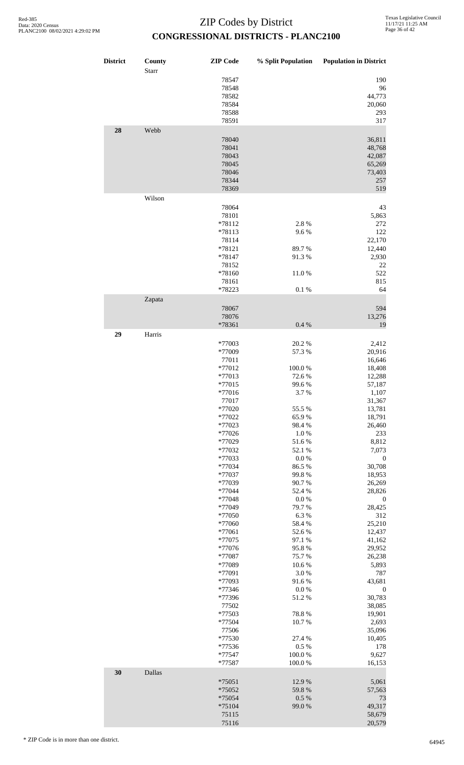# ZIP Codes by District

## CONGRESSIONAL DISTRICTS - PLANC2100

| District | County | ZIP Code | % Split Population | Population in District |
|---|---|---|---|---|
| | Starr | | | |
| | | 78547 | | 190 |
| | | 78548 | | 96 |
| | | 78582 | | 44,773 |
| | | 78584 | | 20,060 |
| | | 78588 | | 293 |
| | | 78591 | | 317 |
| **28** | Webb | | | |
| | | 78040 | | 36,811 |
| | | 78041 | | 48,768 |
| | | 78043 | | 42,087 |
| | | 78045 | | 65,269 |
| | | 78046 | | 73,403 |
| | | 78344 | | 257 |
| | | 78369 | | 519 |
| | Wilson | | | |
| | | 78064 | | 43 |
| | | 78101 | | 5,863 |
| | | *78112 | 2.8 % | 272 |
| | | *78113 | 9.6 % | 122 |
| | | 78114 | | 22,170 |
| | | *78121 | 89.7 % | 12,440 |
| | | *78147 | 91.3 % | 2,930 |
| | | 78152 | | 22 |
| | | *78160 | 11.0 % | 522 |
| | | 78161 | | 815 |
| | | *78223 | 0.1 % | 64 |
| | Zapata | | | |
| | | 78067 | | 594 |
| | | 78076 | | 13,276 |
| | | *78361 | 0.4 % | 19 |
| **29** | Harris | | | |
| | | *77003 | 20.2 % | 2,412 |
| | | *77009 | 57.3 % | 20,916 |
| | | 77011 | | 16,646 |
| | | *77012 | 100.0 % | 18,408 |
| | | *77013 | 72.6 % | 12,288 |
| | | *77015 | 99.6 % | 57,187 |
| | | *77016 | 3.7 % | 1,107 |
| | | 77017 | | 31,367 |
| | | *77020 | 55.5 % | 13,781 |
| | | *77022 | 65.9 % | 18,791 |
| | | *77023 | 98.4 % | 26,460 |
| | | *77026 | 1.0 % | 233 |
| | | *77029 | 51.6 % | 8,812 |
| | | *77032 | 52.1 % | 7,073 |
| | | *77033 | 0.0 % | 0 |
| | | *77034 | 86.5 % | 30,708 |
| | | *77037 | 99.8 % | 18,953 |
| | | *77039 | 90.7 % | 26,269 |
| | | *77044 | 52.4 % | 28,826 |
| | | *77048 | 0.0 % | 0 |
| | | *77049 | 79.7 % | 28,425 |
| | | *77050 | 6.3 % | 312 |
| | | *77060 | 58.4 % | 25,210 |
| | | *77061 | 52.6 % | 12,437 |
| | | *77075 | 97.1 % | 41,162 |
| | | *77076 | 95.8 % | 29,952 |
| | | *77087 | 75.7 % | 26,238 |
| | | *77089 | 10.6 % | 5,893 |
| | | *77091 | 3.0 % | 787 |
| | | *77093 | 91.6 % | 43,681 |
| | | *77346 | 0.0 % | 0 |
| | | *77396 | 51.2 % | 30,783 |
| | | 77502 | | 38,085 |
| | | *77503 | 78.8 % | 19,901 |
| | | *77504 | 10.7 % | 2,693 |
| | | 77506 | | 35,096 |
| | | *77530 | 27.4 % | 10,405 |
| | | *77536 | 0.5 % | 178 |
| | | *77547 | 100.0 % | 9,627 |
| | | *77587 | 100.0 % | 16,153 |
| **30** | Dallas | | | |
| | | *75051 | 12.9 % | 5,061 |
| | | *75052 | 59.8 % | 57,563 |
| | | *75054 | 0.5 % | 73 |
| | | *75104 | 99.0 % | 49,317 |
| | | 75115 | | 58,679 |
| | | 75116 | | 20,579 |

\* ZIP Code is in more than one district.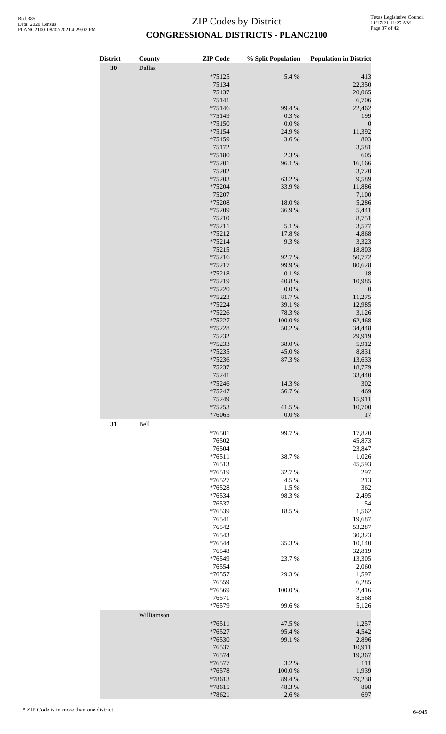# ZIP Codes by District

## CONGRESSIONAL DISTRICTS - PLANC2100

| District | County | ZIP Code | % Split Population | Population in District |
|---|---|---|---|---|
| 30 | Dallas | | | |
| | | *75125 | 5.4 % | 413 |
| | | 75134 | | 22,350 |
| | | 75137 | | 20,065 |
| | | 75141 | | 6,706 |
| | | *75146 | 99.4 % | 22,462 |
| | | *75149 | 0.3 % | 199 |
| | | *75150 | 0.0 % | 0 |
| | | *75154 | 24.9 % | 11,392 |
| | | *75159 | 3.6 % | 803 |
| | | 75172 | | 3,581 |
| | | *75180 | 2.3 % | 605 |
| | | *75201 | 96.1 % | 16,166 |
| | | 75202 | | 3,720 |
| | | *75203 | 63.2 % | 9,589 |
| | | *75204 | 33.9 % | 11,886 |
| | | 75207 | | 7,100 |
| | | *75208 | 18.0 % | 5,286 |
| | | *75209 | 36.9 % | 5,441 |
| | | 75210 | | 8,751 |
| | | *75211 | 5.1 % | 3,577 |
| | | *75212 | 17.8 % | 4,868 |
| | | *75214 | 9.3 % | 3,323 |
| | | 75215 | | 18,803 |
| | | *75216 | 92.7 % | 50,772 |
| | | *75217 | 99.9 % | 80,628 |
| | | *75218 | 0.1 % | 18 |
| | | *75219 | 40.8 % | 10,985 |
| | | *75220 | 0.0 % | 0 |
| | | *75223 | 81.7 % | 11,275 |
| | | *75224 | 39.1 % | 12,985 |
| | | *75226 | 78.3 % | 3,126 |
| | | *75227 | 100.0 % | 62,468 |
| | | *75228 | 50.2 % | 34,448 |
| | | 75232 | | 29,919 |
| | | *75233 | 38.0 % | 5,912 |
| | | *75235 | 45.0 % | 8,831 |
| | | *75236 | 87.3 % | 13,633 |
| | | 75237 | | 18,779 |
| | | 75241 | | 33,440 |
| | | *75246 | 14.3 % | 302 |
| | | *75247 | 56.7 % | 469 |
| | | 75249 | | 15,911 |
| | | *75253 | 41.5 % | 10,700 |
| | | *76065 | 0.0 % | 17 |
| 31 | Bell | | | |
| | | *76501 | 99.7 % | 17,820 |
| | | 76502 | | 45,873 |
| | | 76504 | | 23,847 |
| | | *76511 | 38.7 % | 1,026 |
| | | 76513 | | 45,593 |
| | | *76519 | 32.7 % | 297 |
| | | *76527 | 4.5 % | 213 |
| | | *76528 | 1.5 % | 362 |
| | | *76534 | 98.3 % | 2,495 |
| | | 76537 | | 54 |
| | | *76539 | 18.5 % | 1,562 |
| | | 76541 | | 19,687 |
| | | 76542 | | 53,287 |
| | | 76543 | | 30,323 |
| | | *76544 | 35.3 % | 10,140 |
| | | 76548 | | 32,819 |
| | | *76549 | 23.7 % | 13,305 |
| | | 76554 | | 2,060 |
| | | *76557 | 29.3 % | 1,597 |
| | | 76559 | | 6,285 |
| | | *76569 | 100.0 % | 2,416 |
| | | 76571 | | 8,568 |
| | | *76579 | 99.6 % | 5,126 |
| | Williamson | | | |
| | | *76511 | 47.5 % | 1,257 |
| | | *76527 | 95.4 % | 4,542 |
| | | *76530 | 99.1 % | 2,896 |
| | | 76537 | | 10,911 |
| | | 76574 | | 19,367 |
| | | *76577 | 3.2 % | 111 |
| | | *76578 | 100.0 % | 1,939 |
| | | *78613 | 89.4 % | 79,238 |
| | | *78615 | 48.3 % | 898 |
| | | *78621 | 2.6 % | 697 |

* ZIP Code is in more than one district.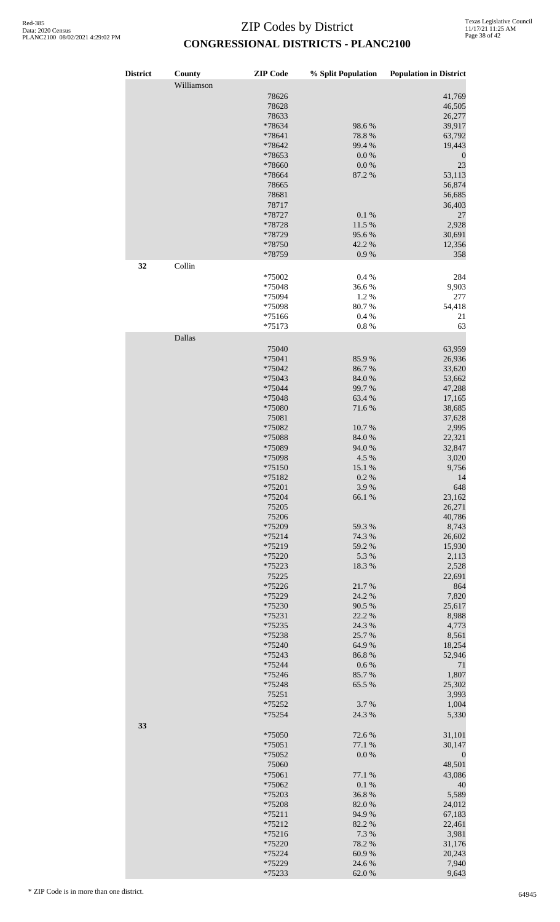# ZIP Codes by District

## CONGRESSIONAL DISTRICTS - PLANC2100

| District | County | ZIP Code | % Split Population | Population in District |
|---|---|---|---|---|
| | Williamson | | | |
| | | 78626 | | 41,769 |
| | | 78628 | | 46,505 |
| | | 78633 | | 26,277 |
| | | *78634 | 98.6 % | 39,917 |
| | | *78641 | 78.8 % | 63,792 |
| | | *78642 | 99.4 % | 19,443 |
| | | *78653 | 0.0 % | 0 |
| | | *78660 | 0.0 % | 23 |
| | | *78664 | 87.2 % | 53,113 |
| | | 78665 | | 56,874 |
| | | 78681 | | 56,685 |
| | | 78717 | | 36,403 |
| | | *78727 | 0.1 % | 27 |
| | | *78728 | 11.5 % | 2,928 |
| | | *78729 | 95.6 % | 30,691 |
| | | *78750 | 42.2 % | 12,356 |
| | | *78759 | 0.9 % | 358 |
| **32** | Collin | | | |
| | | *75002 | 0.4 % | 284 |
| | | *75048 | 36.6 % | 9,903 |
| | | *75094 | 1.2 % | 277 |
| | | *75098 | 80.7 % | 54,418 |
| | | *75166 | 0.4 % | 21 |
| | | *75173 | 0.8 % | 63 |
| | Dallas | | | |
| | | 75040 | | 63,959 |
| | | *75041 | 85.9 % | 26,936 |
| | | *75042 | 86.7 % | 33,620 |
| | | *75043 | 84.0 % | 53,662 |
| | | *75044 | 99.7 % | 47,288 |
| | | *75048 | 63.4 % | 17,165 |
| | | *75080 | 71.6 % | 38,685 |
| | | 75081 | | 37,628 |
| | | *75082 | 10.7 % | 2,995 |
| | | *75088 | 84.0 % | 22,321 |
| | | *75089 | 94.0 % | 32,847 |
| | | *75098 | 4.5 % | 3,020 |
| | | *75150 | 15.1 % | 9,756 |
| | | *75182 | 0.2 % | 14 |
| | | *75201 | 3.9 % | 648 |
| | | *75204 | 66.1 % | 23,162 |
| | | 75205 | | 26,271 |
| | | 75206 | | 40,786 |
| | | *75209 | 59.3 % | 8,743 |
| | | *75214 | 74.3 % | 26,602 |
| | | *75219 | 59.2 % | 15,930 |
| | | *75220 | 5.3 % | 2,113 |
| | | *75223 | 18.3 % | 2,528 |
| | | 75225 | | 22,691 |
| | | *75226 | 21.7 % | 864 |
| | | *75229 | 24.2 % | 7,820 |
| | | *75230 | 90.5 % | 25,617 |
| | | *75231 | 22.2 % | 8,988 |
| | | *75235 | 24.3 % | 4,773 |
| | | *75238 | 25.7 % | 8,561 |
| | | *75240 | 64.9 % | 18,254 |
| | | *75243 | 86.8 % | 52,946 |
| | | *75244 | 0.6 % | 71 |
| | | *75246 | 85.7 % | 1,807 |
| | | *75248 | 65.5 % | 25,302 |
| | | 75251 | | 3,993 |
| | | *75252 | 3.7 % | 1,004 |
| | | *75254 | 24.3 % | 5,330 |
| **33** | | | | |
| | | *75050 | 72.6 % | 31,101 |
| | | *75051 | 77.1 % | 30,147 |
| | | *75052 | 0.0 % | 0 |
| | | 75060 | | 48,501 |
| | | *75061 | 77.1 % | 43,086 |
| | | *75062 | 0.1 % | 40 |
| | | *75203 | 36.8 % | 5,589 |
| | | *75208 | 82.0 % | 24,012 |
| | | *75211 | 94.9 % | 67,183 |
| | | *75212 | 82.2 % | 22,461 |
| | | *75216 | 7.3 % | 3,981 |
| | | *75220 | 78.2 % | 31,176 |
| | | *75224 | 60.9 % | 20,243 |
| | | *75229 | 24.6 % | 7,940 |
| | | *75233 | 62.0 % | 9,643 |

\* ZIP Code is in more than one district.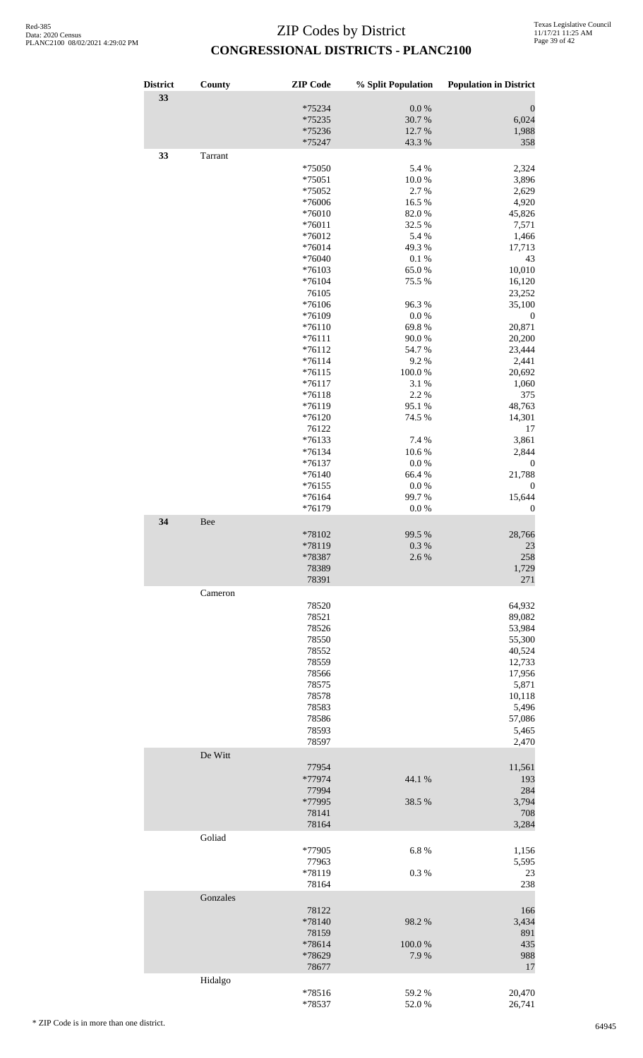# ZIP Codes by District

## CONGRESSIONAL DISTRICTS - PLANC2100

| District | County | ZIP Code | % Split Population | Population in District |
|---|---|---|---|---|
| 33 | | | | |
| | | *75234 | 0.0 % | 0 |
| | | *75235 | 30.7 % | 6,024 |
| | | *75236 | 12.7 % | 1,988 |
| | | *75247 | 43.3 % | 358 |
| 33 | Tarrant | | | |
| | | *75050 | 5.4 % | 2,324 |
| | | *75051 | 10.0 % | 3,896 |
| | | *75052 | 2.7 % | 2,629 |
| | | *76006 | 16.5 % | 4,920 |
| | | *76010 | 82.0 % | 45,826 |
| | | *76011 | 32.5 % | 7,571 |
| | | *76012 | 5.4 % | 1,466 |
| | | *76014 | 49.3 % | 17,713 |
| | | *76040 | 0.1 % | 43 |
| | | *76103 | 65.0 % | 10,010 |
| | | *76104 | 75.5 % | 16,120 |
| | | 76105 | | 23,252 |
| | | *76106 | 96.3 % | 35,100 |
| | | *76109 | 0.0 % | 0 |
| | | *76110 | 69.8 % | 20,871 |
| | | *76111 | 90.0 % | 20,200 |
| | | *76112 | 54.7 % | 23,444 |
| | | *76114 | 9.2 % | 2,441 |
| | | *76115 | 100.0 % | 20,692 |
| | | *76117 | 3.1 % | 1,060 |
| | | *76118 | 2.2 % | 375 |
| | | *76119 | 95.1 % | 48,763 |
| | | *76120 | 74.5 % | 14,301 |
| | | 76122 | | 17 |
| | | *76133 | 7.4 % | 3,861 |
| | | *76134 | 10.6 % | 2,844 |
| | | *76137 | 0.0 % | 0 |
| | | *76140 | 66.4 % | 21,788 |
| | | *76155 | 0.0 % | 0 |
| | | *76164 | 99.7 % | 15,644 |
| | | *76179 | 0.0 % | 0 |
| 34 | Bee | | | |
| | | *78102 | 99.5 % | 28,766 |
| | | *78119 | 0.3 % | 23 |
| | | *78387 | 2.6 % | 258 |
| | | 78389 | | 1,729 |
| | | 78391 | | 271 |
| | Cameron | | | |
| | | 78520 | | 64,932 |
| | | 78521 | | 89,082 |
| | | 78526 | | 53,984 |
| | | 78550 | | 55,300 |
| | | 78552 | | 40,524 |
| | | 78559 | | 12,733 |
| | | 78566 | | 17,956 |
| | | 78575 | | 5,871 |
| | | 78578 | | 10,118 |
| | | 78583 | | 5,496 |
| | | 78586 | | 57,086 |
| | | 78593 | | 5,465 |
| | | 78597 | | 2,470 |
| | De Witt | | | |
| | | 77954 | | 11,561 |
| | | *77974 | 44.1 % | 193 |
| | | 77994 | | 284 |
| | | *77995 | 38.5 % | 3,794 |
| | | 78141 | | 708 |
| | | 78164 | | 3,284 |
| | Goliad | | | |
| | | *77905 | 6.8 % | 1,156 |
| | | 77963 | | 5,595 |
| | | *78119 | 0.3 % | 23 |
| | | 78164 | | 238 |
| | Gonzales | | | |
| | | 78122 | | 166 |
| | | *78140 | 98.2 % | 3,434 |
| | | 78159 | | 891 |
| | | *78614 | 100.0 % | 435 |
| | | *78629 | 7.9 % | 988 |
| | | 78677 | | 17 |
| | Hidalgo | | | |
| | | *78516 | 59.2 % | 20,470 |
| | | *78537 | 52.0 % | 26,741 |

* ZIP Code is in more than one district.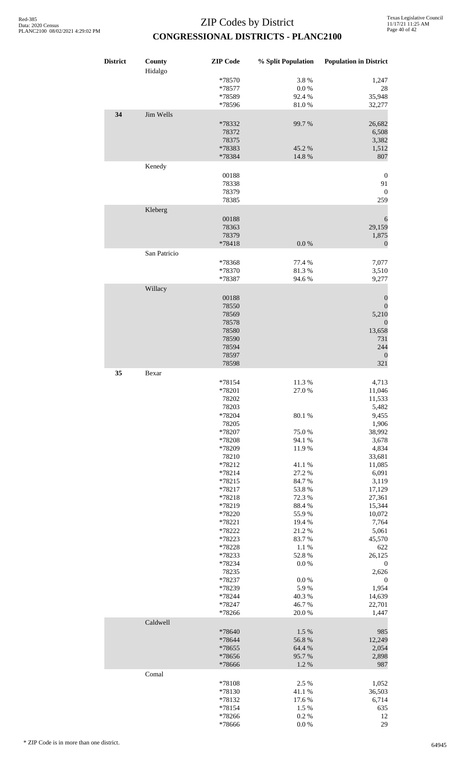# ZIP Codes by District

## CONGRESSIONAL DISTRICTS - PLANC2100

| District | County | ZIP Code | % Split Population | Population in District |
|---|---|---|---|---|
| | Hidalgo | | | |
| | | *78570 | 3.8 % | 1,247 |
| | | *78577 | 0.0 % | 28 |
| | | *78589 | 92.4 % | 35,948 |
| | | *78596 | 81.0 % | 32,277 |
| 34 | Jim Wells | | | |
| | | *78332 | 99.7 % | 26,682 |
| | | 78372 | | 6,508 |
| | | 78375 | | 3,382 |
| | | *78383 | 45.2 % | 1,512 |
| | | *78384 | 14.8 % | 807 |
| | Kenedy | | | |
| | | 00188 | | 0 |
| | | 78338 | | 91 |
| | | 78379 | | 0 |
| | | 78385 | | 259 |
| | Kleberg | | | |
| | | 00188 | | 6 |
| | | 78363 | | 29,159 |
| | | 78379 | | 1,875 |
| | | *78418 | 0.0 % | 0 |
| | San Patricio | | | |
| | | *78368 | 77.4 % | 7,077 |
| | | *78370 | 81.3 % | 3,510 |
| | | *78387 | 94.6 % | 9,277 |
| | Willacy | | | |
| | | 00188 | | 0 |
| | | 78550 | | 0 |
| | | 78569 | | 5,210 |
| | | 78578 | | 0 |
| | | 78580 | | 13,658 |
| | | 78590 | | 731 |
| | | 78594 | | 244 |
| | | 78597 | | 0 |
| | | 78598 | | 321 |
| 35 | Bexar | | | |
| | | *78154 | 11.3 % | 4,713 |
| | | *78201 | 27.0 % | 11,046 |
| | | 78202 | | 11,533 |
| | | 78203 | | 5,482 |
| | | *78204 | 80.1 % | 9,455 |
| | | 78205 | | 1,906 |
| | | *78207 | 75.0 % | 38,992 |
| | | *78208 | 94.1 % | 3,678 |
| | | *78209 | 11.9 % | 4,834 |
| | | 78210 | | 33,681 |
| | | *78212 | 41.1 % | 11,085 |
| | | *78214 | 27.2 % | 6,091 |
| | | *78215 | 84.7 % | 3,119 |
| | | *78217 | 53.8 % | 17,129 |
| | | *78218 | 72.3 % | 27,361 |
| | | *78219 | 88.4 % | 15,344 |
| | | *78220 | 55.9 % | 10,072 |
| | | *78221 | 19.4 % | 7,764 |
| | | *78222 | 21.2 % | 5,061 |
| | | *78223 | 83.7 % | 45,570 |
| | | *78228 | 1.1 % | 622 |
| | | *78233 | 52.8 % | 26,125 |
| | | *78234 | 0.0 % | 0 |
| | | 78235 | | 2,626 |
| | | *78237 | 0.0 % | 0 |
| | | *78239 | 5.9 % | 1,954 |
| | | *78244 | 40.3 % | 14,639 |
| | | *78247 | 46.7 % | 22,701 |
| | | *78266 | 20.0 % | 1,447 |
| | Caldwell | | | |
| | | *78640 | 1.5 % | 985 |
| | | *78644 | 56.8 % | 12,249 |
| | | *78655 | 64.4 % | 2,054 |
| | | *78656 | 95.7 % | 2,898 |
| | | *78666 | 1.2 % | 987 |
| | Comal | | | |
| | | *78108 | 2.5 % | 1,052 |
| | | *78130 | 41.1 % | 36,503 |
| | | *78132 | 17.6 % | 6,714 |
| | | *78154 | 1.5 % | 635 |
| | | *78266 | 0.2 % | 12 |
| | | *78666 | 0.0 % | 29 |

\* ZIP Code is in more than one district.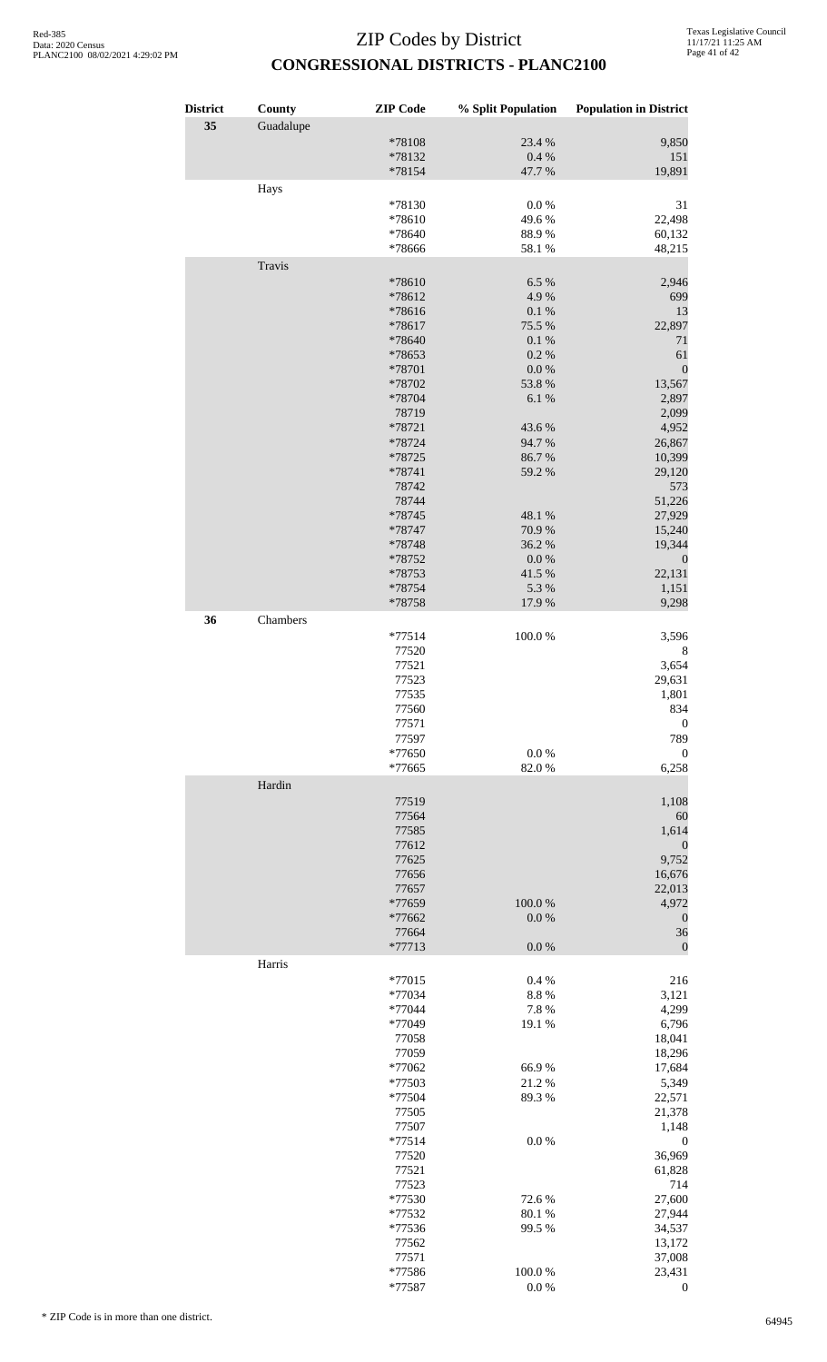# ZIP Codes by District

## CONGRESSIONAL DISTRICTS - PLANC2100

| District | County | ZIP Code | % Split Population | Population in District |
|---|---|---|---|---|
| 35 | Guadalupe | | | |
| | | *78108 | 23.4 % | 9,850 |
| | | *78132 | 0.4 % | 151 |
| | | *78154 | 47.7 % | 19,891 |
| | Hays | | | |
| | | *78130 | 0.0 % | 31 |
| | | *78610 | 49.6 % | 22,498 |
| | | *78640 | 88.9 % | 60,132 |
| | | *78666 | 58.1 % | 48,215 |
| | Travis | | | |
| | | *78610 | 6.5 % | 2,946 |
| | | *78612 | 4.9 % | 699 |
| | | *78616 | 0.1 % | 13 |
| | | *78617 | 75.5 % | 22,897 |
| | | *78640 | 0.1 % | 71 |
| | | *78653 | 0.2 % | 61 |
| | | *78701 | 0.0 % | 0 |
| | | *78702 | 53.8 % | 13,567 |
| | | *78704 | 6.1 % | 2,897 |
| | | 78719 | | 2,099 |
| | | *78721 | 43.6 % | 4,952 |
| | | *78724 | 94.7 % | 26,867 |
| | | *78725 | 86.7 % | 10,399 |
| | | *78741 | 59.2 % | 29,120 |
| | | 78742 | | 573 |
| | | 78744 | | 51,226 |
| | | *78745 | 48.1 % | 27,929 |
| | | *78747 | 70.9 % | 15,240 |
| | | *78748 | 36.2 % | 19,344 |
| | | *78752 | 0.0 % | 0 |
| | | *78753 | 41.5 % | 22,131 |
| | | *78754 | 5.3 % | 1,151 |
| | | *78758 | 17.9 % | 9,298 |
| 36 | Chambers | | | |
| | | *77514 | 100.0 % | 3,596 |
| | | 77520 | | 8 |
| | | 77521 | | 3,654 |
| | | 77523 | | 29,631 |
| | | 77535 | | 1,801 |
| | | 77560 | | 834 |
| | | 77571 | | 0 |
| | | 77597 | | 789 |
| | | *77650 | 0.0 % | 0 |
| | | *77665 | 82.0 % | 6,258 |
| | Hardin | | | |
| | | 77519 | | 1,108 |
| | | 77564 | | 60 |
| | | 77585 | | 1,614 |
| | | 77612 | | 0 |
| | | 77625 | | 9,752 |
| | | 77656 | | 16,676 |
| | | 77657 | | 22,013 |
| | | *77659 | 100.0 % | 4,972 |
| | | *77662 | 0.0 % | 0 |
| | | 77664 | | 36 |
| | | *77713 | 0.0 % | 0 |
| | Harris | | | |
| | | *77015 | 0.4 % | 216 |
| | | *77034 | 8.8 % | 3,121 |
| | | *77044 | 7.8 % | 4,299 |
| | | *77049 | 19.1 % | 6,796 |
| | | 77058 | | 18,041 |
| | | 77059 | | 18,296 |
| | | *77062 | 66.9 % | 17,684 |
| | | *77503 | 21.2 % | 5,349 |
| | | *77504 | 89.3 % | 22,571 |
| | | 77505 | | 21,378 |
| | | 77507 | | 1,148 |
| | | *77514 | 0.0 % | 0 |
| | | 77520 | | 36,969 |
| | | 77521 | | 61,828 |
| | | 77523 | | 714 |
| | | *77530 | 72.6 % | 27,600 |
| | | *77532 | 80.1 % | 27,944 |
| | | *77536 | 99.5 % | 34,537 |
| | | 77562 | | 13,172 |
| | | 77571 | | 37,008 |
| | | *77586 | 100.0 % | 23,431 |
| | | *77587 | 0.0 % | 0 |

\* ZIP Code is in more than one district.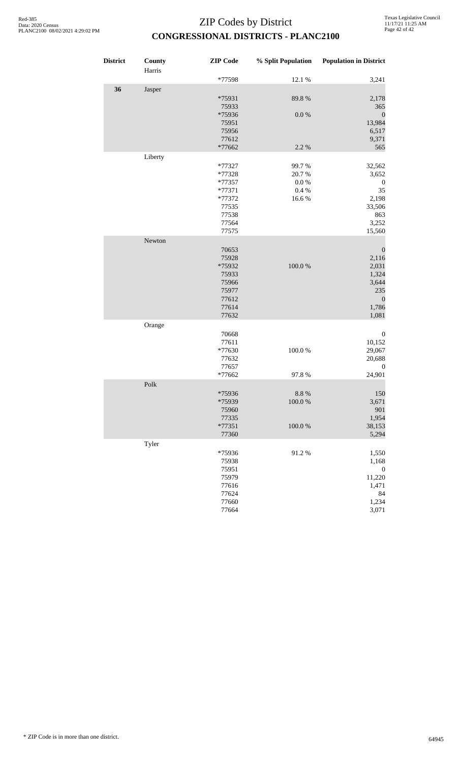# ZIP Codes by District

## CONGRESSIONAL DISTRICTS - PLANC2100

| District | County | ZIP Code | % Split Population | Population in District |
|---|---|---|---|---|
| | Harris | | | |
| | | *77598 | 12.1 % | 3,241 |
| 36 | Jasper | | | |
| | | *75931 | 89.8 % | 2,178 |
| | | 75933 | | 365 |
| | | *75936 | 0.0 % | 0 |
| | | 75951 | | 13,984 |
| | | 75956 | | 6,517 |
| | | 77612 | | 9,371 |
| | | *77662 | 2.2 % | 565 |
| | Liberty | | | |
| | | *77327 | 99.7 % | 32,562 |
| | | *77328 | 20.7 % | 3,652 |
| | | *77357 | 0.0 % | 0 |
| | | *77371 | 0.4 % | 35 |
| | | *77372 | 16.6 % | 2,198 |
| | | 77535 | | 33,506 |
| | | 77538 | | 863 |
| | | 77564 | | 3,252 |
| | | 77575 | | 15,560 |
| | Newton | | | |
| | | 70653 | | 0 |
| | | 75928 | | 2,116 |
| | | *75932 | 100.0 % | 2,031 |
| | | 75933 | | 1,324 |
| | | 75966 | | 3,644 |
| | | 75977 | | 235 |
| | | 77612 | | 0 |
| | | 77614 | | 1,786 |
| | | 77632 | | 1,081 |
| | Orange | | | |
| | | 70668 | | 0 |
| | | 77611 | | 10,152 |
| | | *77630 | 100.0 % | 29,067 |
| | | 77632 | | 20,688 |
| | | 77657 | | 0 |
| | | *77662 | 97.8 % | 24,901 |
| | Polk | | | |
| | | *75936 | 8.8 % | 150 |
| | | *75939 | 100.0 % | 3,671 |
| | | 75960 | | 901 |
| | | 77335 | | 1,954 |
| | | *77351 | 100.0 % | 38,153 |
| | | 77360 | | 5,294 |
| | Tyler | | | |
| | | *75936 | 91.2 % | 1,550 |
| | | 75938 | | 1,168 |
| | | 75951 | | 0 |
| | | 75979 | | 11,220 |
| | | 77616 | | 1,471 |
| | | 77624 | | 84 |
| | | 77660 | | 1,234 |
| | | 77664 | | 3,071 |

* ZIP Code is in more than one district.